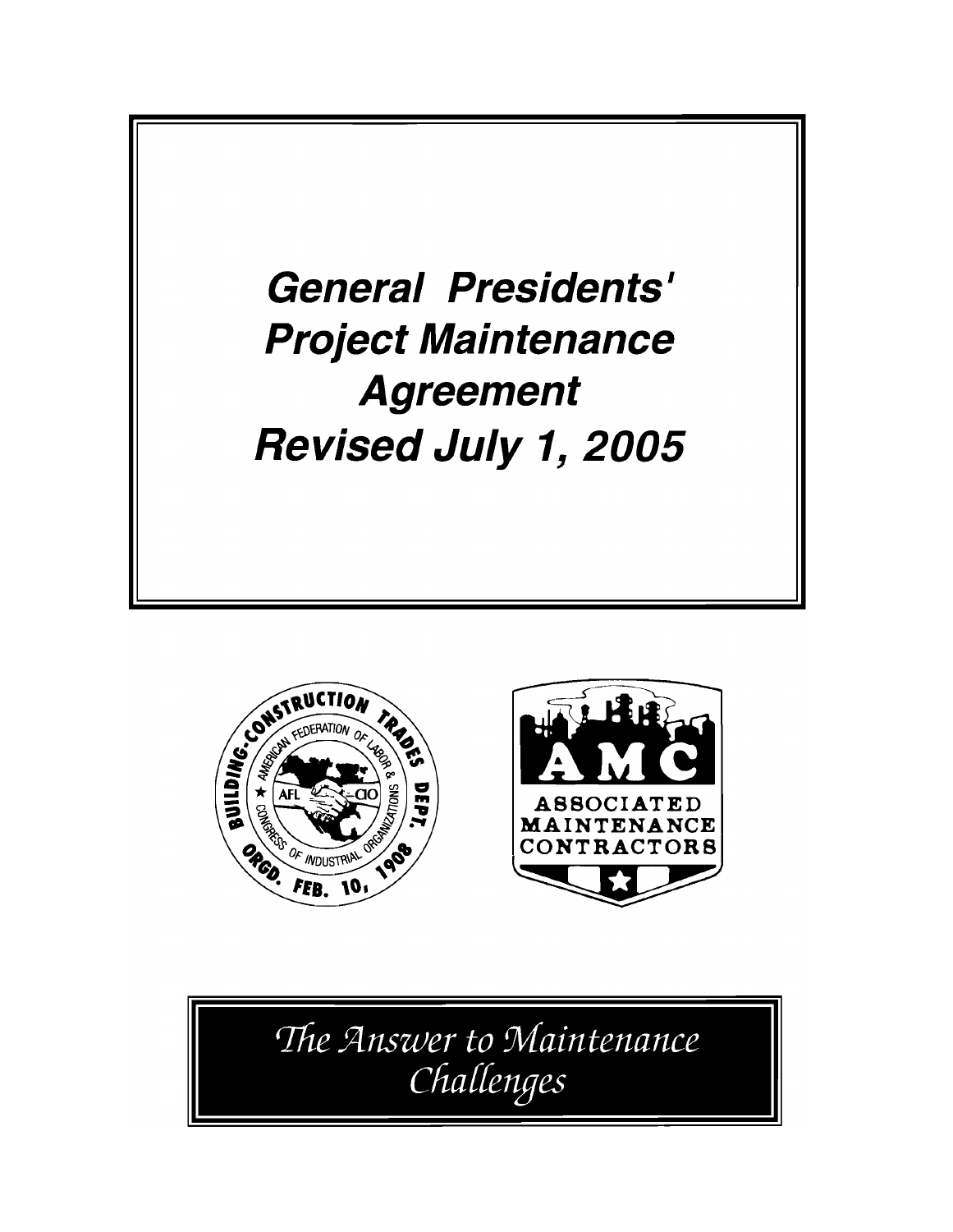# General Presidents' Project Maintenance Agreement Revised July 1, 2005

BUILDING-CONSTRUCTION TRADES DEPT.
AMERICAN FEDERATION OF LABOR & CONGRESS OF INDUSTRIAL ORGANIZATIONS
AFL-CIO
ORGD. FEB. 10, 1908

AMC
ASSOCIATED MAINTENANCE CONTRACTORS

*The Answer to Maintenance Challenges*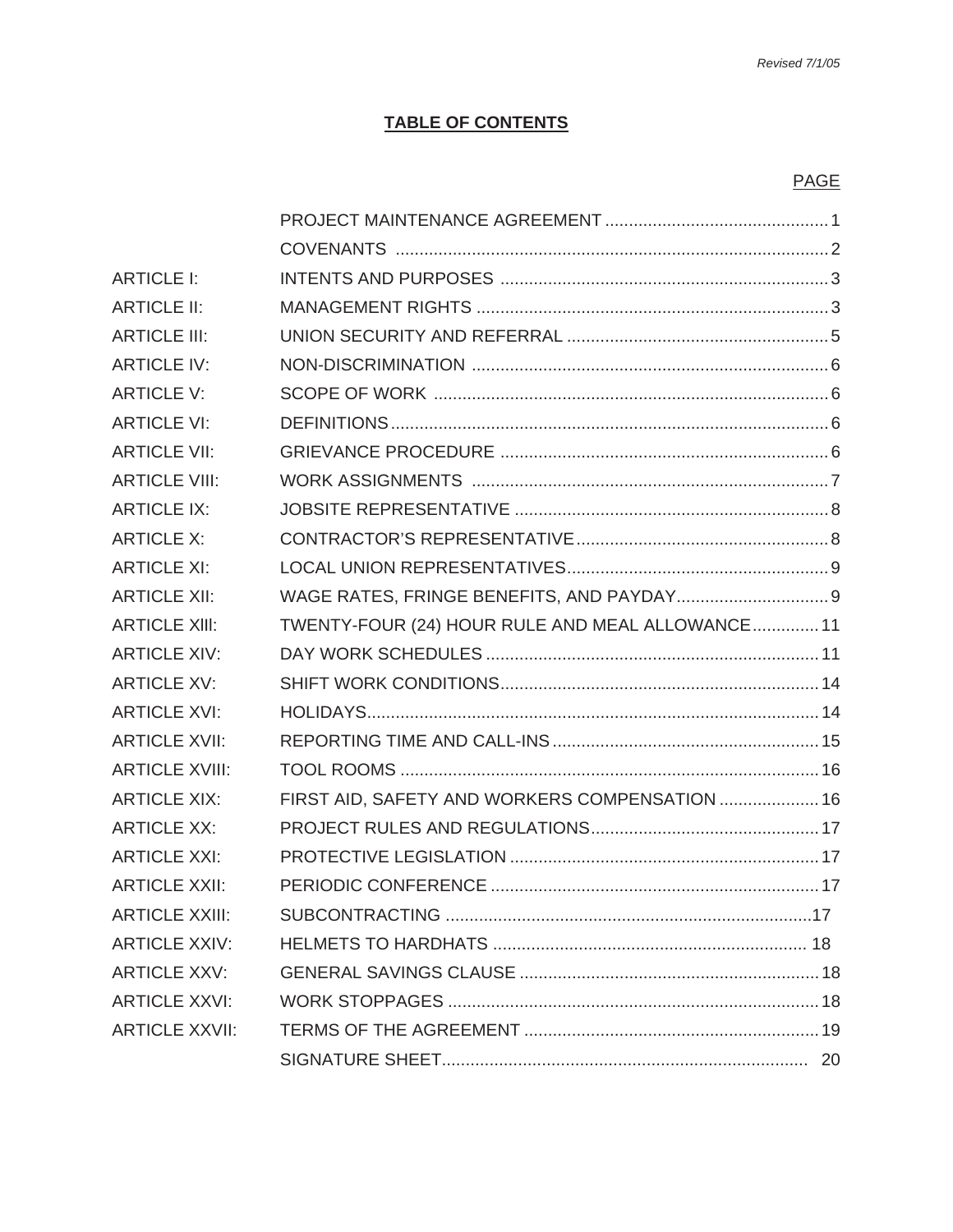*Revised 7/1/05*

# TABLE OF CONTENTS

| | | PAGE |
|---|---|---|
| | PROJECT MAINTENANCE AGREEMENT | 1 |
| | COVENANTS | 2 |
| ARTICLE I: | INTENTS AND PURPOSES | 3 |
| ARTICLE II: | MANAGEMENT RIGHTS | 3 |
| ARTICLE III: | UNION SECURITY AND REFERRAL | 5 |
| ARTICLE IV: | NON-DISCRIMINATION | 6 |
| ARTICLE V: | SCOPE OF WORK | 6 |
| ARTICLE VI: | DEFINITIONS | 6 |
| ARTICLE VII: | GRIEVANCE PROCEDURE | 6 |
| ARTICLE VIII: | WORK ASSIGNMENTS | 7 |
| ARTICLE IX: | JOBSITE REPRESENTATIVE | 8 |
| ARTICLE X: | CONTRACTOR'S REPRESENTATIVE | 8 |
| ARTICLE XI: | LOCAL UNION REPRESENTATIVES | 9 |
| ARTICLE XII: | WAGE RATES, FRINGE BENEFITS, AND PAYDAY | 9 |
| ARTICLE XIII: | TWENTY-FOUR (24) HOUR RULE AND MEAL ALLOWANCE | 11 |
| ARTICLE XIV: | DAY WORK SCHEDULES | 11 |
| ARTICLE XV: | SHIFT WORK CONDITIONS | 14 |
| ARTICLE XVI: | HOLIDAYS | 14 |
| ARTICLE XVII: | REPORTING TIME AND CALL-INS | 15 |
| ARTICLE XVIII: | TOOL ROOMS | 16 |
| ARTICLE XIX: | FIRST AID, SAFETY AND WORKERS COMPENSATION | 16 |
| ARTICLE XX: | PROJECT RULES AND REGULATIONS | 17 |
| ARTICLE XXI: | PROTECTIVE LEGISLATION | 17 |
| ARTICLE XXII: | PERIODIC CONFERENCE | 17 |
| ARTICLE XXIII: | SUBCONTRACTING | 17 |
| ARTICLE XXIV: | HELMETS TO HARDHATS | 18 |
| ARTICLE XXV: | GENERAL SAVINGS CLAUSE | 18 |
| ARTICLE XXVI: | WORK STOPPAGES | 18 |
| ARTICLE XXVII: | TERMS OF THE AGREEMENT | 19 |
| | SIGNATURE SHEET | 20 |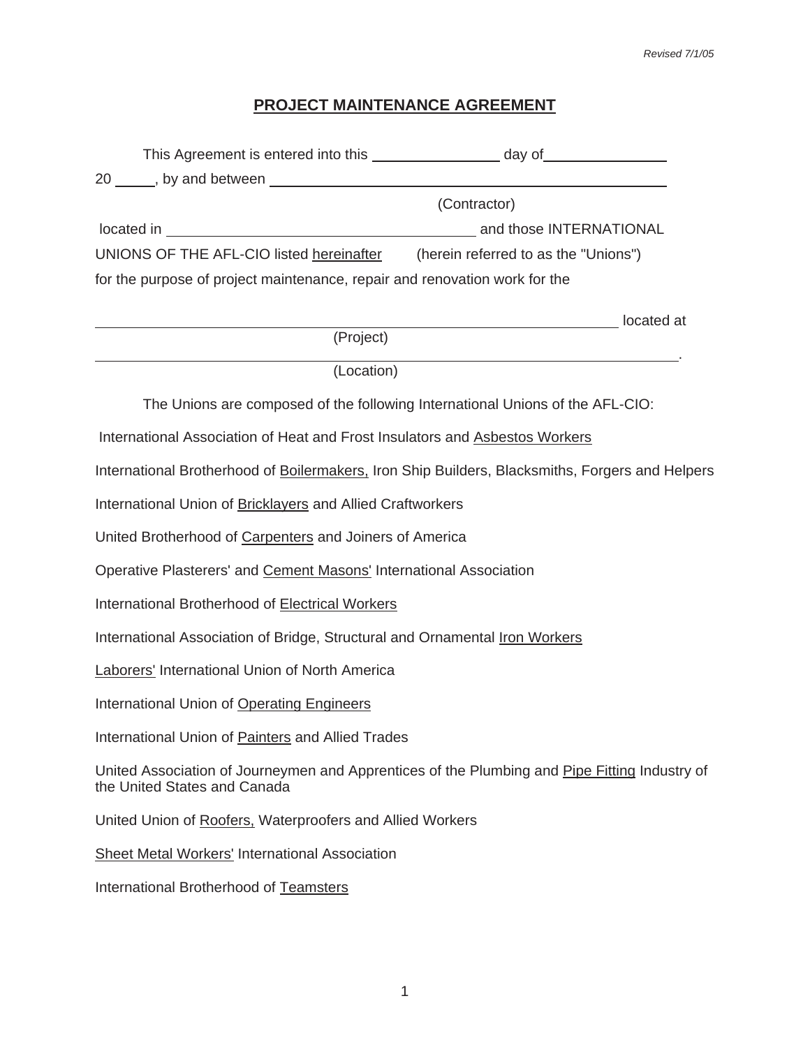*Revised 7/1/05*

# PROJECT MAINTENANCE AGREEMENT

This Agreement is entered into this ________________ day of ________________ 20 _____, by and between ______________________________________________________

(Contractor)

located in ______________________________________ and those INTERNATIONAL UNIONS OF THE AFL-CIO listed hereinafter (herein referred to as the "Unions") for the purpose of project maintenance, repair and renovation work for the

______________________________________________________________ located at

(Project)

______________________________________________________________.

(Location)

The Unions are composed of the following International Unions of the AFL-CIO:

International Association of Heat and Frost Insulators and Asbestos Workers

International Brotherhood of Boilermakers, Iron Ship Builders, Blacksmiths, Forgers and Helpers

International Union of Bricklayers and Allied Craftworkers

United Brotherhood of Carpenters and Joiners of America

Operative Plasterers' and Cement Masons' International Association

International Brotherhood of Electrical Workers

International Association of Bridge, Structural and Ornamental Iron Workers

Laborers' International Union of North America

International Union of Operating Engineers

International Union of Painters and Allied Trades

United Association of Journeymen and Apprentices of the Plumbing and Pipe Fitting Industry of the United States and Canada

United Union of Roofers, Waterproofers and Allied Workers

Sheet Metal Workers' International Association

International Brotherhood of Teamsters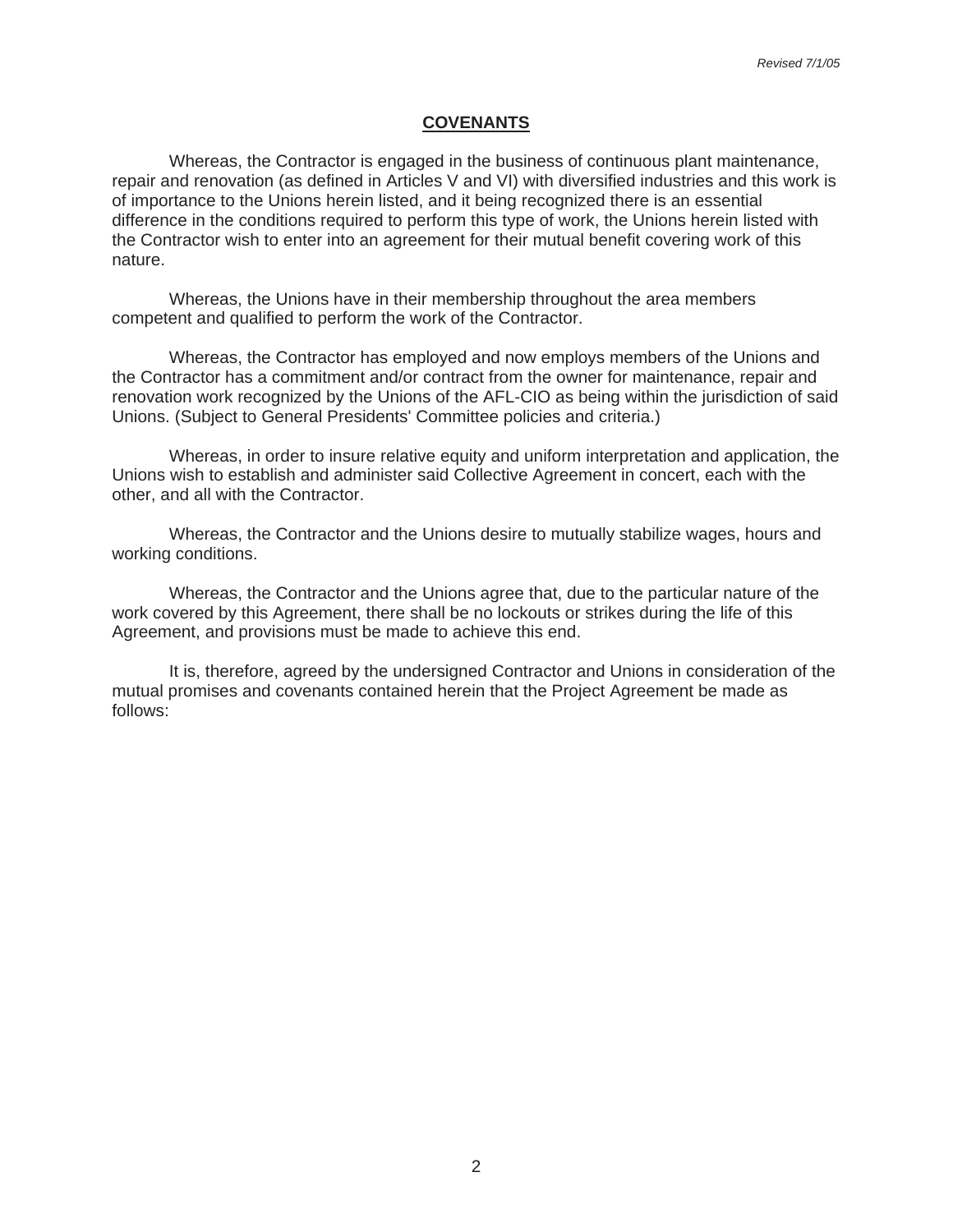## COVENANTS

Whereas, the Contractor is engaged in the business of continuous plant maintenance, repair and renovation (as defined in Articles V and VI) with diversified industries and this work is of importance to the Unions herein listed, and it being recognized there is an essential difference in the conditions required to perform this type of work, the Unions herein listed with the Contractor wish to enter into an agreement for their mutual benefit covering work of this nature.

Whereas, the Unions have in their membership throughout the area members competent and qualified to perform the work of the Contractor.

Whereas, the Contractor has employed and now employs members of the Unions and the Contractor has a commitment and/or contract from the owner for maintenance, repair and renovation work recognized by the Unions of the AFL-CIO as being within the jurisdiction of said Unions. (Subject to General Presidents' Committee policies and criteria.)

Whereas, in order to insure relative equity and uniform interpretation and application, the Unions wish to establish and administer said Collective Agreement in concert, each with the other, and all with the Contractor.

Whereas, the Contractor and the Unions desire to mutually stabilize wages, hours and working conditions.

Whereas, the Contractor and the Unions agree that, due to the particular nature of the work covered by this Agreement, there shall be no lockouts or strikes during the life of this Agreement, and provisions must be made to achieve this end.

It is, therefore, agreed by the undersigned Contractor and Unions in consideration of the mutual promises and covenants contained herein that the Project Agreement be made as follows: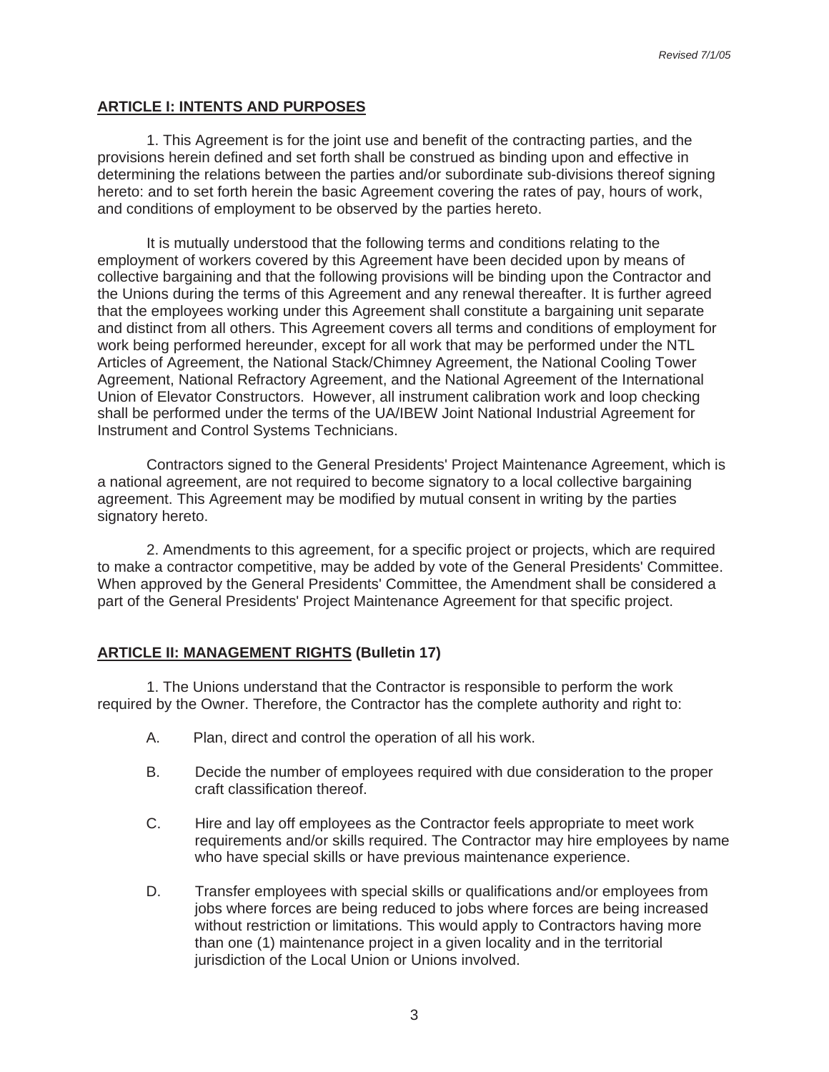*Revised 7/1/05*

## ARTICLE I: INTENTS AND PURPOSES

1. This Agreement is for the joint use and benefit of the contracting parties, and the provisions herein defined and set forth shall be construed as binding upon and effective in determining the relations between the parties and/or subordinate sub-divisions thereof signing hereto: and to set forth herein the basic Agreement covering the rates of pay, hours of work, and conditions of employment to be observed by the parties hereto.

It is mutually understood that the following terms and conditions relating to the employment of workers covered by this Agreement have been decided upon by means of collective bargaining and that the following provisions will be binding upon the Contractor and the Unions during the terms of this Agreement and any renewal thereafter. It is further agreed that the employees working under this Agreement shall constitute a bargaining unit separate and distinct from all others. This Agreement covers all terms and conditions of employment for work being performed hereunder, except for all work that may be performed under the NTL Articles of Agreement, the National Stack/Chimney Agreement, the National Cooling Tower Agreement, National Refractory Agreement, and the National Agreement of the International Union of Elevator Constructors. However, all instrument calibration work and loop checking shall be performed under the terms of the UA/IBEW Joint National Industrial Agreement for Instrument and Control Systems Technicians.

Contractors signed to the General Presidents' Project Maintenance Agreement, which is a national agreement, are not required to become signatory to a local collective bargaining agreement. This Agreement may be modified by mutual consent in writing by the parties signatory hereto.

2. Amendments to this agreement, for a specific project or projects, which are required to make a contractor competitive, may be added by vote of the General Presidents' Committee. When approved by the General Presidents' Committee, the Amendment shall be considered a part of the General Presidents' Project Maintenance Agreement for that specific project.

## ARTICLE II: MANAGEMENT RIGHTS (Bulletin 17)

1. The Unions understand that the Contractor is responsible to perform the work required by the Owner. Therefore, the Contractor has the complete authority and right to:

A. Plan, direct and control the operation of all his work.

B. Decide the number of employees required with due consideration to the proper craft classification thereof.

C. Hire and lay off employees as the Contractor feels appropriate to meet work requirements and/or skills required. The Contractor may hire employees by name who have special skills or have previous maintenance experience.

D. Transfer employees with special skills or qualifications and/or employees from jobs where forces are being reduced to jobs where forces are being increased without restriction or limitations. This would apply to Contractors having more than one (1) maintenance project in a given locality and in the territorial jurisdiction of the Local Union or Unions involved.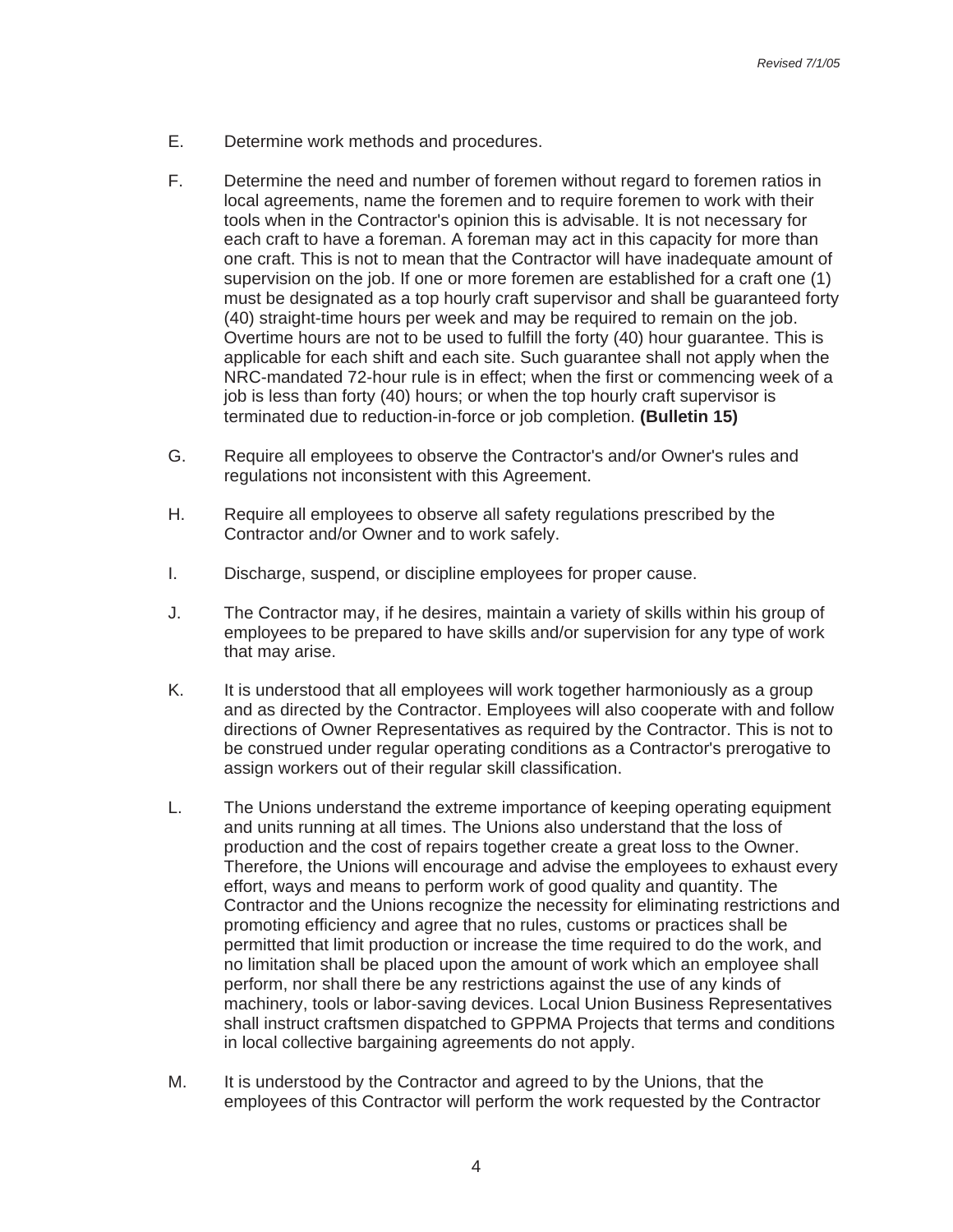E. Determine work methods and procedures.

F. Determine the need and number of foremen without regard to foremen ratios in local agreements, name the foremen and to require foremen to work with their tools when in the Contractor's opinion this is advisable. It is not necessary for each craft to have a foreman. A foreman may act in this capacity for more than one craft. This is not to mean that the Contractor will have inadequate amount of supervision on the job. If one or more foremen are established for a craft one (1) must be designated as a top hourly craft supervisor and shall be guaranteed forty (40) straight-time hours per week and may be required to remain on the job. Overtime hours are not to be used to fulfill the forty (40) hour guarantee. This is applicable for each shift and each site. Such guarantee shall not apply when the NRC-mandated 72-hour rule is in effect; when the first or commencing week of a job is less than forty (40) hours; or when the top hourly craft supervisor is terminated due to reduction-in-force or job completion. **(Bulletin 15)**

G. Require all employees to observe the Contractor's and/or Owner's rules and regulations not inconsistent with this Agreement.

H. Require all employees to observe all safety regulations prescribed by the Contractor and/or Owner and to work safely.

I. Discharge, suspend, or discipline employees for proper cause.

J. The Contractor may, if he desires, maintain a variety of skills within his group of employees to be prepared to have skills and/or supervision for any type of work that may arise.

K. It is understood that all employees will work together harmoniously as a group and as directed by the Contractor. Employees will also cooperate with and follow directions of Owner Representatives as required by the Contractor. This is not to be construed under regular operating conditions as a Contractor's prerogative to assign workers out of their regular skill classification.

L. The Unions understand the extreme importance of keeping operating equipment and units running at all times. The Unions also understand that the loss of production and the cost of repairs together create a great loss to the Owner. Therefore, the Unions will encourage and advise the employees to exhaust every effort, ways and means to perform work of good quality and quantity. The Contractor and the Unions recognize the necessity for eliminating restrictions and promoting efficiency and agree that no rules, customs or practices shall be permitted that limit production or increase the time required to do the work, and no limitation shall be placed upon the amount of work which an employee shall perform, nor shall there be any restrictions against the use of any kinds of machinery, tools or labor-saving devices. Local Union Business Representatives shall instruct craftsmen dispatched to GPPMA Projects that terms and conditions in local collective bargaining agreements do not apply.

M. It is understood by the Contractor and agreed to by the Unions, that the employees of this Contractor will perform the work requested by the Contractor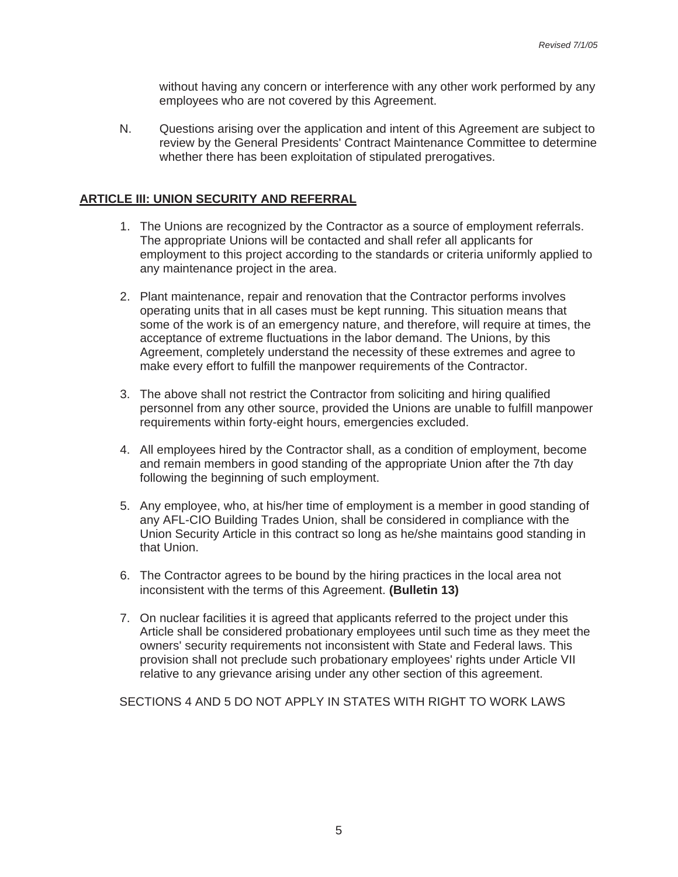without having any concern or interference with any other work performed by any employees who are not covered by this Agreement.

N. Questions arising over the application and intent of this Agreement are subject to review by the General Presidents' Contract Maintenance Committee to determine whether there has been exploitation of stipulated prerogatives.

## ARTICLE III: UNION SECURITY AND REFERRAL

1. The Unions are recognized by the Contractor as a source of employment referrals. The appropriate Unions will be contacted and shall refer all applicants for employment to this project according to the standards or criteria uniformly applied to any maintenance project in the area.

2. Plant maintenance, repair and renovation that the Contractor performs involves operating units that in all cases must be kept running. This situation means that some of the work is of an emergency nature, and therefore, will require at times, the acceptance of extreme fluctuations in the labor demand. The Unions, by this Agreement, completely understand the necessity of these extremes and agree to make every effort to fulfill the manpower requirements of the Contractor.

3. The above shall not restrict the Contractor from soliciting and hiring qualified personnel from any other source, provided the Unions are unable to fulfill manpower requirements within forty-eight hours, emergencies excluded.

4. All employees hired by the Contractor shall, as a condition of employment, become and remain members in good standing of the appropriate Union after the 7th day following the beginning of such employment.

5. Any employee, who, at his/her time of employment is a member in good standing of any AFL-CIO Building Trades Union, shall be considered in compliance with the Union Security Article in this contract so long as he/she maintains good standing in that Union.

6. The Contractor agrees to be bound by the hiring practices in the local area not inconsistent with the terms of this Agreement. **(Bulletin 13)**

7. On nuclear facilities it is agreed that applicants referred to the project under this Article shall be considered probationary employees until such time as they meet the owners' security requirements not inconsistent with State and Federal laws. This provision shall not preclude such probationary employees' rights under Article VII relative to any grievance arising under any other section of this agreement.

SECTIONS 4 AND 5 DO NOT APPLY IN STATES WITH RIGHT TO WORK LAWS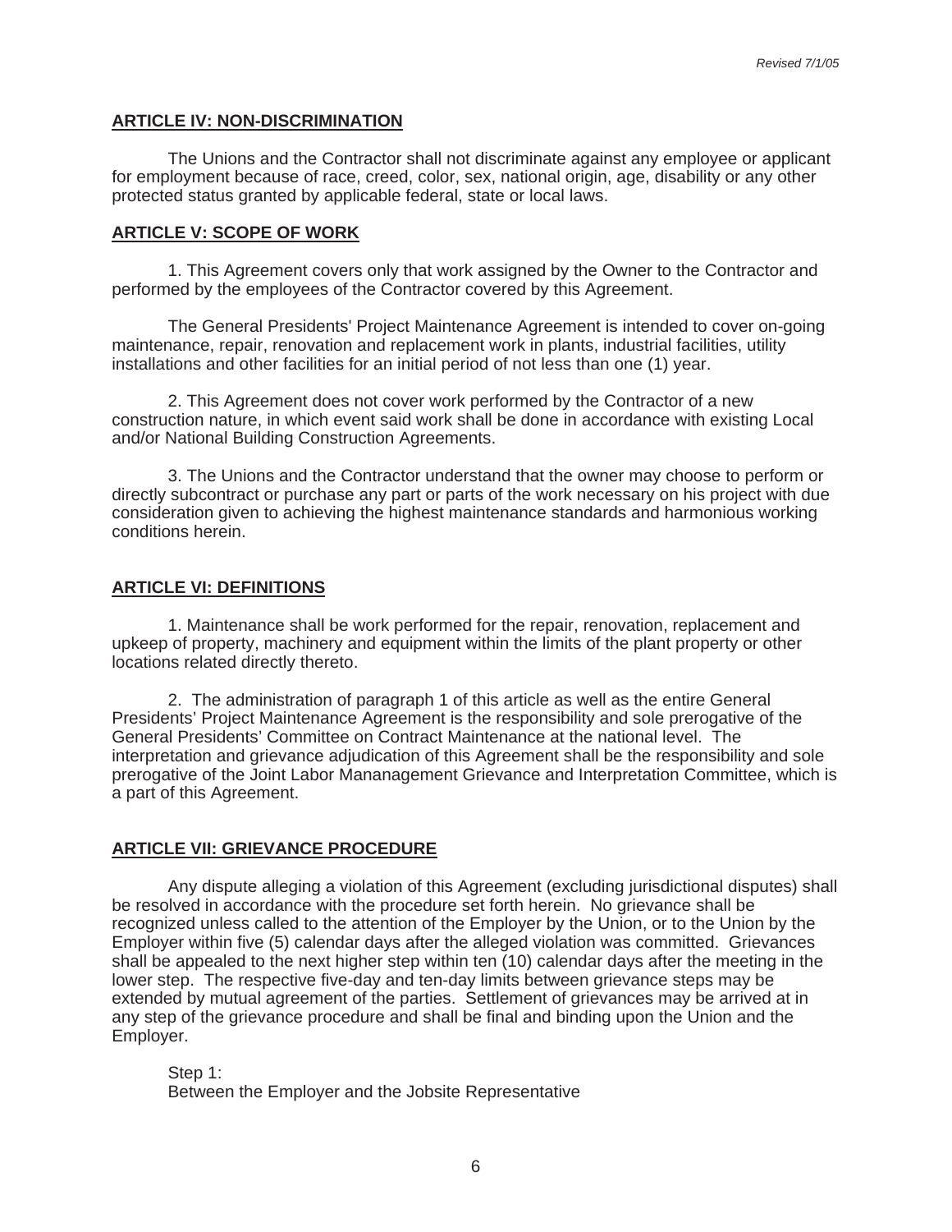## ARTICLE IV: NON-DISCRIMINATION

The Unions and the Contractor shall not discriminate against any employee or applicant for employment because of race, creed, color, sex, national origin, age, disability or any other protected status granted by applicable federal, state or local laws.

## ARTICLE V: SCOPE OF WORK

1. This Agreement covers only that work assigned by the Owner to the Contractor and performed by the employees of the Contractor covered by this Agreement.

The General Presidents' Project Maintenance Agreement is intended to cover on-going maintenance, repair, renovation and replacement work in plants, industrial facilities, utility installations and other facilities for an initial period of not less than one (1) year.

2. This Agreement does not cover work performed by the Contractor of a new construction nature, in which event said work shall be done in accordance with existing Local and/or National Building Construction Agreements.

3. The Unions and the Contractor understand that the owner may choose to perform or directly subcontract or purchase any part or parts of the work necessary on his project with due consideration given to achieving the highest maintenance standards and harmonious working conditions herein.

## ARTICLE VI: DEFINITIONS

1. Maintenance shall be work performed for the repair, renovation, replacement and upkeep of property, machinery and equipment within the limits of the plant property or other locations related directly thereto.

2. The administration of paragraph 1 of this article as well as the entire General Presidents' Project Maintenance Agreement is the responsibility and sole prerogative of the General Presidents' Committee on Contract Maintenance at the national level. The interpretation and grievance adjudication of this Agreement shall be the responsibility and sole prerogative of the Joint Labor Mananagement Grievance and Interpretation Committee, which is a part of this Agreement.

## ARTICLE VII: GRIEVANCE PROCEDURE

Any dispute alleging a violation of this Agreement (excluding jurisdictional disputes) shall be resolved in accordance with the procedure set forth herein. No grievance shall be recognized unless called to the attention of the Employer by the Union, or to the Union by the Employer within five (5) calendar days after the alleged violation was committed. Grievances shall be appealed to the next higher step within ten (10) calendar days after the meeting in the lower step. The respective five-day and ten-day limits between grievance steps may be extended by mutual agreement of the parties. Settlement of grievances may be arrived at in any step of the grievance procedure and shall be final and binding upon the Union and the Employer.

Step 1:
Between the Employer and the Jobsite Representative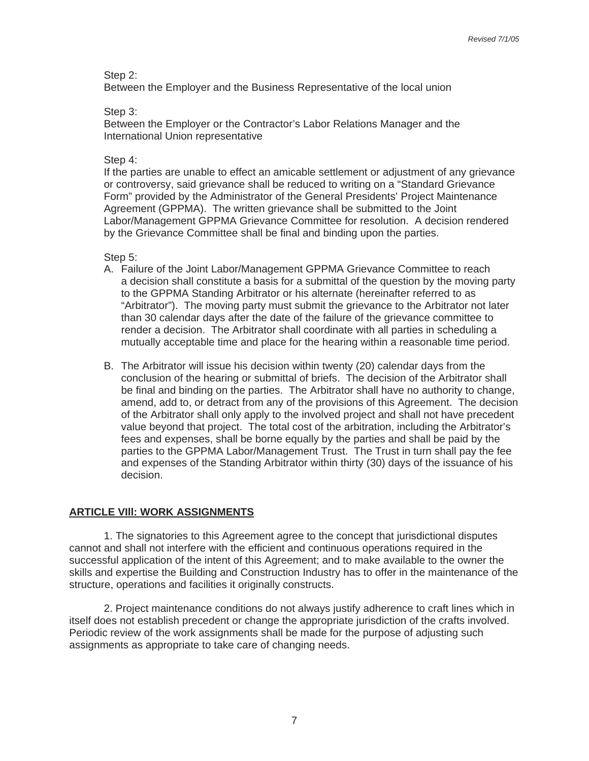Step 2:
Between the Employer and the Business Representative of the local union

Step 3:
Between the Employer or the Contractor's Labor Relations Manager and the International Union representative

Step 4:
If the parties are unable to effect an amicable settlement or adjustment of any grievance or controversy, said grievance shall be reduced to writing on a "Standard Grievance Form" provided by the Administrator of the General Presidents' Project Maintenance Agreement (GPPMA). The written grievance shall be submitted to the Joint Labor/Management GPPMA Grievance Committee for resolution. A decision rendered by the Grievance Committee shall be final and binding upon the parties.

Step 5:

A. Failure of the Joint Labor/Management GPPMA Grievance Committee to reach a decision shall constitute a basis for a submittal of the question by the moving party to the GPPMA Standing Arbitrator or his alternate (hereinafter referred to as "Arbitrator"). The moving party must submit the grievance to the Arbitrator not later than 30 calendar days after the date of the failure of the grievance committee to render a decision. The Arbitrator shall coordinate with all parties in scheduling a mutually acceptable time and place for the hearing within a reasonable time period.

B. The Arbitrator will issue his decision within twenty (20) calendar days from the conclusion of the hearing or submittal of briefs. The decision of the Arbitrator shall be final and binding on the parties. The Arbitrator shall have no authority to change, amend, add to, or detract from any of the provisions of this Agreement. The decision of the Arbitrator shall only apply to the involved project and shall not have precedent value beyond that project. The total cost of the arbitration, including the Arbitrator's fees and expenses, shall be borne equally by the parties and shall be paid by the parties to the GPPMA Labor/Management Trust. The Trust in turn shall pay the fee and expenses of the Standing Arbitrator within thirty (30) days of the issuance of his decision.

## ARTICLE VIII: WORK ASSIGNMENTS

1. The signatories to this Agreement agree to the concept that jurisdictional disputes cannot and shall not interfere with the efficient and continuous operations required in the successful application of the intent of this Agreement; and to make available to the owner the skills and expertise the Building and Construction Industry has to offer in the maintenance of the structure, operations and facilities it originally constructs.

2. Project maintenance conditions do not always justify adherence to craft lines which in itself does not establish precedent or change the appropriate jurisdiction of the crafts involved. Periodic review of the work assignments shall be made for the purpose of adjusting such assignments as appropriate to take care of changing needs.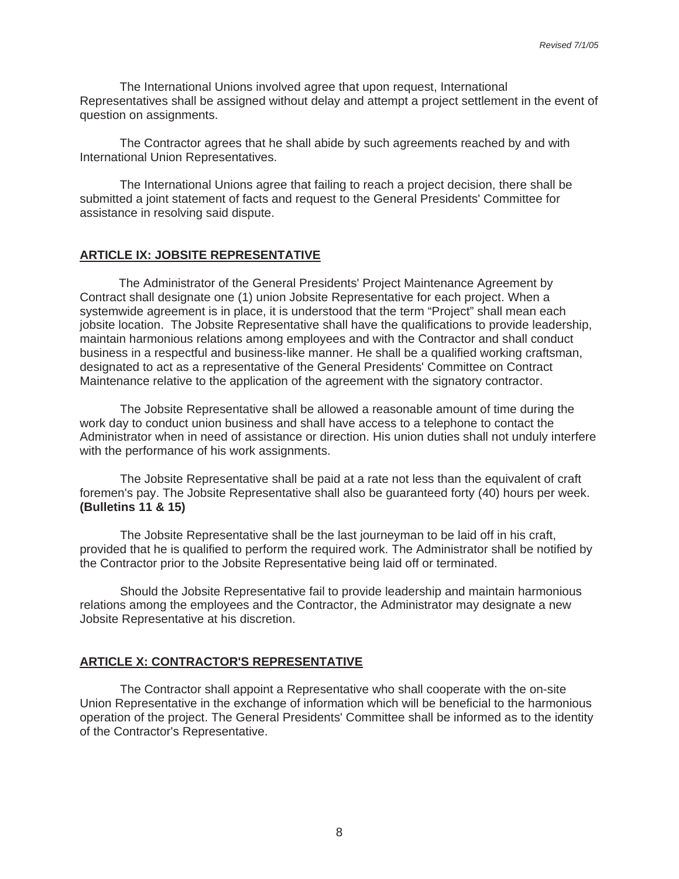The International Unions involved agree that upon request, International Representatives shall be assigned without delay and attempt a project settlement in the event of question on assignments.

The Contractor agrees that he shall abide by such agreements reached by and with International Union Representatives.

The International Unions agree that failing to reach a project decision, there shall be submitted a joint statement of facts and request to the General Presidents' Committee for assistance in resolving said dispute.

## ARTICLE IX: JOBSITE REPRESENTATIVE

The Administrator of the General Presidents' Project Maintenance Agreement by Contract shall designate one (1) union Jobsite Representative for each project. When a systemwide agreement is in place, it is understood that the term "Project" shall mean each jobsite location. The Jobsite Representative shall have the qualifications to provide leadership, maintain harmonious relations among employees and with the Contractor and shall conduct business in a respectful and business-like manner. He shall be a qualified working craftsman, designated to act as a representative of the General Presidents' Committee on Contract Maintenance relative to the application of the agreement with the signatory contractor.

The Jobsite Representative shall be allowed a reasonable amount of time during the work day to conduct union business and shall have access to a telephone to contact the Administrator when in need of assistance or direction. His union duties shall not unduly interfere with the performance of his work assignments.

The Jobsite Representative shall be paid at a rate not less than the equivalent of craft foremen's pay. The Jobsite Representative shall also be guaranteed forty (40) hours per week. **(Bulletins 11 & 15)**

The Jobsite Representative shall be the last journeyman to be laid off in his craft, provided that he is qualified to perform the required work. The Administrator shall be notified by the Contractor prior to the Jobsite Representative being laid off or terminated.

Should the Jobsite Representative fail to provide leadership and maintain harmonious relations among the employees and the Contractor, the Administrator may designate a new Jobsite Representative at his discretion.

## ARTICLE X: CONTRACTOR'S REPRESENTATIVE

The Contractor shall appoint a Representative who shall cooperate with the on-site Union Representative in the exchange of information which will be beneficial to the harmonious operation of the project. The General Presidents' Committee shall be informed as to the identity of the Contractor's Representative.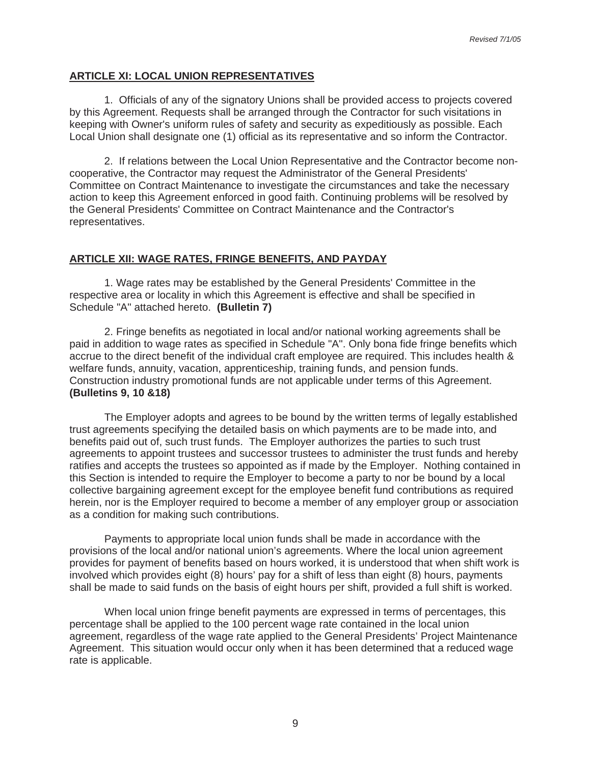## ARTICLE XI: LOCAL UNION REPRESENTATIVES

1. Officials of any of the signatory Unions shall be provided access to projects covered by this Agreement. Requests shall be arranged through the Contractor for such visitations in keeping with Owner's uniform rules of safety and security as expeditiously as possible. Each Local Union shall designate one (1) official as its representative and so inform the Contractor.

2. If relations between the Local Union Representative and the Contractor become non-cooperative, the Contractor may request the Administrator of the General Presidents' Committee on Contract Maintenance to investigate the circumstances and take the necessary action to keep this Agreement enforced in good faith. Continuing problems will be resolved by the General Presidents' Committee on Contract Maintenance and the Contractor's representatives.

## ARTICLE XII: WAGE RATES, FRINGE BENEFITS, AND PAYDAY

1. Wage rates may be established by the General Presidents' Committee in the respective area or locality in which this Agreement is effective and shall be specified in Schedule "A" attached hereto. **(Bulletin 7)**

2. Fringe benefits as negotiated in local and/or national working agreements shall be paid in addition to wage rates as specified in Schedule "A". Only bona fide fringe benefits which accrue to the direct benefit of the individual craft employee are required. This includes health & welfare funds, annuity, vacation, apprenticeship, training funds, and pension funds. Construction industry promotional funds are not applicable under terms of this Agreement. **(Bulletins 9, 10 &18)**

The Employer adopts and agrees to be bound by the written terms of legally established trust agreements specifying the detailed basis on which payments are to be made into, and benefits paid out of, such trust funds. The Employer authorizes the parties to such trust agreements to appoint trustees and successor trustees to administer the trust funds and hereby ratifies and accepts the trustees so appointed as if made by the Employer. Nothing contained in this Section is intended to require the Employer to become a party to nor be bound by a local collective bargaining agreement except for the employee benefit fund contributions as required herein, nor is the Employer required to become a member of any employer group or association as a condition for making such contributions.

Payments to appropriate local union funds shall be made in accordance with the provisions of the local and/or national union's agreements. Where the local union agreement provides for payment of benefits based on hours worked, it is understood that when shift work is involved which provides eight (8) hours' pay for a shift of less than eight (8) hours, payments shall be made to said funds on the basis of eight hours per shift, provided a full shift is worked.

When local union fringe benefit payments are expressed in terms of percentages, this percentage shall be applied to the 100 percent wage rate contained in the local union agreement, regardless of the wage rate applied to the General Presidents' Project Maintenance Agreement. This situation would occur only when it has been determined that a reduced wage rate is applicable.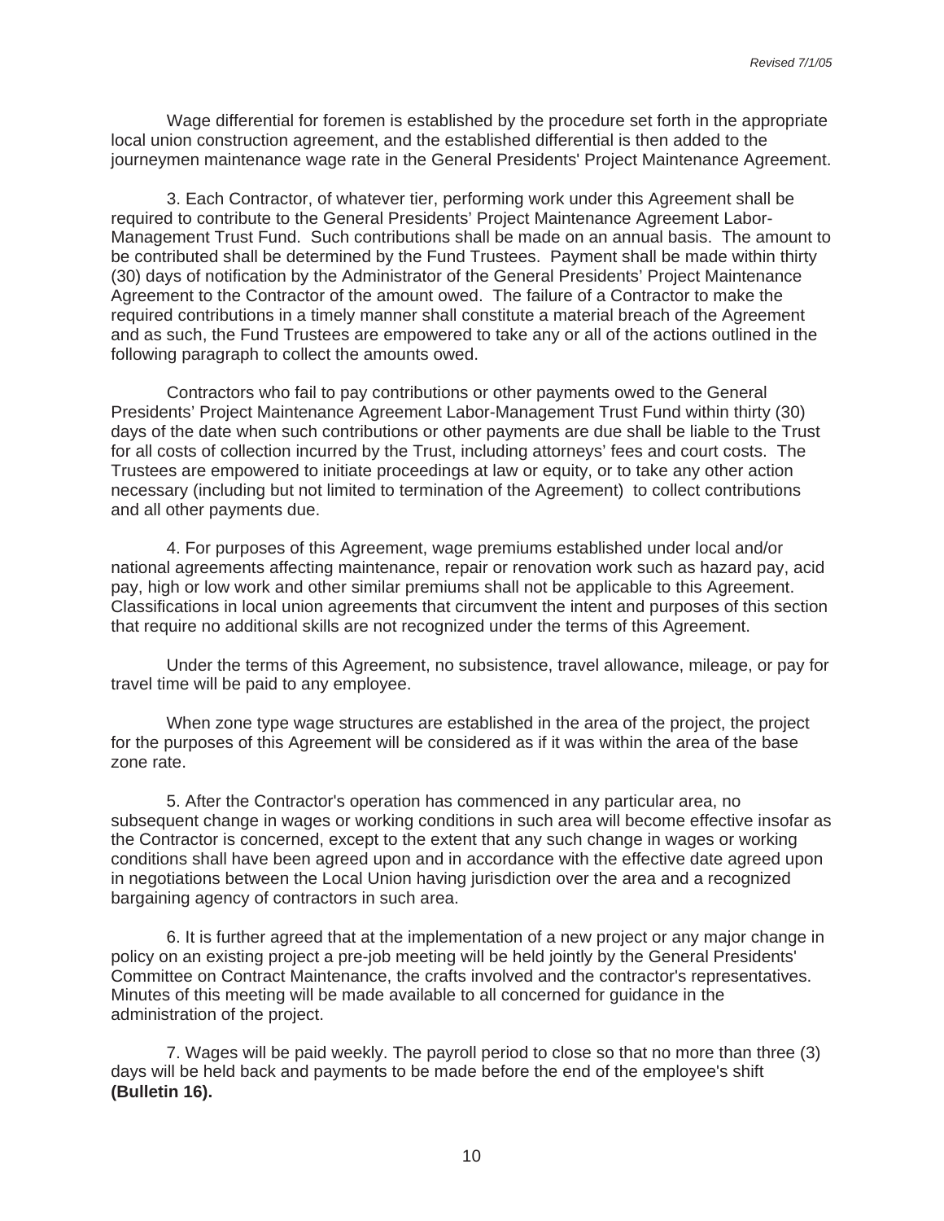Wage differential for foremen is established by the procedure set forth in the appropriate local union construction agreement, and the established differential is then added to the journeymen maintenance wage rate in the General Presidents' Project Maintenance Agreement.

3. Each Contractor, of whatever tier, performing work under this Agreement shall be required to contribute to the General Presidents' Project Maintenance Agreement Labor-Management Trust Fund. Such contributions shall be made on an annual basis. The amount to be contributed shall be determined by the Fund Trustees. Payment shall be made within thirty (30) days of notification by the Administrator of the General Presidents' Project Maintenance Agreement to the Contractor of the amount owed. The failure of a Contractor to make the required contributions in a timely manner shall constitute a material breach of the Agreement and as such, the Fund Trustees are empowered to take any or all of the actions outlined in the following paragraph to collect the amounts owed.

Contractors who fail to pay contributions or other payments owed to the General Presidents' Project Maintenance Agreement Labor-Management Trust Fund within thirty (30) days of the date when such contributions or other payments are due shall be liable to the Trust for all costs of collection incurred by the Trust, including attorneys' fees and court costs. The Trustees are empowered to initiate proceedings at law or equity, or to take any other action necessary (including but not limited to termination of the Agreement) to collect contributions and all other payments due.

4. For purposes of this Agreement, wage premiums established under local and/or national agreements affecting maintenance, repair or renovation work such as hazard pay, acid pay, high or low work and other similar premiums shall not be applicable to this Agreement. Classifications in local union agreements that circumvent the intent and purposes of this section that require no additional skills are not recognized under the terms of this Agreement.

Under the terms of this Agreement, no subsistence, travel allowance, mileage, or pay for travel time will be paid to any employee.

When zone type wage structures are established in the area of the project, the project for the purposes of this Agreement will be considered as if it was within the area of the base zone rate.

5. After the Contractor's operation has commenced in any particular area, no subsequent change in wages or working conditions in such area will become effective insofar as the Contractor is concerned, except to the extent that any such change in wages or working conditions shall have been agreed upon and in accordance with the effective date agreed upon in negotiations between the Local Union having jurisdiction over the area and a recognized bargaining agency of contractors in such area.

6. It is further agreed that at the implementation of a new project or any major change in policy on an existing project a pre-job meeting will be held jointly by the General Presidents' Committee on Contract Maintenance, the crafts involved and the contractor's representatives. Minutes of this meeting will be made available to all concerned for guidance in the administration of the project.

7. Wages will be paid weekly. The payroll period to close so that no more than three (3) days will be held back and payments to be made before the end of the employee's shift **(Bulletin 16).**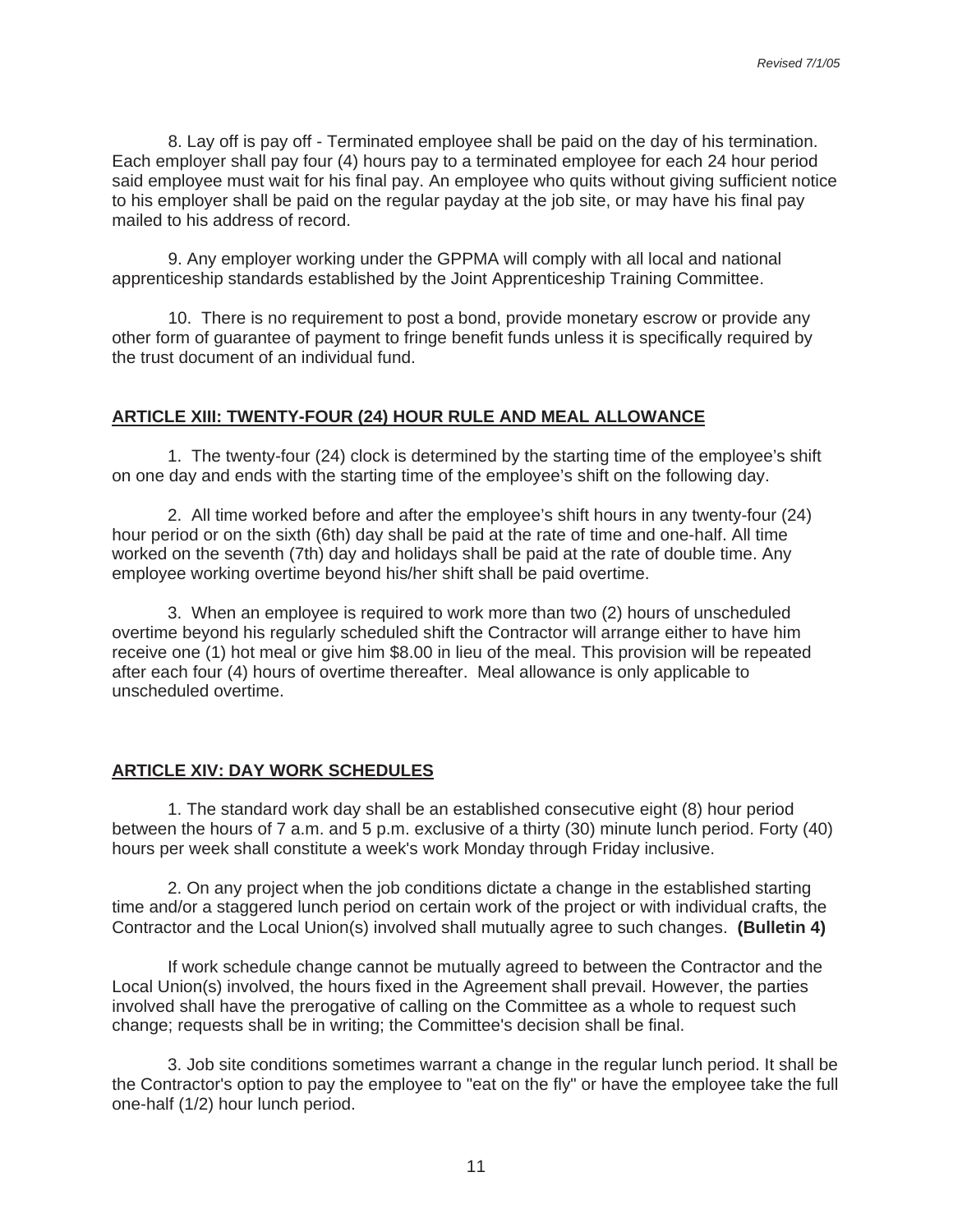8. Lay off is pay off - Terminated employee shall be paid on the day of his termination. Each employer shall pay four (4) hours pay to a terminated employee for each 24 hour period said employee must wait for his final pay. An employee who quits without giving sufficient notice to his employer shall be paid on the regular payday at the job site, or may have his final pay mailed to his address of record.

9. Any employer working under the GPPMA will comply with all local and national apprenticeship standards established by the Joint Apprenticeship Training Committee.

10. There is no requirement to post a bond, provide monetary escrow or provide any other form of guarantee of payment to fringe benefit funds unless it is specifically required by the trust document of an individual fund.

## ARTICLE XIII: TWENTY-FOUR (24) HOUR RULE AND MEAL ALLOWANCE

1. The twenty-four (24) clock is determined by the starting time of the employee's shift on one day and ends with the starting time of the employee's shift on the following day.

2. All time worked before and after the employee's shift hours in any twenty-four (24) hour period or on the sixth (6th) day shall be paid at the rate of time and one-half. All time worked on the seventh (7th) day and holidays shall be paid at the rate of double time. Any employee working overtime beyond his/her shift shall be paid overtime.

3. When an employee is required to work more than two (2) hours of unscheduled overtime beyond his regularly scheduled shift the Contractor will arrange either to have him receive one (1) hot meal or give him $8.00 in lieu of the meal. This provision will be repeated after each four (4) hours of overtime thereafter. Meal allowance is only applicable to unscheduled overtime.

## ARTICLE XIV: DAY WORK SCHEDULES

1. The standard work day shall be an established consecutive eight (8) hour period between the hours of 7 a.m. and 5 p.m. exclusive of a thirty (30) minute lunch period. Forty (40) hours per week shall constitute a week's work Monday through Friday inclusive.

2. On any project when the job conditions dictate a change in the established starting time and/or a staggered lunch period on certain work of the project or with individual crafts, the Contractor and the Local Union(s) involved shall mutually agree to such changes. **(Bulletin 4)**

If work schedule change cannot be mutually agreed to between the Contractor and the Local Union(s) involved, the hours fixed in the Agreement shall prevail. However, the parties involved shall have the prerogative of calling on the Committee as a whole to request such change; requests shall be in writing; the Committee's decision shall be final.

3. Job site conditions sometimes warrant a change in the regular lunch period. It shall be the Contractor's option to pay the employee to "eat on the fly" or have the employee take the full one-half (1/2) hour lunch period.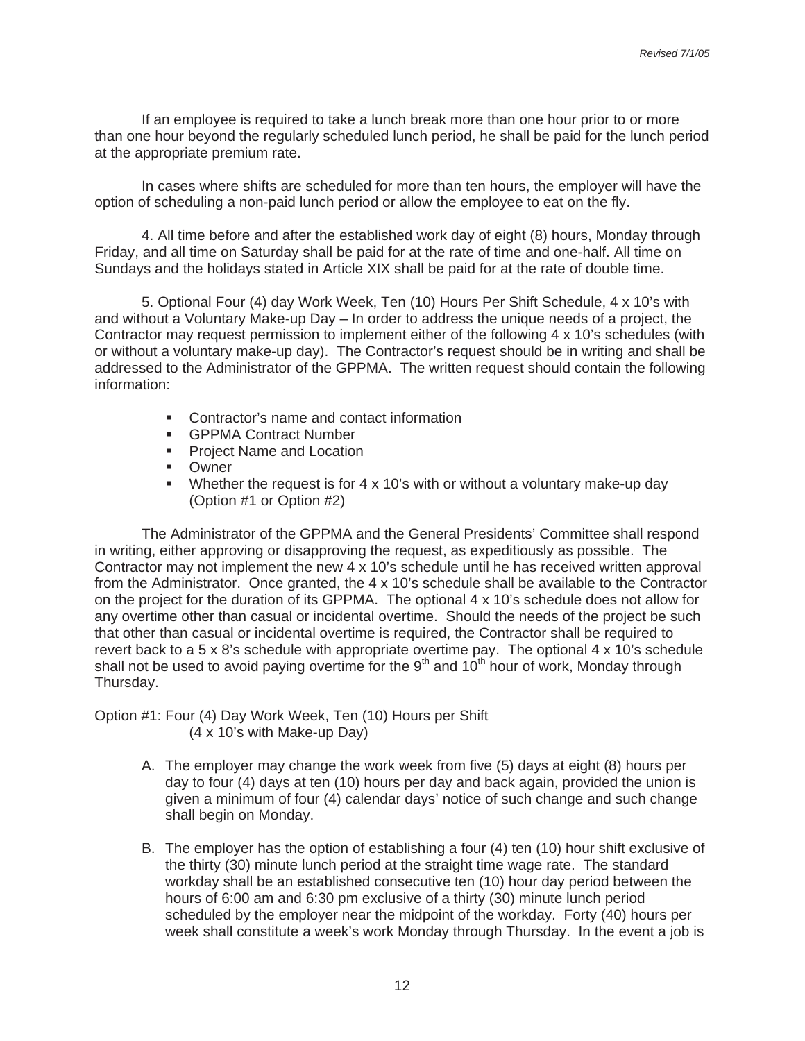If an employee is required to take a lunch break more than one hour prior to or more than one hour beyond the regularly scheduled lunch period, he shall be paid for the lunch period at the appropriate premium rate.

In cases where shifts are scheduled for more than ten hours, the employer will have the option of scheduling a non-paid lunch period or allow the employee to eat on the fly.

4. All time before and after the established work day of eight (8) hours, Monday through Friday, and all time on Saturday shall be paid for at the rate of time and one-half. All time on Sundays and the holidays stated in Article XIX shall be paid for at the rate of double time.

5. Optional Four (4) day Work Week, Ten (10) Hours Per Shift Schedule, 4 x 10's with and without a Voluntary Make-up Day – In order to address the unique needs of a project, the Contractor may request permission to implement either of the following 4 x 10's schedules (with or without a voluntary make-up day). The Contractor's request should be in writing and shall be addressed to the Administrator of the GPPMA. The written request should contain the following information:

- Contractor's name and contact information
- GPPMA Contract Number
- Project Name and Location
- Owner
- Whether the request is for 4 x 10's with or without a voluntary make-up day (Option #1 or Option #2)

The Administrator of the GPPMA and the General Presidents' Committee shall respond in writing, either approving or disapproving the request, as expeditiously as possible. The Contractor may not implement the new 4 x 10's schedule until he has received written approval from the Administrator. Once granted, the 4 x 10's schedule shall be available to the Contractor on the project for the duration of its GPPMA. The optional 4 x 10's schedule does not allow for any overtime other than casual or incidental overtime. Should the needs of the project be such that other than casual or incidental overtime is required, the Contractor shall be required to revert back to a 5 x 8's schedule with appropriate overtime pay. The optional 4 x 10's schedule shall not be used to avoid paying overtime for the 9th and 10th hour of work, Monday through Thursday.

Option #1: Four (4) Day Work Week, Ten (10) Hours per Shift
(4 x 10's with Make-up Day)

A. The employer may change the work week from five (5) days at eight (8) hours per day to four (4) days at ten (10) hours per day and back again, provided the union is given a minimum of four (4) calendar days' notice of such change and such change shall begin on Monday.

B. The employer has the option of establishing a four (4) ten (10) hour shift exclusive of the thirty (30) minute lunch period at the straight time wage rate. The standard workday shall be an established consecutive ten (10) hour day period between the hours of 6:00 am and 6:30 pm exclusive of a thirty (30) minute lunch period scheduled by the employer near the midpoint of the workday. Forty (40) hours per week shall constitute a week's work Monday through Thursday. In the event a job is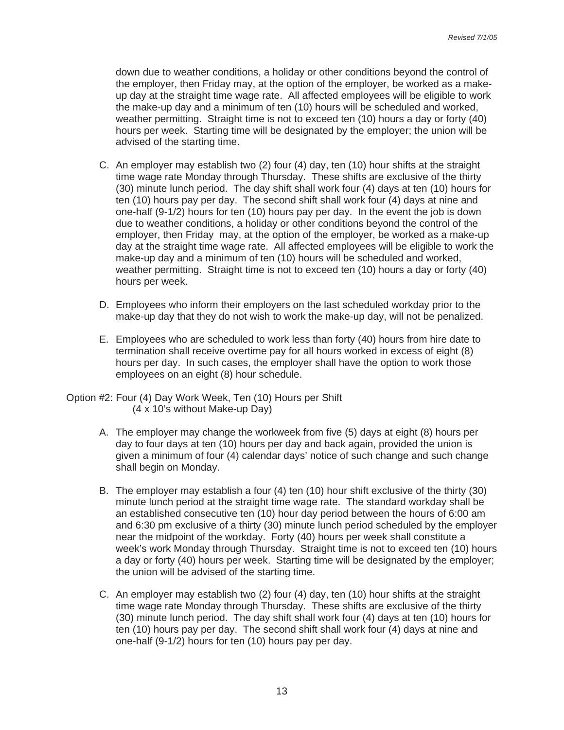down due to weather conditions, a holiday or other conditions beyond the control of the employer, then Friday may, at the option of the employer, be worked as a make-up day at the straight time wage rate. All affected employees will be eligible to work the make-up day and a minimum of ten (10) hours will be scheduled and worked, weather permitting. Straight time is not to exceed ten (10) hours a day or forty (40) hours per week. Starting time will be designated by the employer; the union will be advised of the starting time.

C. An employer may establish two (2) four (4) day, ten (10) hour shifts at the straight time wage rate Monday through Thursday. These shifts are exclusive of the thirty (30) minute lunch period. The day shift shall work four (4) days at ten (10) hours for ten (10) hours pay per day. The second shift shall work four (4) days at nine and one-half (9-1/2) hours for ten (10) hours pay per day. In the event the job is down due to weather conditions, a holiday or other conditions beyond the control of the employer, then Friday may, at the option of the employer, be worked as a make-up day at the straight time wage rate. All affected employees will be eligible to work the make-up day and a minimum of ten (10) hours will be scheduled and worked, weather permitting. Straight time is not to exceed ten (10) hours a day or forty (40) hours per week.

D. Employees who inform their employers on the last scheduled workday prior to the make-up day that they do not wish to work the make-up day, will not be penalized.

E. Employees who are scheduled to work less than forty (40) hours from hire date to termination shall receive overtime pay for all hours worked in excess of eight (8) hours per day. In such cases, the employer shall have the option to work those employees on an eight (8) hour schedule.

Option #2: Four (4) Day Work Week, Ten (10) Hours per Shift
(4 x 10's without Make-up Day)

A. The employer may change the workweek from five (5) days at eight (8) hours per day to four days at ten (10) hours per day and back again, provided the union is given a minimum of four (4) calendar days' notice of such change and such change shall begin on Monday.

B. The employer may establish a four (4) ten (10) hour shift exclusive of the thirty (30) minute lunch period at the straight time wage rate. The standard workday shall be an established consecutive ten (10) hour day period between the hours of 6:00 am and 6:30 pm exclusive of a thirty (30) minute lunch period scheduled by the employer near the midpoint of the workday. Forty (40) hours per week shall constitute a week's work Monday through Thursday. Straight time is not to exceed ten (10) hours a day or forty (40) hours per week. Starting time will be designated by the employer; the union will be advised of the starting time.

C. An employer may establish two (2) four (4) day, ten (10) hour shifts at the straight time wage rate Monday through Thursday. These shifts are exclusive of the thirty (30) minute lunch period. The day shift shall work four (4) days at ten (10) hours for ten (10) hours pay per day. The second shift shall work four (4) days at nine and one-half (9-1/2) hours for ten (10) hours pay per day.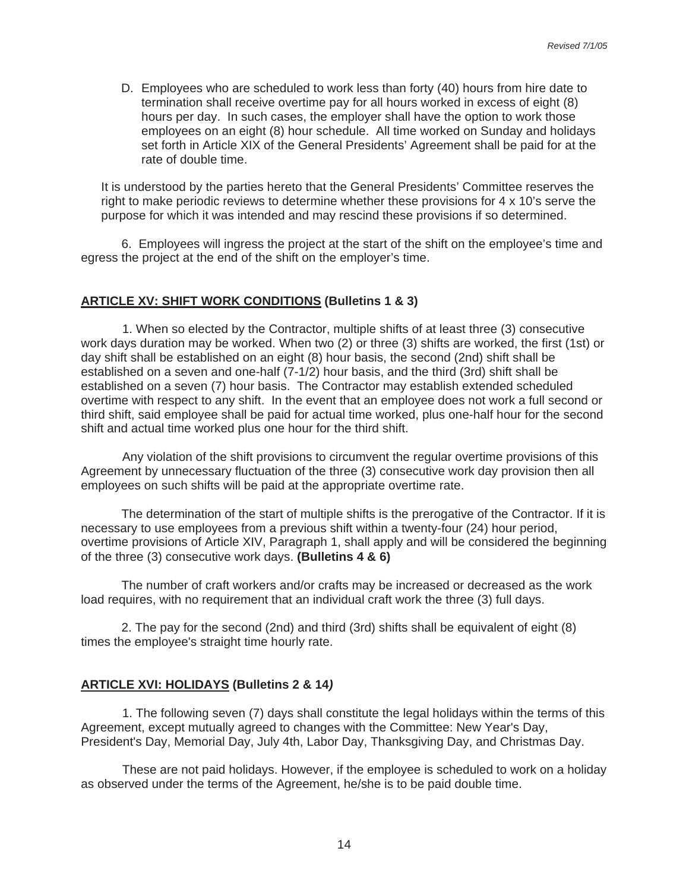D. Employees who are scheduled to work less than forty (40) hours from hire date to termination shall receive overtime pay for all hours worked in excess of eight (8) hours per day. In such cases, the employer shall have the option to work those employees on an eight (8) hour schedule. All time worked on Sunday and holidays set forth in Article XIX of the General Presidents' Agreement shall be paid for at the rate of double time.

It is understood by the parties hereto that the General Presidents' Committee reserves the right to make periodic reviews to determine whether these provisions for 4 x 10's serve the purpose for which it was intended and may rescind these provisions if so determined.

6. Employees will ingress the project at the start of the shift on the employee's time and egress the project at the end of the shift on the employer's time.

## <u>ARTICLE XV: SHIFT WORK CONDITIONS</u> (Bulletins 1 & 3)

1. When so elected by the Contractor, multiple shifts of at least three (3) consecutive work days duration may be worked. When two (2) or three (3) shifts are worked, the first (1st) or day shift shall be established on an eight (8) hour basis, the second (2nd) shift shall be established on a seven and one-half (7-1/2) hour basis, and the third (3rd) shift shall be established on a seven (7) hour basis. The Contractor may establish extended scheduled overtime with respect to any shift. In the event that an employee does not work a full second or third shift, said employee shall be paid for actual time worked, plus one-half hour for the second shift and actual time worked plus one hour for the third shift.

Any violation of the shift provisions to circumvent the regular overtime provisions of this Agreement by unnecessary fluctuation of the three (3) consecutive work day provision then all employees on such shifts will be paid at the appropriate overtime rate.

The determination of the start of multiple shifts is the prerogative of the Contractor. If it is necessary to use employees from a previous shift within a twenty-four (24) hour period, overtime provisions of Article XIV, Paragraph 1, shall apply and will be considered the beginning of the three (3) consecutive work days. **(Bulletins 4 & 6)**

The number of craft workers and/or crafts may be increased or decreased as the work load requires, with no requirement that an individual craft work the three (3) full days.

2. The pay for the second (2nd) and third (3rd) shifts shall be equivalent of eight (8) times the employee's straight time hourly rate.

## <u>ARTICLE XVI: HOLIDAYS</u> (Bulletins 2 & 14)

1. The following seven (7) days shall constitute the legal holidays within the terms of this Agreement, except mutually agreed to changes with the Committee: New Year's Day, President's Day, Memorial Day, July 4th, Labor Day, Thanksgiving Day, and Christmas Day.

These are not paid holidays. However, if the employee is scheduled to work on a holiday as observed under the terms of the Agreement, he/she is to be paid double time.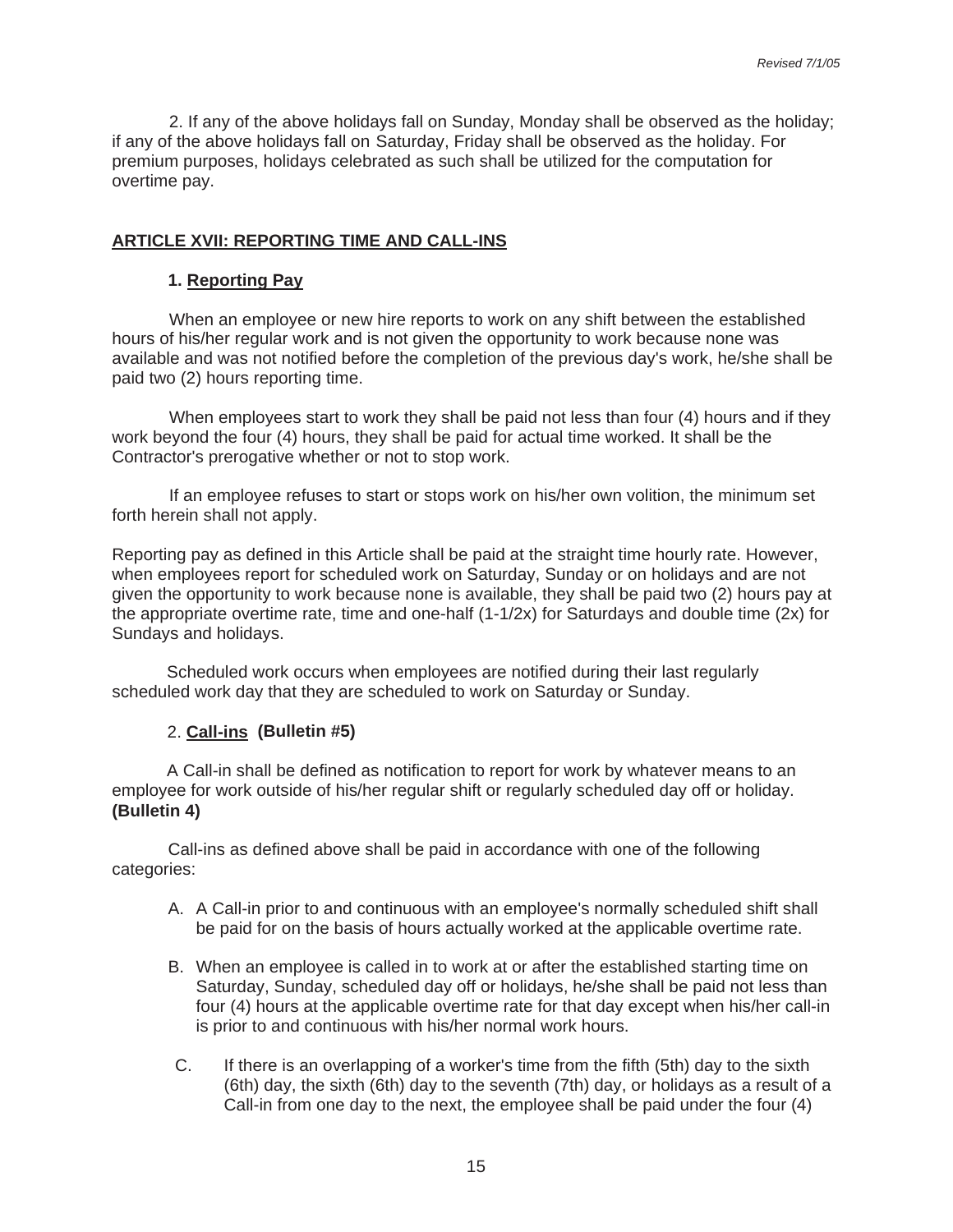2. If any of the above holidays fall on Sunday, Monday shall be observed as the holiday; if any of the above holidays fall on Saturday, Friday shall be observed as the holiday. For premium purposes, holidays celebrated as such shall be utilized for the computation for overtime pay.

## ARTICLE XVII: REPORTING TIME AND CALL-INS

### 1. Reporting Pay

When an employee or new hire reports to work on any shift between the established hours of his/her regular work and is not given the opportunity to work because none was available and was not notified before the completion of the previous day's work, he/she shall be paid two (2) hours reporting time.

When employees start to work they shall be paid not less than four (4) hours and if they work beyond the four (4) hours, they shall be paid for actual time worked. It shall be the Contractor's prerogative whether or not to stop work.

If an employee refuses to start or stops work on his/her own volition, the minimum set forth herein shall not apply.

Reporting pay as defined in this Article shall be paid at the straight time hourly rate. However, when employees report for scheduled work on Saturday, Sunday or on holidays and are not given the opportunity to work because none is available, they shall be paid two (2) hours pay at the appropriate overtime rate, time and one-half (1-1/2x) for Saturdays and double time (2x) for Sundays and holidays.

Scheduled work occurs when employees are notified during their last regularly scheduled work day that they are scheduled to work on Saturday or Sunday.

### 2. Call-ins (Bulletin #5)

A Call-in shall be defined as notification to report for work by whatever means to an employee for work outside of his/her regular shift or regularly scheduled day off or holiday. **(Bulletin 4)**

Call-ins as defined above shall be paid in accordance with one of the following categories:

A. A Call-in prior to and continuous with an employee's normally scheduled shift shall be paid for on the basis of hours actually worked at the applicable overtime rate.

B. When an employee is called in to work at or after the established starting time on Saturday, Sunday, scheduled day off or holidays, he/she shall be paid not less than four (4) hours at the applicable overtime rate for that day except when his/her call-in is prior to and continuous with his/her normal work hours.

C. If there is an overlapping of a worker's time from the fifth (5th) day to the sixth (6th) day, the sixth (6th) day to the seventh (7th) day, or holidays as a result of a Call-in from one day to the next, the employee shall be paid under the four (4)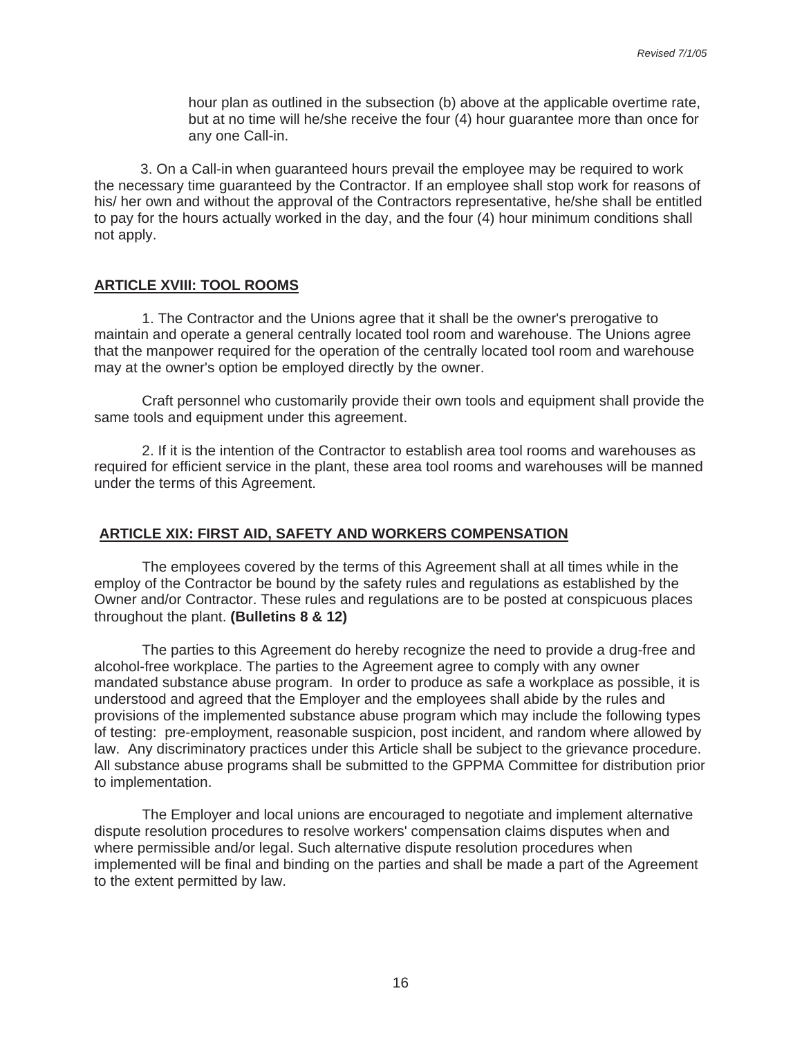hour plan as outlined in the subsection (b) above at the applicable overtime rate, but at no time will he/she receive the four (4) hour guarantee more than once for any one Call-in.

3. On a Call-in when guaranteed hours prevail the employee may be required to work the necessary time guaranteed by the Contractor. If an employee shall stop work for reasons of his/ her own and without the approval of the Contractors representative, he/she shall be entitled to pay for the hours actually worked in the day, and the four (4) hour minimum conditions shall not apply.

## ARTICLE XVIII: TOOL ROOMS

1. The Contractor and the Unions agree that it shall be the owner's prerogative to maintain and operate a general centrally located tool room and warehouse. The Unions agree that the manpower required for the operation of the centrally located tool room and warehouse may at the owner's option be employed directly by the owner.

Craft personnel who customarily provide their own tools and equipment shall provide the same tools and equipment under this agreement.

2. If it is the intention of the Contractor to establish area tool rooms and warehouses as required for efficient service in the plant, these area tool rooms and warehouses will be manned under the terms of this Agreement.

## ARTICLE XIX: FIRST AID, SAFETY AND WORKERS COMPENSATION

The employees covered by the terms of this Agreement shall at all times while in the employ of the Contractor be bound by the safety rules and regulations as established by the Owner and/or Contractor. These rules and regulations are to be posted at conspicuous places throughout the plant. **(Bulletins 8 & 12)**

The parties to this Agreement do hereby recognize the need to provide a drug-free and alcohol-free workplace. The parties to the Agreement agree to comply with any owner mandated substance abuse program. In order to produce as safe a workplace as possible, it is understood and agreed that the Employer and the employees shall abide by the rules and provisions of the implemented substance abuse program which may include the following types of testing: pre-employment, reasonable suspicion, post incident, and random where allowed by law. Any discriminatory practices under this Article shall be subject to the grievance procedure. All substance abuse programs shall be submitted to the GPPMA Committee for distribution prior to implementation.

The Employer and local unions are encouraged to negotiate and implement alternative dispute resolution procedures to resolve workers' compensation claims disputes when and where permissible and/or legal. Such alternative dispute resolution procedures when implemented will be final and binding on the parties and shall be made a part of the Agreement to the extent permitted by law.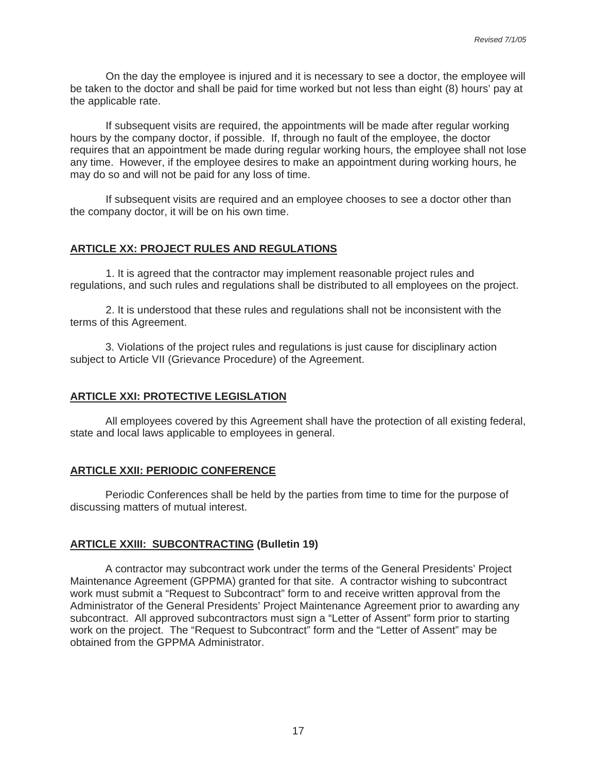On the day the employee is injured and it is necessary to see a doctor, the employee will be taken to the doctor and shall be paid for time worked but not less than eight (8) hours' pay at the applicable rate.

If subsequent visits are required, the appointments will be made after regular working hours by the company doctor, if possible. If, through no fault of the employee, the doctor requires that an appointment be made during regular working hours, the employee shall not lose any time. However, if the employee desires to make an appointment during working hours, he may do so and will not be paid for any loss of time.

If subsequent visits are required and an employee chooses to see a doctor other than the company doctor, it will be on his own time.

## ARTICLE XX: PROJECT RULES AND REGULATIONS

1. It is agreed that the contractor may implement reasonable project rules and regulations, and such rules and regulations shall be distributed to all employees on the project.

2. It is understood that these rules and regulations shall not be inconsistent with the terms of this Agreement.

3. Violations of the project rules and regulations is just cause for disciplinary action subject to Article VII (Grievance Procedure) of the Agreement.

## ARTICLE XXI: PROTECTIVE LEGISLATION

All employees covered by this Agreement shall have the protection of all existing federal, state and local laws applicable to employees in general.

## ARTICLE XXII: PERIODIC CONFERENCE

Periodic Conferences shall be held by the parties from time to time for the purpose of discussing matters of mutual interest.

## ARTICLE XXIII: SUBCONTRACTING (Bulletin 19)

A contractor may subcontract work under the terms of the General Presidents' Project Maintenance Agreement (GPPMA) granted for that site. A contractor wishing to subcontract work must submit a "Request to Subcontract" form to and receive written approval from the Administrator of the General Presidents' Project Maintenance Agreement prior to awarding any subcontract. All approved subcontractors must sign a "Letter of Assent" form prior to starting work on the project. The "Request to Subcontract" form and the "Letter of Assent" may be obtained from the GPPMA Administrator.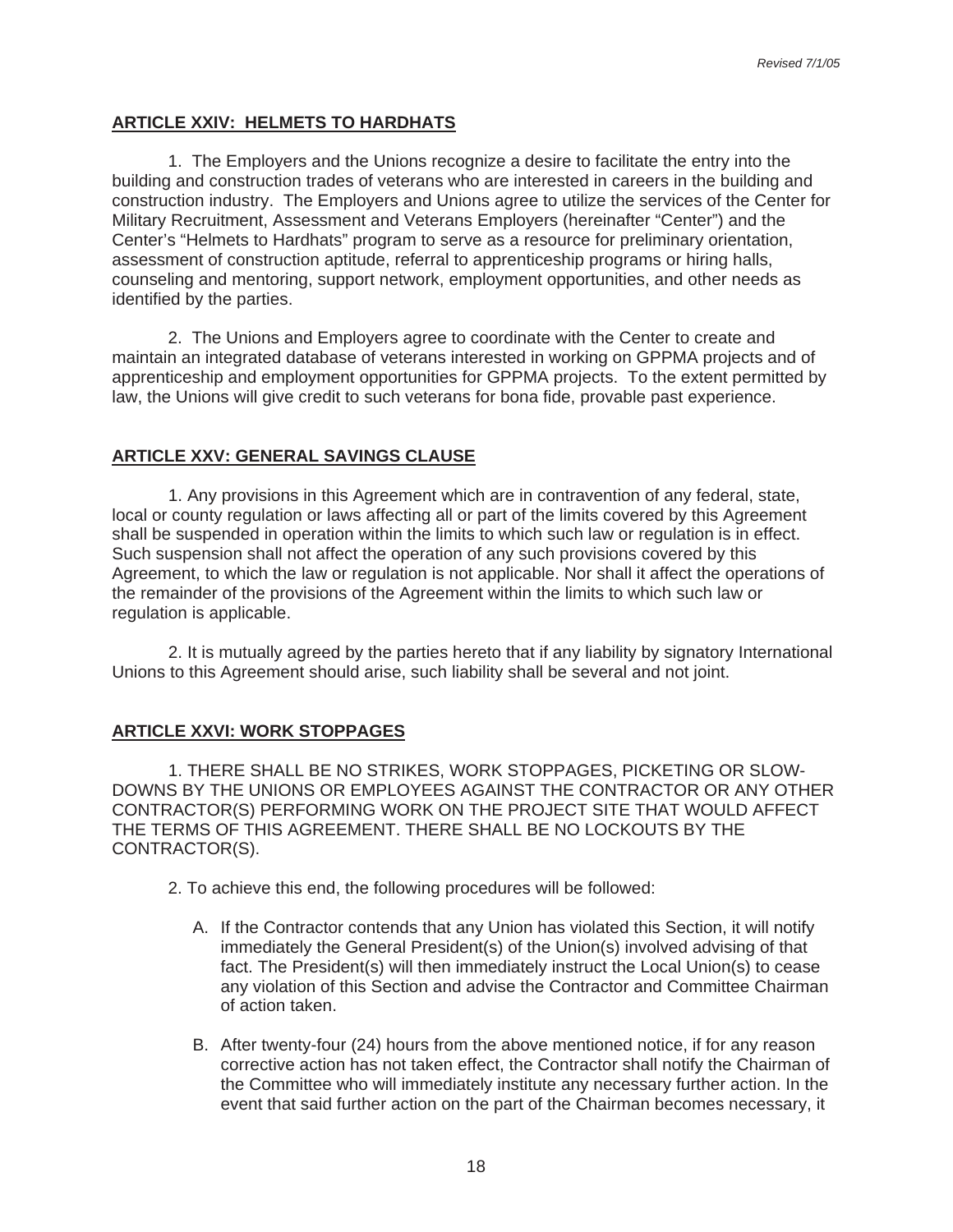## ARTICLE XXIV: HELMETS TO HARDHATS

1. The Employers and the Unions recognize a desire to facilitate the entry into the building and construction trades of veterans who are interested in careers in the building and construction industry. The Employers and Unions agree to utilize the services of the Center for Military Recruitment, Assessment and Veterans Employers (hereinafter "Center") and the Center's "Helmets to Hardhats" program to serve as a resource for preliminary orientation, assessment of construction aptitude, referral to apprenticeship programs or hiring halls, counseling and mentoring, support network, employment opportunities, and other needs as identified by the parties.

2. The Unions and Employers agree to coordinate with the Center to create and maintain an integrated database of veterans interested in working on GPPMA projects and of apprenticeship and employment opportunities for GPPMA projects. To the extent permitted by law, the Unions will give credit to such veterans for bona fide, provable past experience.

## ARTICLE XXV: GENERAL SAVINGS CLAUSE

1. Any provisions in this Agreement which are in contravention of any federal, state, local or county regulation or laws affecting all or part of the limits covered by this Agreement shall be suspended in operation within the limits to which such law or regulation is in effect. Such suspension shall not affect the operation of any such provisions covered by this Agreement, to which the law or regulation is not applicable. Nor shall it affect the operations of the remainder of the provisions of the Agreement within the limits to which such law or regulation is applicable.

2. It is mutually agreed by the parties hereto that if any liability by signatory International Unions to this Agreement should arise, such liability shall be several and not joint.

## ARTICLE XXVI: WORK STOPPAGES

1. THERE SHALL BE NO STRIKES, WORK STOPPAGES, PICKETING OR SLOW-DOWNS BY THE UNIONS OR EMPLOYEES AGAINST THE CONTRACTOR OR ANY OTHER CONTRACTOR(S) PERFORMING WORK ON THE PROJECT SITE THAT WOULD AFFECT THE TERMS OF THIS AGREEMENT. THERE SHALL BE NO LOCKOUTS BY THE CONTRACTOR(S).

2. To achieve this end, the following procedures will be followed:

A. If the Contractor contends that any Union has violated this Section, it will notify immediately the General President(s) of the Union(s) involved advising of that fact. The President(s) will then immediately instruct the Local Union(s) to cease any violation of this Section and advise the Contractor and Committee Chairman of action taken.

B. After twenty-four (24) hours from the above mentioned notice, if for any reason corrective action has not taken effect, the Contractor shall notify the Chairman of the Committee who will immediately institute any necessary further action. In the event that said further action on the part of the Chairman becomes necessary, it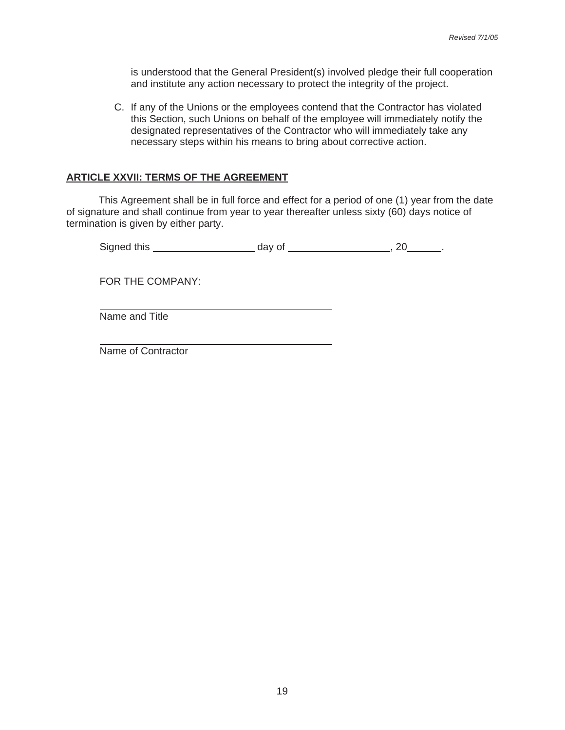is understood that the General President(s) involved pledge their full cooperation and institute any action necessary to protect the integrity of the project.

C. If any of the Unions or the employees contend that the Contractor has violated this Section, such Unions on behalf of the employee will immediately notify the designated representatives of the Contractor who will immediately take any necessary steps within his means to bring about corrective action.

## **ARTICLE XXVII: TERMS OF THE AGREEMENT**

This Agreement shall be in full force and effect for a period of one (1) year from the date of signature and shall continue from year to year thereafter unless sixty (60) days notice of termination is given by either party.

Signed this ____________________ day of ____________________, 20______.

FOR THE COMPANY:

______________________________________________
Name and Title

______________________________________________
Name of Contractor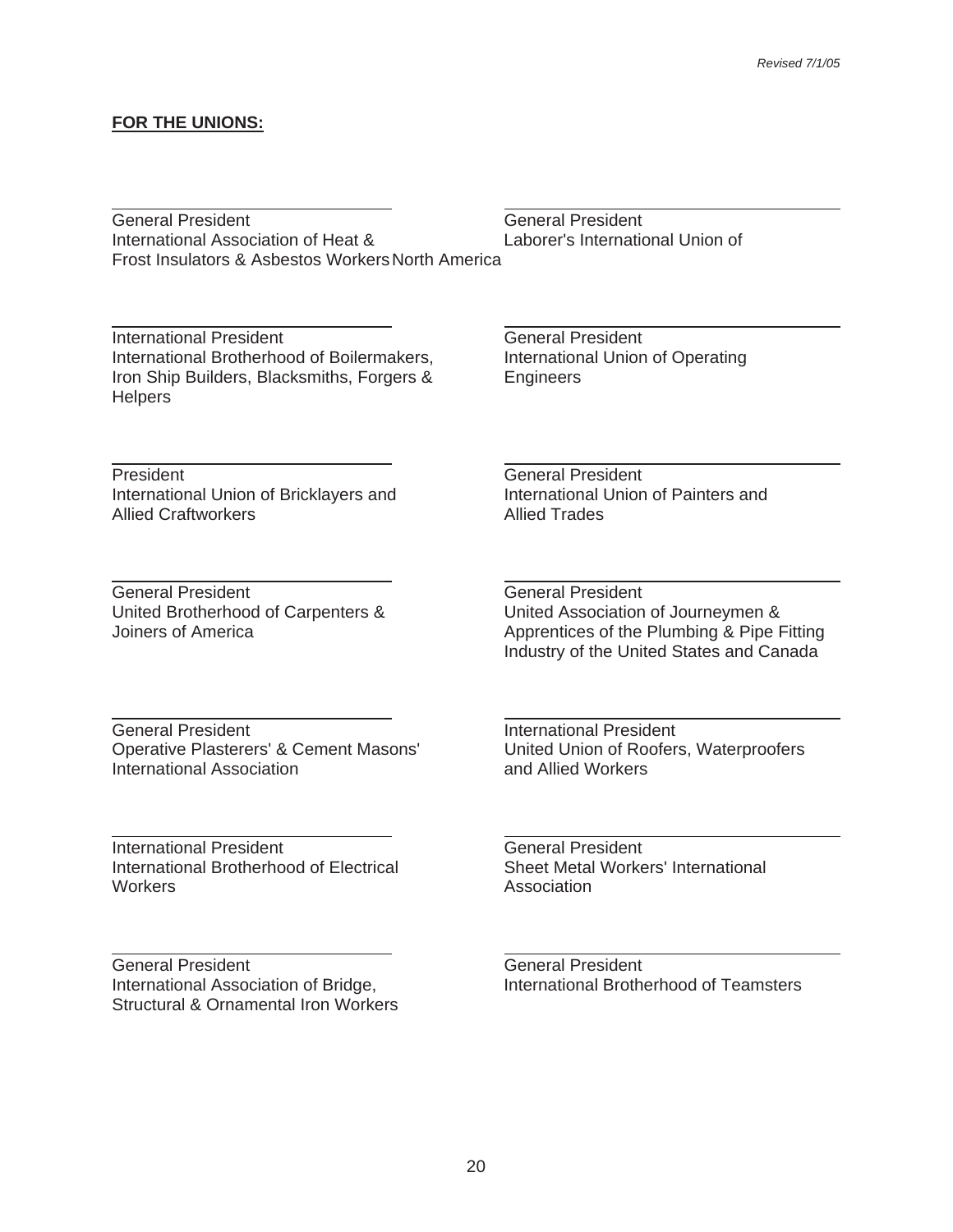*Revised 7/1/05*

**FOR THE UNIONS:**

General President
International Association of Heat & Frost Insulators & Asbestos Workers

General President
Laborer's International Union of North America

International President
International Brotherhood of Boilermakers, Iron Ship Builders, Blacksmiths, Forgers & Helpers

General President
International Union of Operating Engineers

President
International Union of Bricklayers and Allied Craftworkers

General President
International Union of Painters and Allied Trades

General President
United Brotherhood of Carpenters & Joiners of America

General President
United Association of Journeymen & Apprentices of the Plumbing & Pipe Fitting Industry of the United States and Canada

General President
Operative Plasterers' & Cement Masons' International Association

International President
United Union of Roofers, Waterproofers and Allied Workers

International President
International Brotherhood of Electrical Workers

General President
Sheet Metal Workers' International Association

General President
International Association of Bridge, Structural & Ornamental Iron Workers

General President
International Brotherhood of Teamsters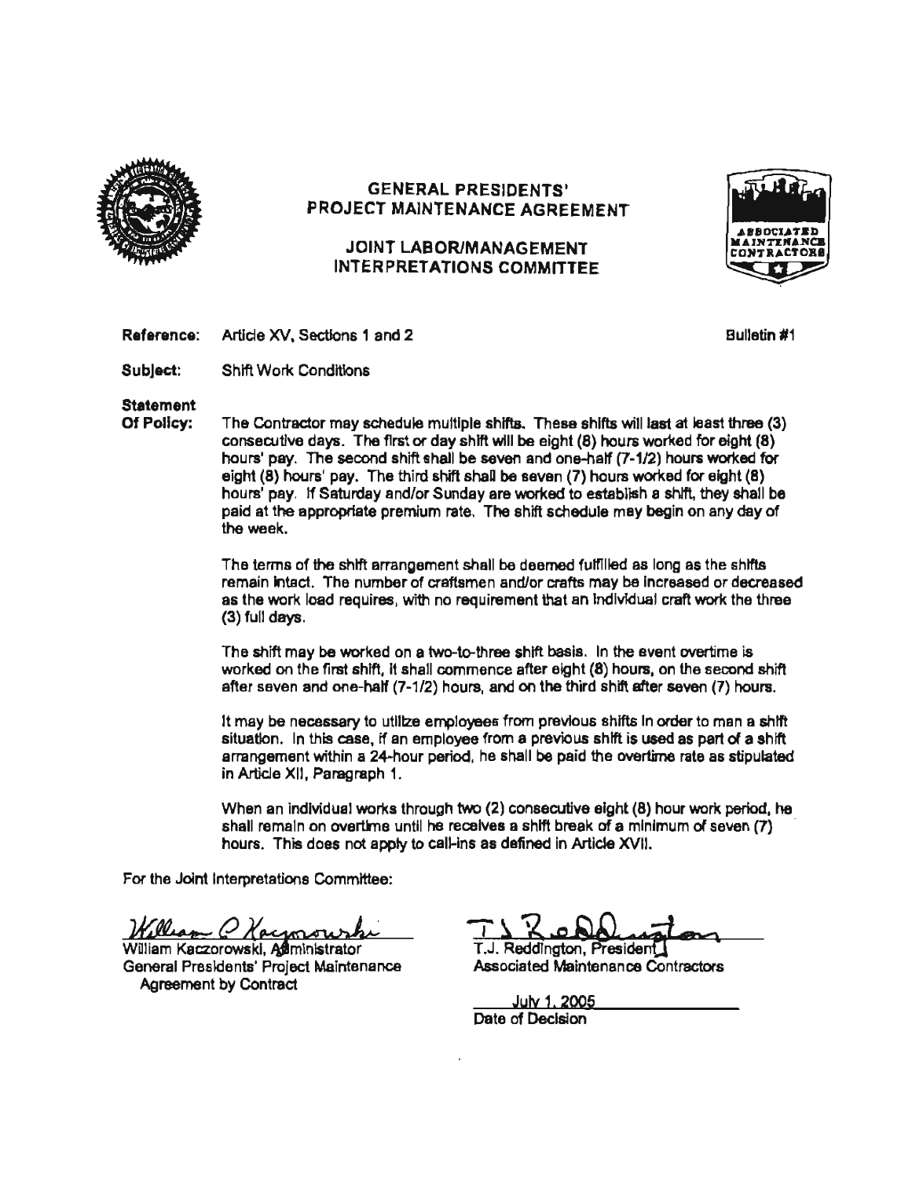# GENERAL PRESIDENTS' PROJECT MAINTENANCE AGREEMENT

## JOINT LABOR/MANAGEMENT INTERPRETATIONS COMMITTEE

**Reference:** Article XV, Sections 1 and 2 — Bulletin #1

**Subject:** Shift Work Conditions

**Statement Of Policy:** The Contractor may schedule multiple shifts. These shifts will last at least three (3) consecutive days. The first or day shift will be eight (8) hours worked for eight (8) hours' pay. The second shift shall be seven and one-half (7-1/2) hours worked for eight (8) hours' pay. The third shift shall be seven (7) hours worked for eight (8) hours' pay. If Saturday and/or Sunday are worked to establish a shift, they shall be paid at the appropriate premium rate. The shift schedule may begin on any day of the week.

The terms of the shift arrangement shall be deemed fulfilled as long as the shifts remain intact. The number of craftsmen and/or crafts may be increased or decreased as the work load requires, with no requirement that an individual craft work the three (3) full days.

The shift may be worked on a two-to-three shift basis. In the event overtime is worked on the first shift, it shall commence after eight (8) hours, on the second shift after seven and one-half (7-1/2) hours, and on the third shift after seven (7) hours.

It may be necessary to utilize employees from previous shifts in order to man a shift situation. In this case, if an employee from a previous shift is used as part of a shift arrangement within a 24-hour period, he shall be paid the overtime rate as stipulated in Article XII, Paragraph 1.

When an individual works through two (2) consecutive eight (8) hour work period, he shall remain on overtime until he receives a shift break of a minimum of seven (7) hours. This does not apply to call-ins as defined in Article XVII.

For the Joint Interpretations Committee:

William Kaczorowski, Administrator
General Presidents' Project Maintenance Agreement by Contract

T.J. Reddington, President
Associated Maintenance Contractors

July 1, 2005
Date of Decision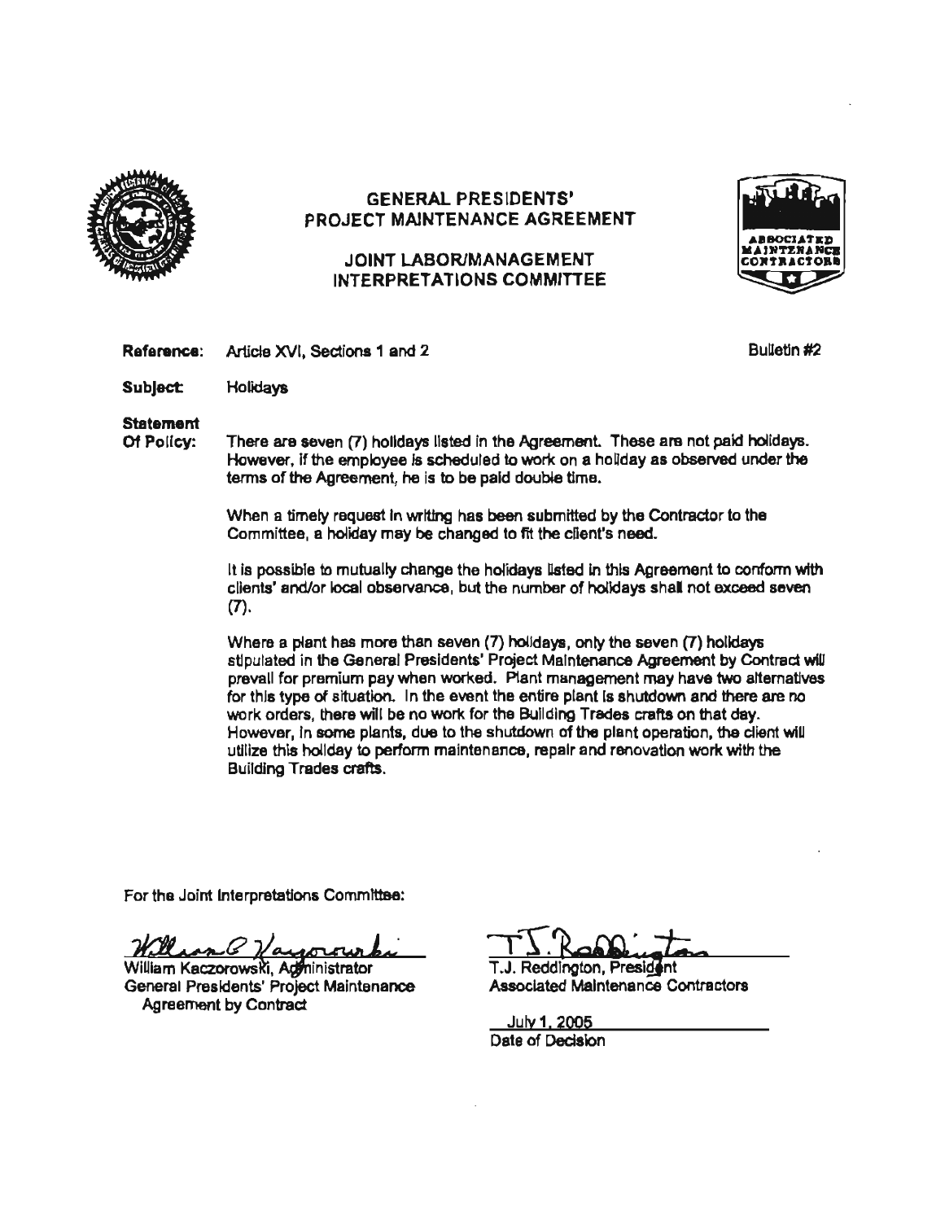# GENERAL PRESIDENTS' PROJECT MAINTENANCE AGREEMENT

## JOINT LABOR/MANAGEMENT INTERPRETATIONS COMMITTEE

**Reference:** Article XVI, Sections 1 and 2

Bulletin #2

**Subject:** Holidays

**Statement Of Policy:** There are seven (7) holidays listed in the Agreement. These are not paid holidays. However, if the employee is scheduled to work on a holiday as observed under the terms of the Agreement, he is to be paid double time.

When a timely request in writing has been submitted by the Contractor to the Committee, a holiday may be changed to fit the client's need.

It is possible to mutually change the holidays listed in this Agreement to conform with clients' and/or local observance, but the number of holidays shall not exceed seven (7).

Where a plant has more than seven (7) holidays, only the seven (7) holidays stipulated in the General Presidents' Project Maintenance Agreement by Contract will prevail for premium pay when worked. Plant management may have two alternatives for this type of situation. In the event the entire plant is shutdown and there are no work orders, there will be no work for the Building Trades crafts on that day. However, in some plants, due to the shutdown of the plant operation, the client will utilize this holiday to perform maintenance, repair and renovation work with the Building Trades crafts.

For the Joint Interpretations Committee:

William Kaczorowski, Administrator
General Presidents' Project Maintenance Agreement by Contract

T.J. Reddington, President
Associated Maintenance Contractors

July 1, 2005
Date of Decision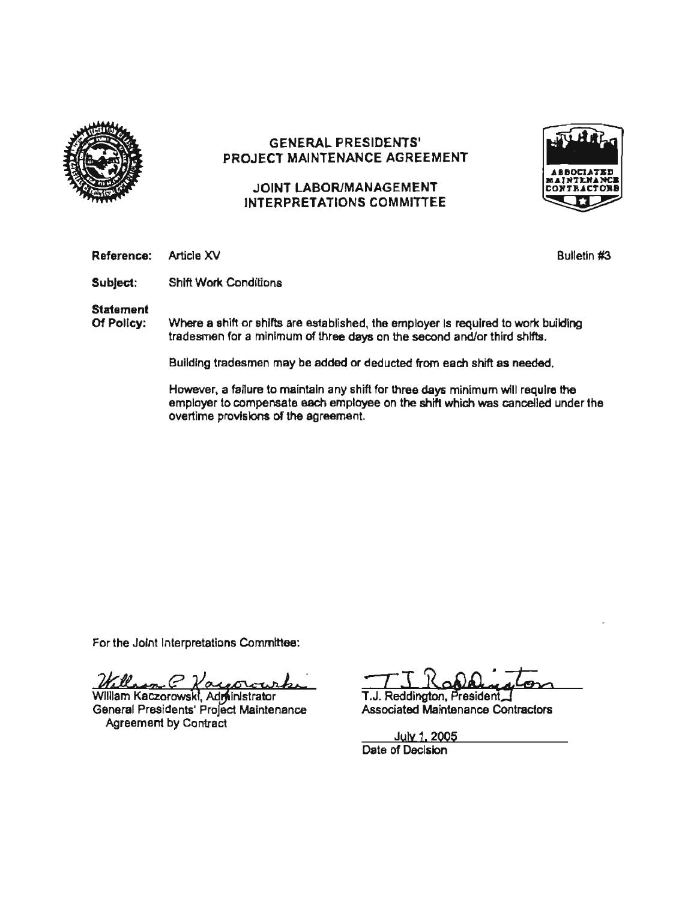# GENERAL PRESIDENTS' PROJECT MAINTENANCE AGREEMENT

## JOINT LABOR/MANAGEMENT INTERPRETATIONS COMMITTEE

**Reference:** Article XV

Bulletin #3

**Subject:** Shift Work Conditions

**Statement Of Policy:** Where a shift or shifts are established, the employer is required to work building tradesmen for a minimum of three days on the second and/or third shifts.

Building tradesmen may be added or deducted from each shift as needed.

However, a failure to maintain any shift for three days minimum will require the employer to compensate each employee on the shift which was cancelled under the overtime provisions of the agreement.

For the Joint Interpretations Committee:

William Kaczorowski, Administrator
General Presidents' Project Maintenance Agreement by Contract

T.J. Reddington, President
Associated Maintenance Contractors

July 1, 2005
Date of Decision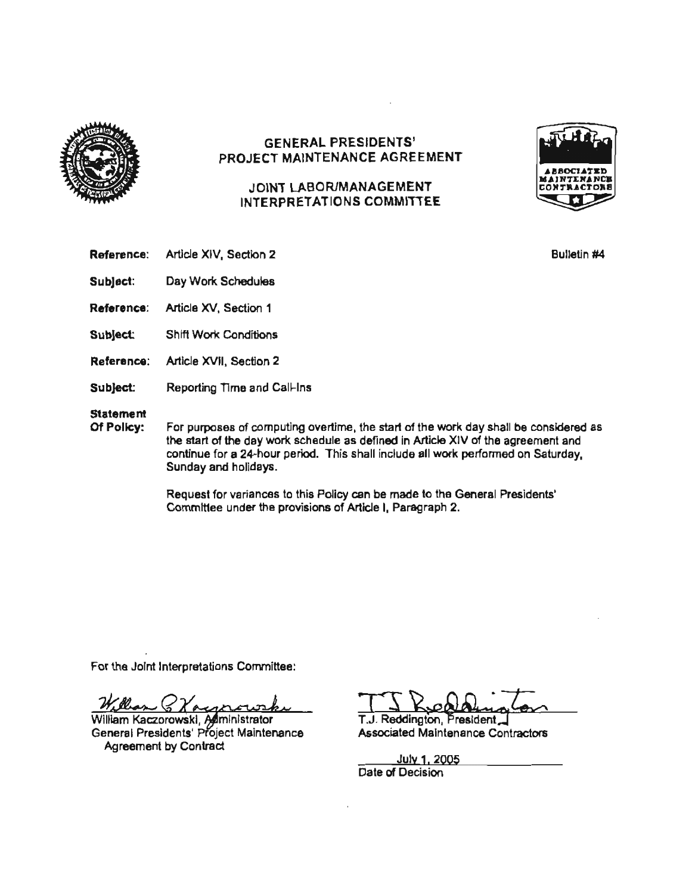# GENERAL PRESIDENTS' PROJECT MAINTENANCE AGREEMENT

## JOINT LABOR/MANAGEMENT INTERPRETATIONS COMMITTEE

ASSOCIATED MAINTENANCE CONTRACTORS

Bulletin #4

**Reference:** Article XIV, Section 2

**Subject:** Day Work Schedules

**Reference:** Article XV, Section 1

**Subject:** Shift Work Conditions

**Reference:** Article XVII, Section 2

**Subject:** Reporting Time and Call-Ins

**Statement Of Policy:** For purposes of computing overtime, the start of the work day shall be considered as the start of the day work schedule as defined in Article XIV of the agreement and continue for a 24-hour period. This shall include all work performed on Saturday, Sunday and holidays.

Request for variances to this Policy can be made to the General Presidents' Committee under the provisions of Article I, Paragraph 2.

For the Joint Interpretations Committee:

William Kaczorowski, Administrator
General Presidents' Project Maintenance Agreement by Contract

T.J. Reddington, President
Associated Maintenance Contractors

July 1, 2005
Date of Decision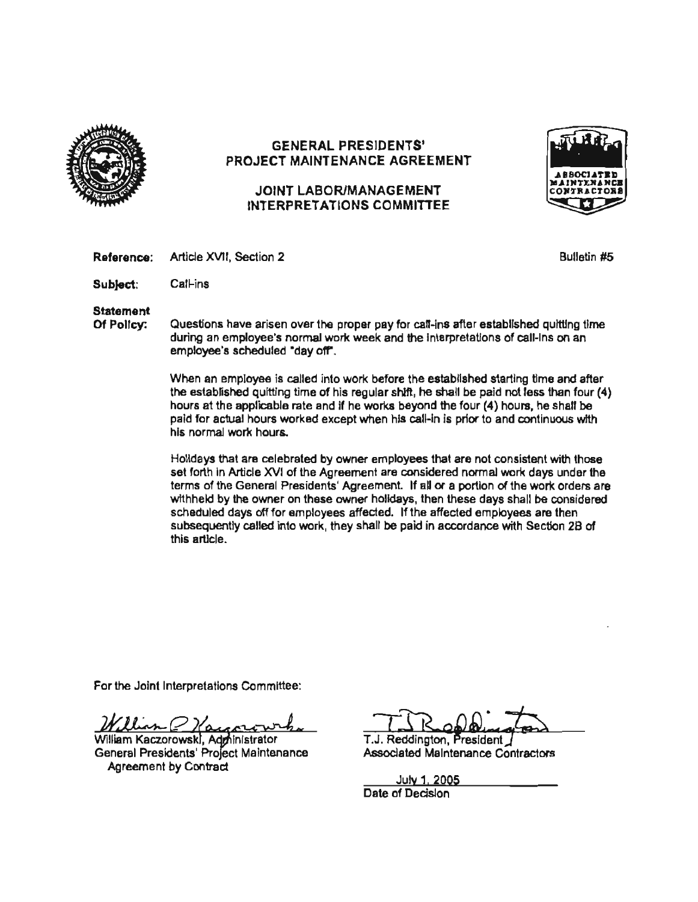# GENERAL PRESIDENTS' PROJECT MAINTENANCE AGREEMENT

## JOINT LABOR/MANAGEMENT INTERPRETATIONS COMMITTEE

**Reference:** Article XVII, Section 2 Bulletin #5

**Subject:** Call-ins

**Statement Of Policy:** Questions have arisen over the proper pay for call-ins after established quitting time during an employee's normal work week and the interpretations of call-ins on an employee's scheduled "day off".

When an employee is called into work before the established starting time and after the established quitting time of his regular shift, he shall be paid not less than four (4) hours at the applicable rate and if he works beyond the four (4) hours, he shall be paid for actual hours worked except when his call-in is prior to and continuous with his normal work hours.

Holidays that are celebrated by owner employees that are not consistent with those set forth in Article XVI of the Agreement are considered normal work days under the terms of the General Presidents' Agreement. If all or a portion of the work orders are withheld by the owner on these owner holidays, then these days shall be considered scheduled days off for employees affected. If the affected employees are then subsequently called into work, they shall be paid in accordance with Section 2B of this article.

For the Joint Interpretations Committee:

William Kaczorowski, Administrator
General Presidents' Project Maintenance Agreement by Contract

T.J. Reddington, President
Associated Maintenance Contractors

July 1, 2005
Date of Decision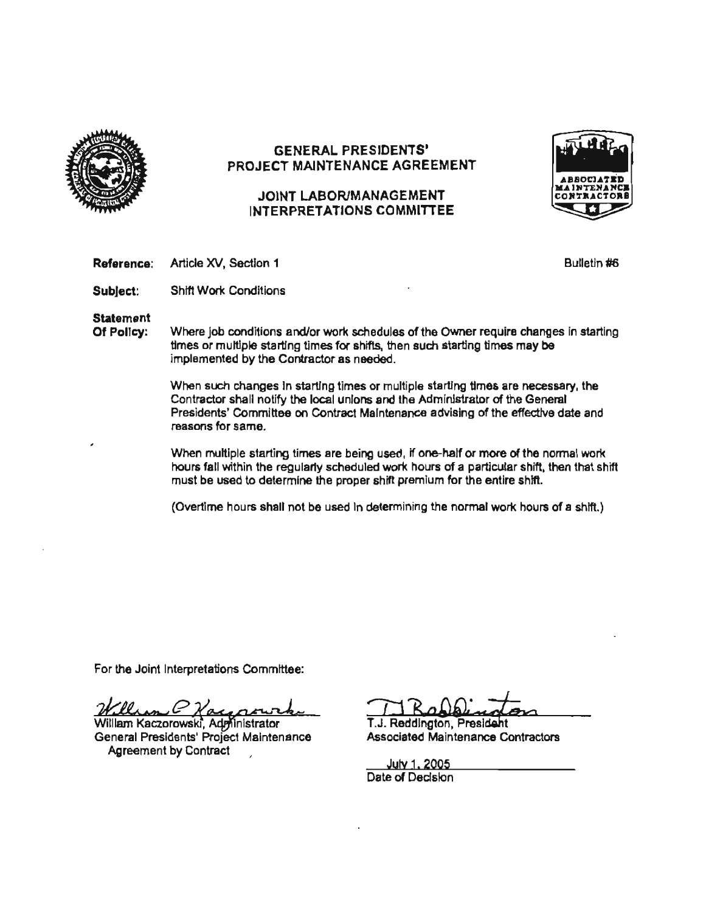# GENERAL PRESIDENTS' PROJECT MAINTENANCE AGREEMENT

## JOINT LABOR/MANAGEMENT INTERPRETATIONS COMMITTEE

**Reference:** Article XV, Section 1 — Bulletin #6

**Subject:** Shift Work Conditions

**Statement Of Policy:**

Where job conditions and/or work schedules of the Owner require changes in starting times or multiple starting times for shifts, then such starting times may be implemented by the Contractor as needed.

When such changes in starting times or multiple starting times are necessary, the Contractor shall notify the local unions and the Administrator of the General Presidents' Committee on Contract Maintenance advising of the effective date and reasons for same.

When multiple starting times are being used, if one-half or more of the normal work hours fall within the regularly scheduled work hours of a particular shift, then that shift must be used to determine the proper shift premium for the entire shift.

(Overtime hours shall not be used in determining the normal work hours of a shift.)

For the Joint Interpretations Committee:

William Kaczorowski, Administrator
General Presidents' Project Maintenance Agreement by Contract

T.J. Reddington, President
Associated Maintenance Contractors

July 1, 2005
Date of Decision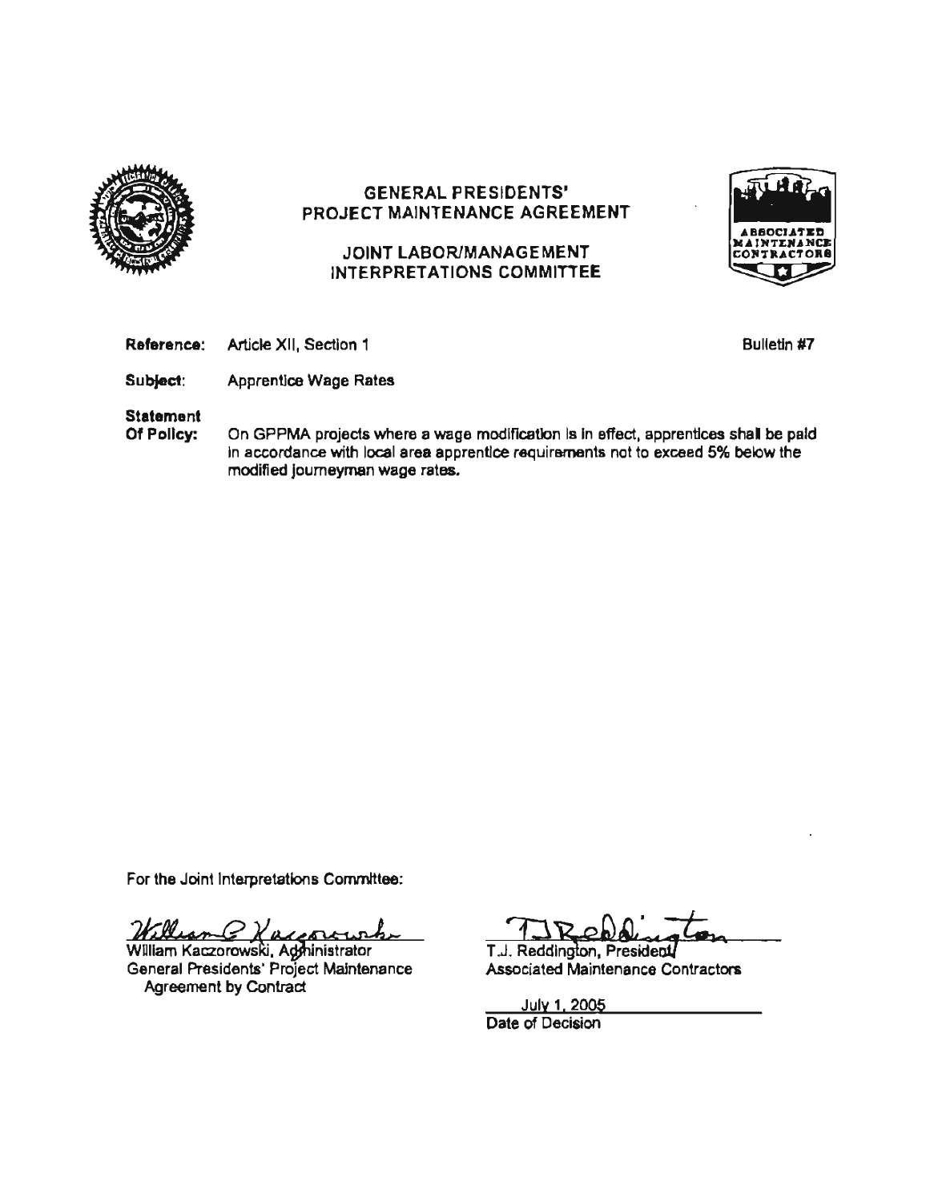# GENERAL PRESIDENTS' PROJECT MAINTENANCE AGREEMENT

## JOINT LABOR/MANAGEMENT INTERPRETATIONS COMMITTEE

**Reference:** Article XII, Section 1

Bulletin #7

**Subject:** Apprentice Wage Rates

**Statement Of Policy:** On GPPMA projects where a wage modification is in effect, apprentices shall be paid in accordance with local area apprentice requirements not to exceed 5% below the modified journeyman wage rates.

For the Joint Interpretations Committee:

William Kaczorowski, Administrator
General Presidents' Project Maintenance Agreement by Contract

T.J. Reddington, President
Associated Maintenance Contractors

July 1, 2005
Date of Decision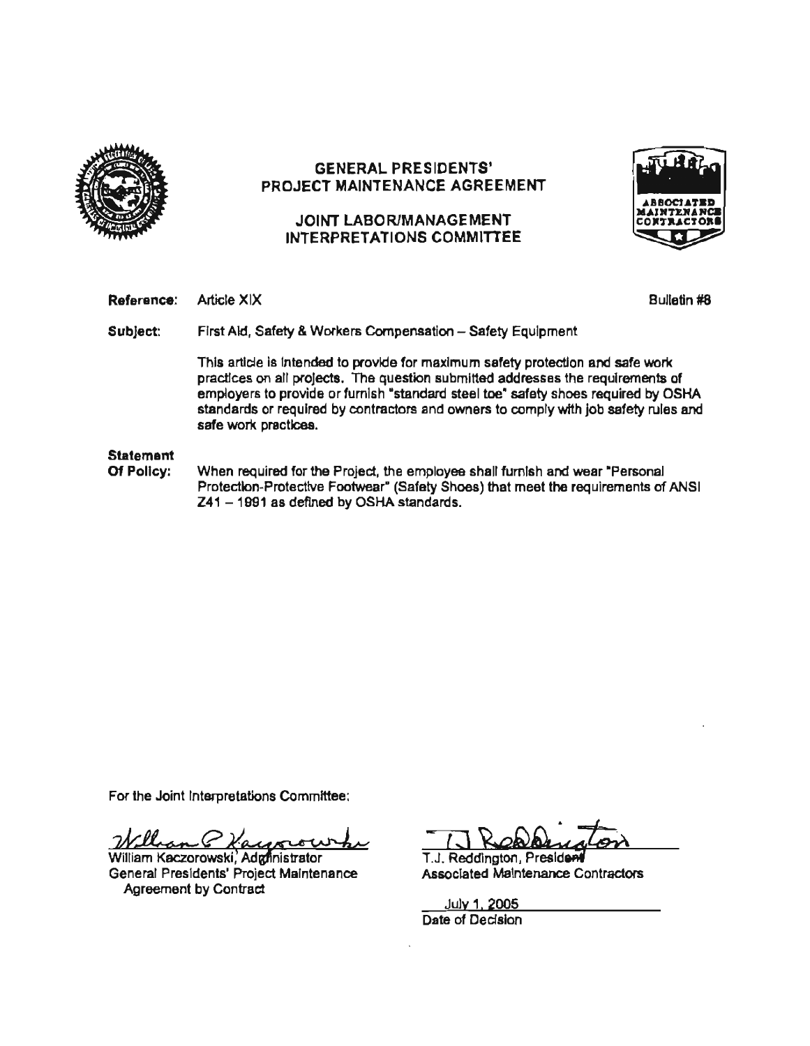# GENERAL PRESIDENTS' PROJECT MAINTENANCE AGREEMENT

## JOINT LABOR/MANAGEMENT INTERPRETATIONS COMMITTEE

**Reference:** Article XIX **Bulletin #8**

**Subject:** First Aid, Safety & Workers Compensation – Safety Equipment

This article is intended to provide for maximum safety protection and safe work practices on all projects. The question submitted addresses the requirements of employers to provide or furnish "standard steel toe" safety shoes required by OSHA standards or required by contractors and owners to comply with job safety rules and safe work practices.

**Statement Of Policy:** When required for the Project, the employee shall furnish and wear "Personal Protection-Protective Footwear" (Safety Shoes) that meet the requirements of ANSI Z41 – 1991 as defined by OSHA standards.

For the Joint Interpretations Committee:

William Kaczorowski, Administrator
General Presidents' Project Maintenance Agreement by Contract

T.J. Reddington, President
Associated Maintenance Contractors

July 1, 2005
Date of Decision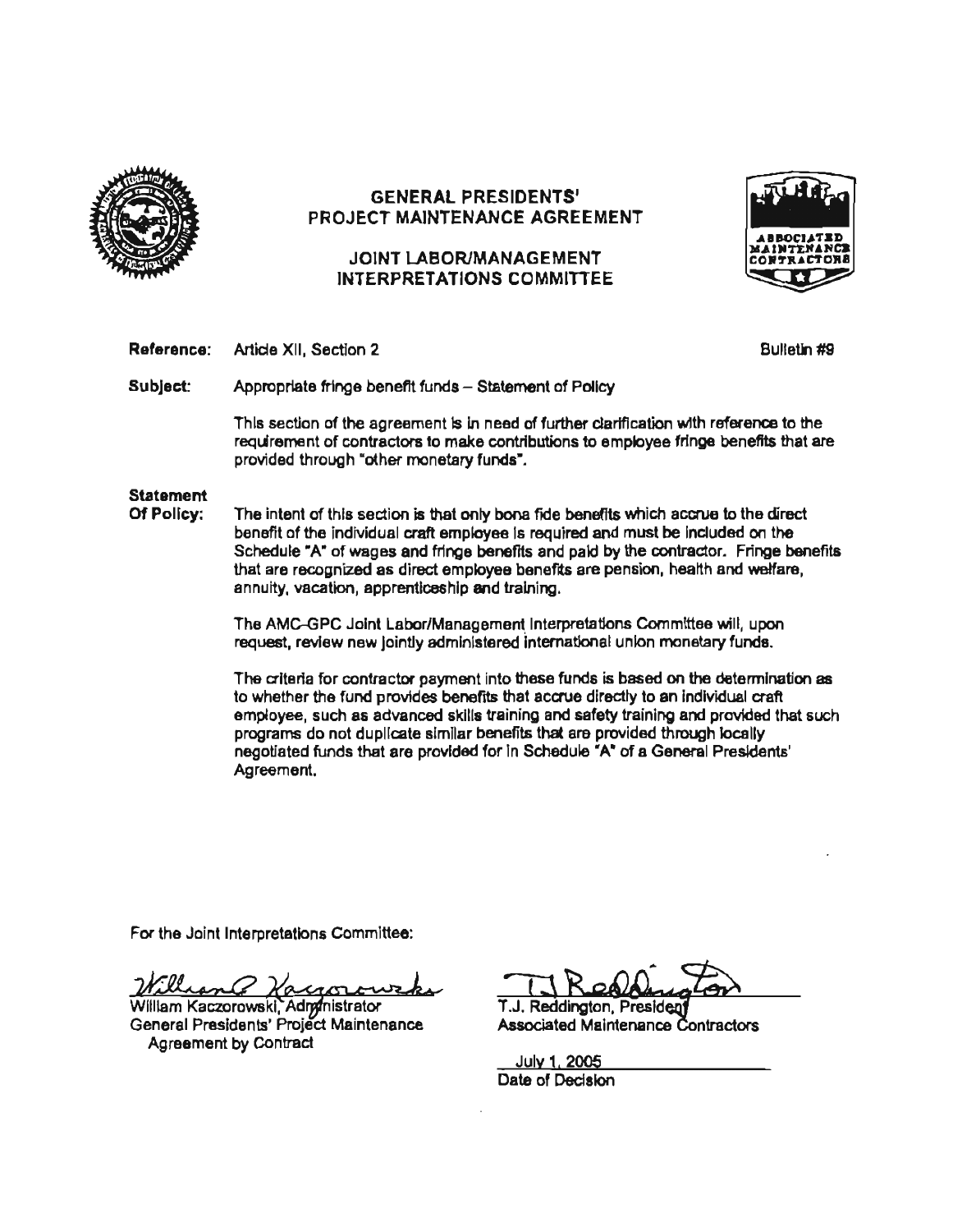# GENERAL PRESIDENTS' PROJECT MAINTENANCE AGREEMENT

## JOINT LABOR/MANAGEMENT INTERPRETATIONS COMMITTEE

**Reference:** Article XII, Section 2 Bulletin #9

**Subject:** Appropriate fringe benefit funds – Statement of Policy

This section of the agreement is in need of further clarification with reference to the requirement of contractors to make contributions to employee fringe benefits that are provided through "other monetary funds".

**Statement Of Policy:** The intent of this section is that only bona fide benefits which accrue to the direct benefit of the individual craft employee is required and must be included on the Schedule "A" of wages and fringe benefits and paid by the contractor. Fringe benefits that are recognized as direct employee benefits are pension, health and welfare, annuity, vacation, apprenticeship and training.

The AMC-GPC Joint Labor/Management Interpretations Committee will, upon request, review new jointly administered international union monetary funds.

The criteria for contractor payment into these funds is based on the determination as to whether the fund provides benefits that accrue directly to an individual craft employee, such as advanced skills training and safety training and provided that such programs do not duplicate similar benefits that are provided through locally negotiated funds that are provided for in Schedule "A" of a General Presidents' Agreement.

For the Joint Interpretations Committee:

William Kaczorowski, Administrator
General Presidents' Project Maintenance Agreement by Contract

T.J. Reddington, President
Associated Maintenance Contractors

July 1, 2005
Date of Decision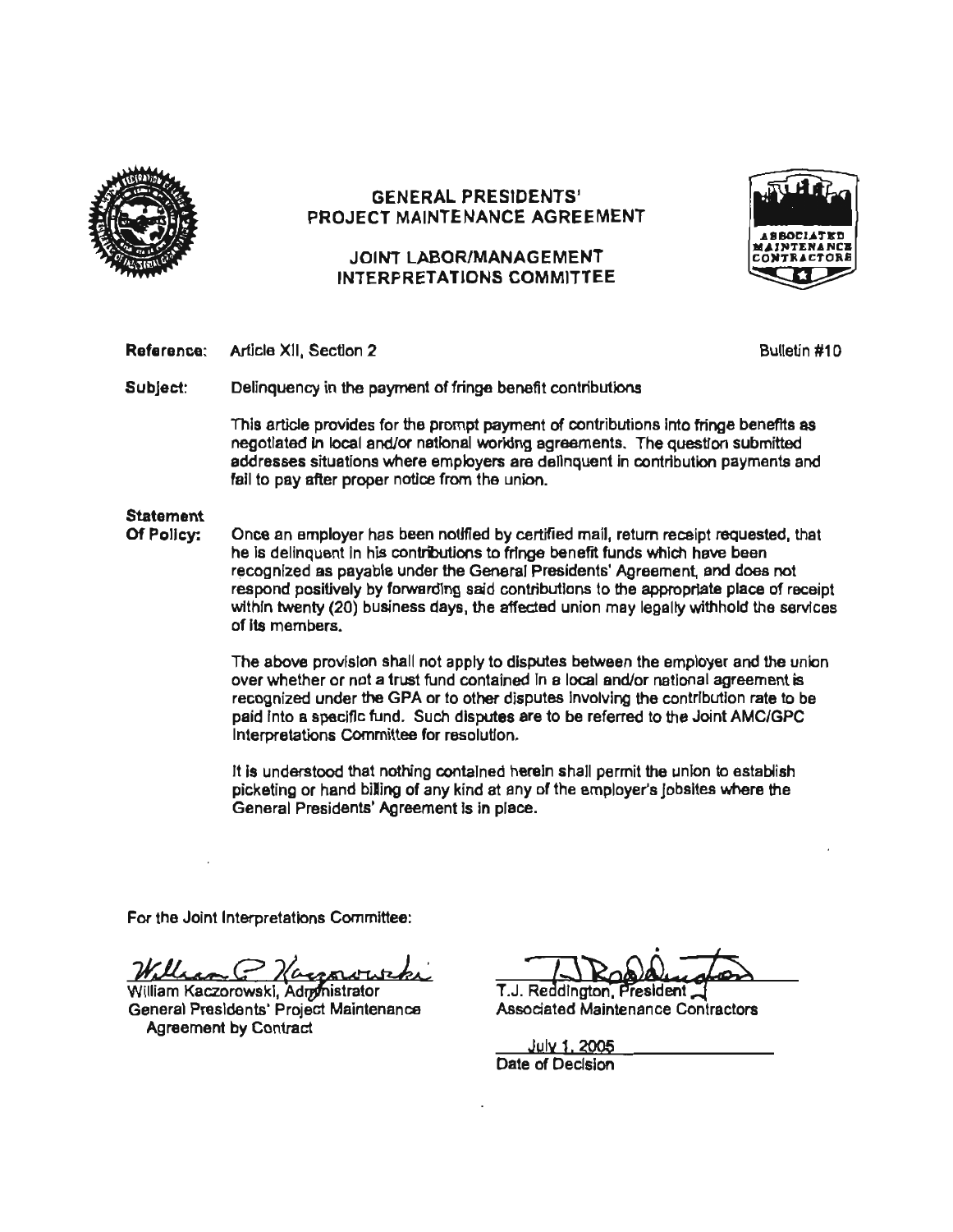# GENERAL PRESIDENTS' PROJECT MAINTENANCE AGREEMENT

## JOINT LABOR/MANAGEMENT INTERPRETATIONS COMMITTEE

**Reference:** Article XII, Section 2

Bulletin #10

**Subject:** Delinquency in the payment of fringe benefit contributions

This article provides for the prompt payment of contributions into fringe benefits as negotiated in local and/or national working agreements. The question submitted addresses situations where employers are delinquent in contribution payments and fail to pay after proper notice from the union.

**Statement Of Policy:** Once an employer has been notified by certified mail, return receipt requested, that he is delinquent in his contributions to fringe benefit funds which have been recognized as payable under the General Presidents' Agreement, and does not respond positively by forwarding said contributions to the appropriate place of receipt within twenty (20) business days, the affected union may legally withhold the services of its members.

The above provision shall not apply to disputes between the employer and the union over whether or not a trust fund contained in a local and/or national agreement is recognized under the GPA or to other disputes involving the contribution rate to be paid into a specific fund. Such disputes are to be referred to the Joint AMC/GPC Interpretations Committee for resolution.

It is understood that nothing contained herein shall permit the union to establish picketing or hand billing of any kind at any of the employer's jobsites where the General Presidents' Agreement is in place.

For the Joint Interpretations Committee:

William Kaczorowski, Administrator
General Presidents' Project Maintenance Agreement by Contract

T.J. Reddington, President
Associated Maintenance Contractors

July 1, 2005
Date of Decision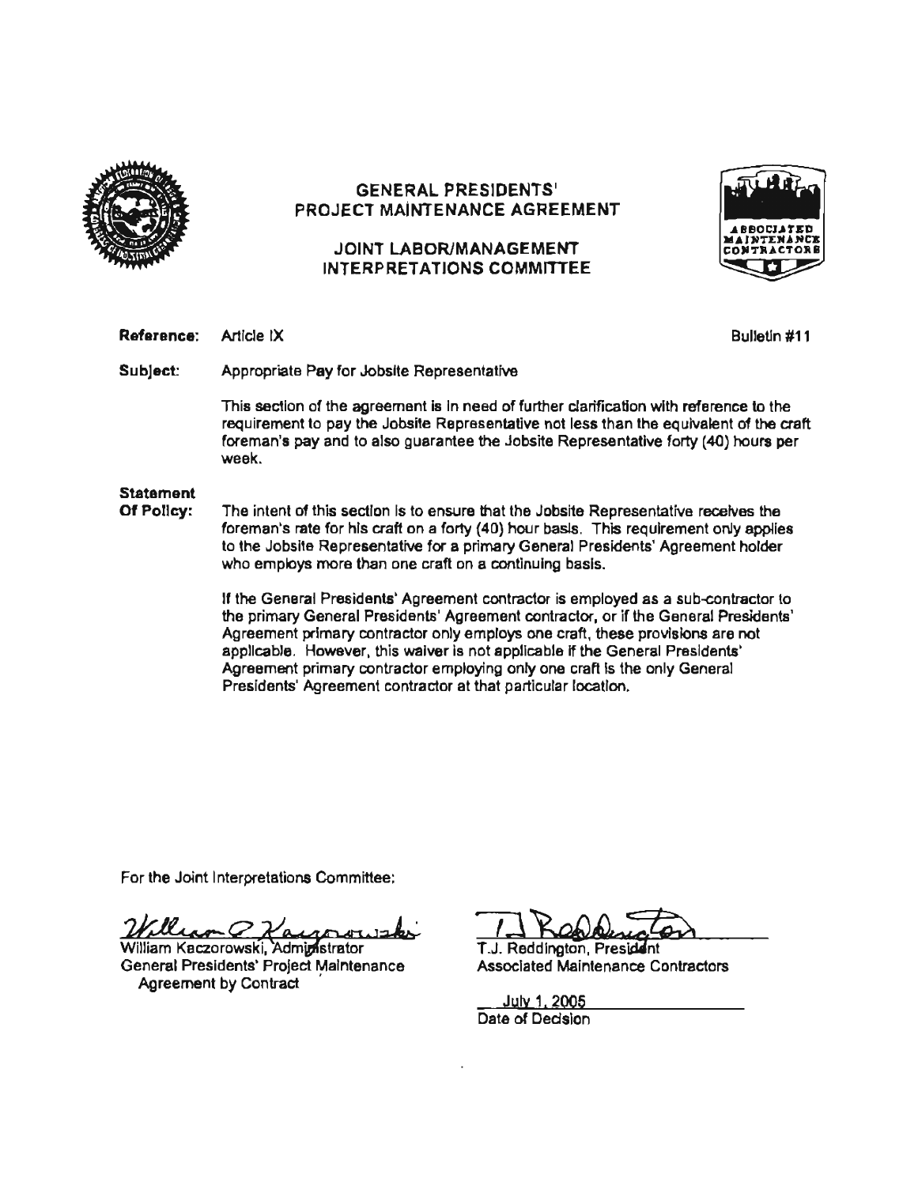# GENERAL PRESIDENTS' PROJECT MAINTENANCE AGREEMENT

## JOINT LABOR/MANAGEMENT INTERPRETATIONS COMMITTEE

**Reference:** Article IX

Bulletin #11

**Subject:** Appropriate Pay for Jobsite Representative

This section of the agreement is in need of further clarification with reference to the requirement to pay the Jobsite Representative not less than the equivalent of the craft foreman's pay and to also guarantee the Jobsite Representative forty (40) hours per week.

**Statement Of Policy:** The intent of this section is to ensure that the Jobsite Representative receives the foreman's rate for his craft on a forty (40) hour basis. This requirement only applies to the Jobsite Representative for a primary General Presidents' Agreement holder who employs more than one craft on a continuing basis.

If the General Presidents' Agreement contractor is employed as a sub-contractor to the primary General Presidents' Agreement contractor, or if the General Presidents' Agreement primary contractor only employs one craft, these provisions are not applicable. However, this waiver is not applicable if the General Presidents' Agreement primary contractor employing only one craft is the only General Presidents' Agreement contractor at that particular location.

For the Joint Interpretations Committee:

William Kaczorowski, Administrator
General Presidents' Project Maintenance Agreement by Contract

T.J. Reddington, President
Associated Maintenance Contractors

July 1, 2005
Date of Decision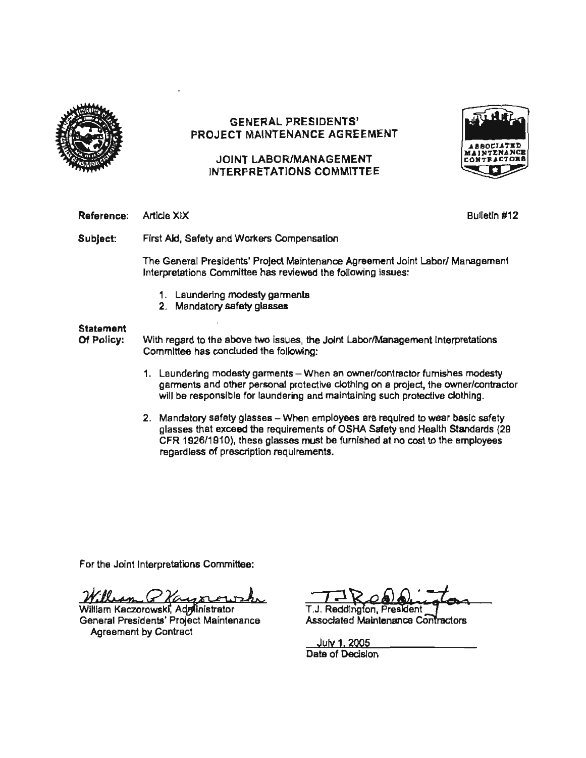# GENERAL PRESIDENTS' PROJECT MAINTENANCE AGREEMENT

## JOINT LABOR/MANAGEMENT INTERPRETATIONS COMMITTEE

**Reference:** Article XIX

Bulletin #12

**Subject:** First Aid, Safety and Workers Compensation

The General Presidents' Project Maintenance Agreement Joint Labor/ Management Interpretations Committee has reviewed the following issues:

1. Laundering modesty garments
2. Mandatory safety glasses

**Statement Of Policy:** With regard to the above two issues, the Joint Labor/Management Interpretations Committee has concluded the following:

1. Laundering modesty garments – When an owner/contractor furnishes modesty garments and other personal protective clothing on a project, the owner/contractor will be responsible for laundering and maintaining such protective clothing.

2. Mandatory safety glasses – When employees are required to wear basic safety glasses that exceed the requirements of OSHA Safety and Health Standards (29 CFR 1926/1910), these glasses must be furnished at no cost to the employees regardless of prescription requirements.

For the Joint Interpretations Committee:

William Kaczorowski, Administrator
General Presidents' Project Maintenance Agreement by Contract

T.J. Reddington, President
Associated Maintenance Contractors

July 1, 2005
Date of Decision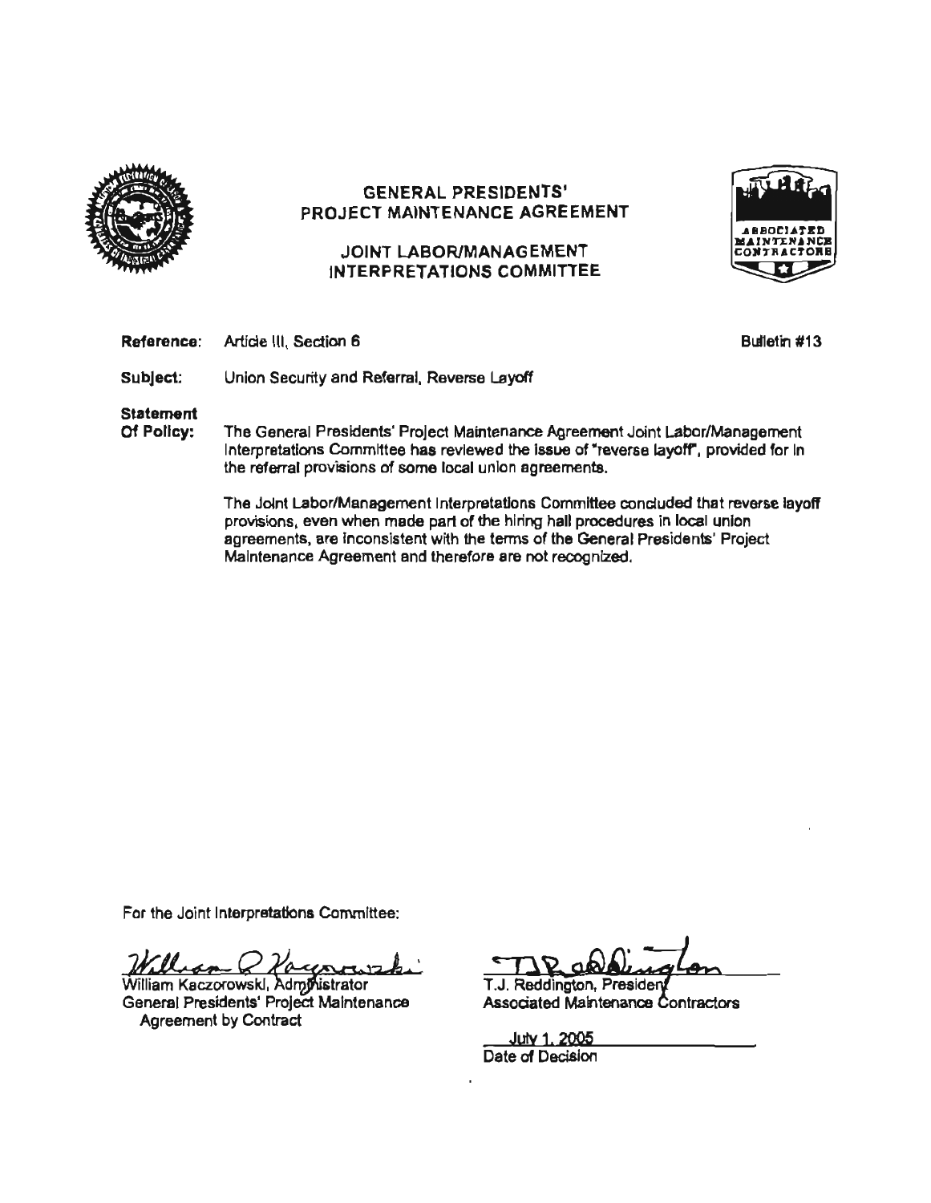## GENERAL PRESIDENTS' PROJECT MAINTENANCE AGREEMENT

## JOINT LABOR/MANAGEMENT INTERPRETATIONS COMMITTEE

**Reference:** Article III, Section 6 Bulletin #13

**Subject:** Union Security and Referral, Reverse Layoff

**Statement Of Policy:** The General Presidents' Project Maintenance Agreement Joint Labor/Management Interpretations Committee has reviewed the issue of "reverse layoff", provided for in the referral provisions of some local union agreements.

The Joint Labor/Management Interpretations Committee concluded that reverse layoff provisions, even when made part of the hiring hall procedures in local union agreements, are inconsistent with the terms of the General Presidents' Project Maintenance Agreement and therefore are not recognized.

For the Joint Interpretations Committee:

William Kaczorowski, Administrator
General Presidents' Project Maintenance Agreement by Contract

T.J. Reddington, President
Associated Maintenance Contractors

July 1, 2005
Date of Decision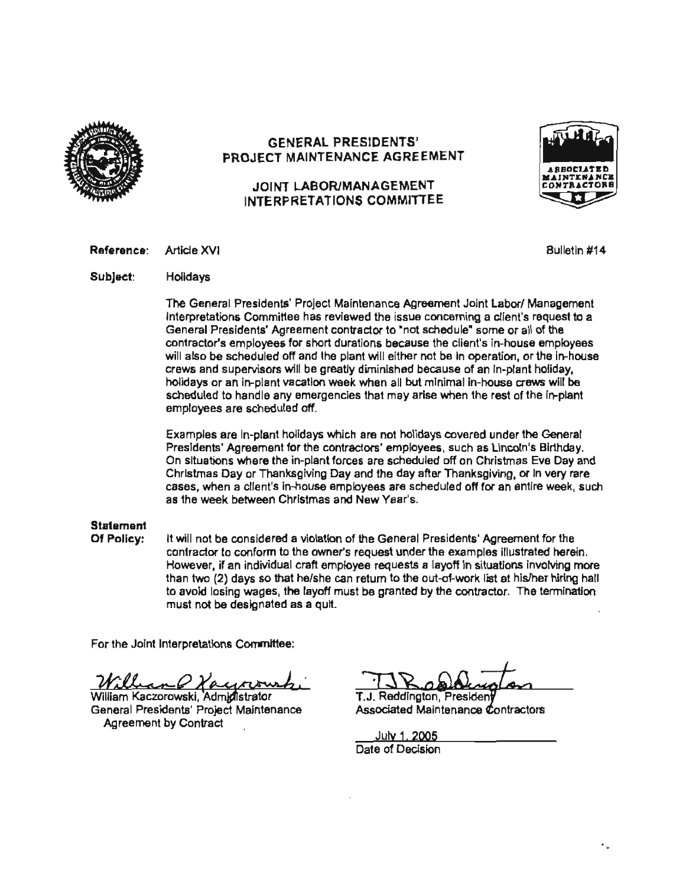# GENERAL PRESIDENTS' PROJECT MAINTENANCE AGREEMENT

## JOINT LABOR/MANAGEMENT INTERPRETATIONS COMMITTEE

**Reference:** Article XVI

Bulletin #14

**Subject:** Holidays

The General Presidents' Project Maintenance Agreement Joint Labor/ Management Interpretations Committee has reviewed the issue concerning a client's request to a General Presidents' Agreement contractor to "not schedule" some or all of the contractor's employees for short durations because the client's in-house employees will also be scheduled off and the plant will either not be in operation, or the in-house crews and supervisors will be greatly diminished because of an in-plant holiday, holidays or an in-plant vacation week when all but minimal in-house crews will be scheduled to handle any emergencies that may arise when the rest of the in-plant employees are scheduled off.

Examples are in-plant holidays which are not holidays covered under the General Presidents' Agreement for the contractors' employees, such as Lincoln's Birthday. On situations where the in-plant forces are scheduled off on Christmas Eve Day and Christmas Day or Thanksgiving Day and the day after Thanksgiving, or in very rare cases, when a client's in-house employees are scheduled off for an entire week, such as the week between Christmas and New Year's.

**Statement Of Policy:** It will not be considered a violation of the General Presidents' Agreement for the contractor to conform to the owner's request under the examples illustrated herein. However, if an individual craft employee requests a layoff in situations involving more than two (2) days so that he/she can return to the out-of-work list at his/her hiring hall to avoid losing wages, the layoff must be granted by the contractor. The termination must not be designated as a quit.

For the Joint Interpretations Committee:

William Kaczorowski, Administrator
General Presidents' Project Maintenance Agreement by Contract

T.J. Reddington, President
Associated Maintenance Contractors

July 1, 2005
Date of Decision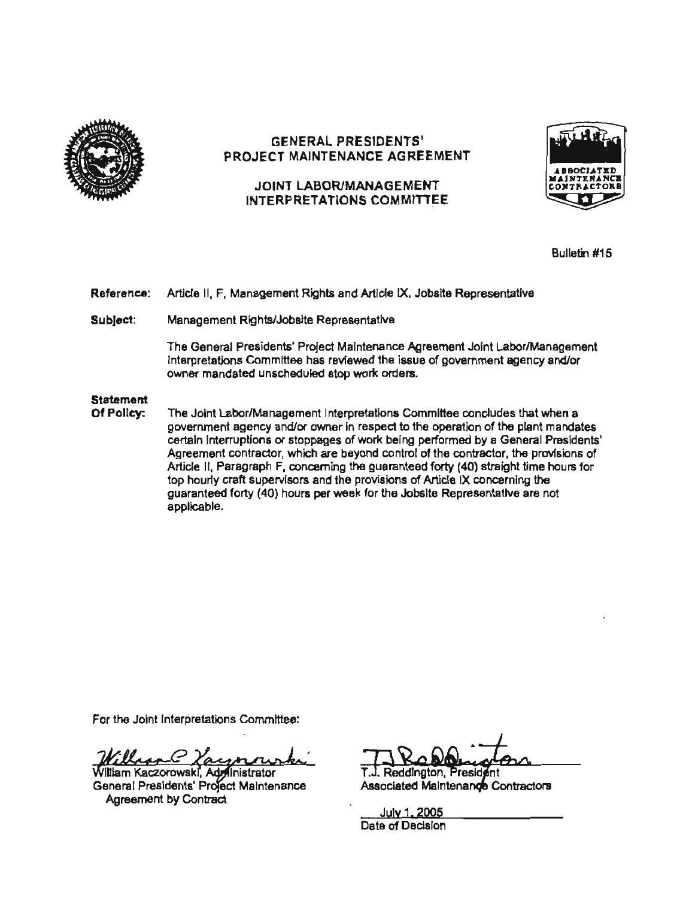# GENERAL PRESIDENTS' PROJECT MAINTENANCE AGREEMENT

## JOINT LABOR/MANAGEMENT INTERPRETATIONS COMMITTEE

Bulletin #15

**Reference:** Article II, F, Management Rights and Article IX, Jobsite Representative

**Subject:** Management Rights/Jobsite Representative

The General Presidents' Project Maintenance Agreement Joint Labor/Management Interpretations Committee has reviewed the issue of government agency and/or owner mandated unscheduled stop work orders.

**Statement Of Policy:** The Joint Labor/Management Interpretations Committee concludes that when a government agency and/or owner in respect to the operation of the plant mandates certain interruptions or stoppages of work being performed by a General Presidents' Agreement contractor, which are beyond control of the contractor, the provisions of Article II, Paragraph F, concerning the guaranteed forty (40) straight time hours for top hourly craft supervisors and the provisions of Article IX concerning the guaranteed forty (40) hours per week for the Jobsite Representative are not applicable.

For the Joint Interpretations Committee:

William Kaczorowski, Administrator
General Presidents' Project Maintenance Agreement by Contract

T.J. Reddington, President
Associated Maintenance Contractors

July 1, 2005
Date of Decision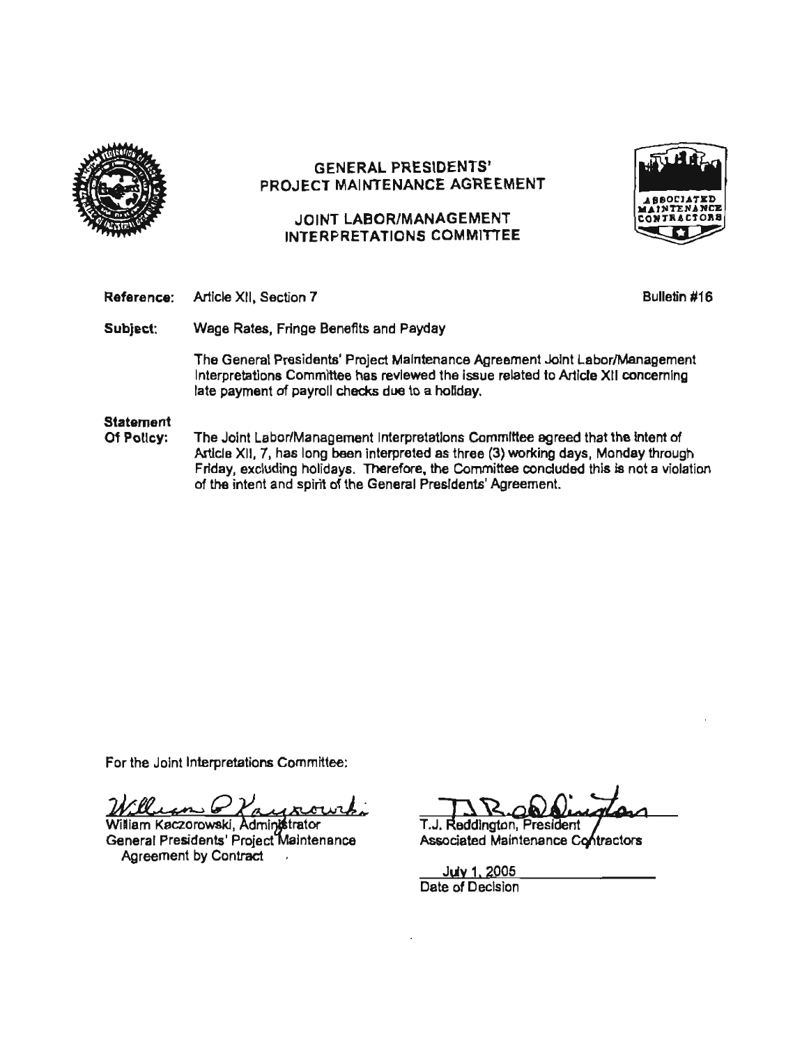# GENERAL PRESIDENTS' PROJECT MAINTENANCE AGREEMENT

## JOINT LABOR/MANAGEMENT INTERPRETATIONS COMMITTEE

ASSOCIATED MAINTENANCE CONTRACTORS

**Reference:** Article XII, Section 7

**Bulletin #16**

**Subject:** Wage Rates, Fringe Benefits and Payday

The General Presidents' Project Maintenance Agreement Joint Labor/Management Interpretations Committee has reviewed the issue related to Article XII concerning late payment of payroll checks due to a holiday.

**Statement Of Policy:** The Joint Labor/Management Interpretations Committee agreed that the intent of Article XII, 7, has long been interpreted as three (3) working days, Monday through Friday, excluding holidays. Therefore, the Committee concluded this is not a violation of the intent and spirit of the General Presidents' Agreement.

For the Joint Interpretations Committee:

William Kaczorowski, Administrator
General Presidents' Project Maintenance Agreement by Contract

T.J. Reddington, President
Associated Maintenance Contractors

July 1, 2005
Date of Decision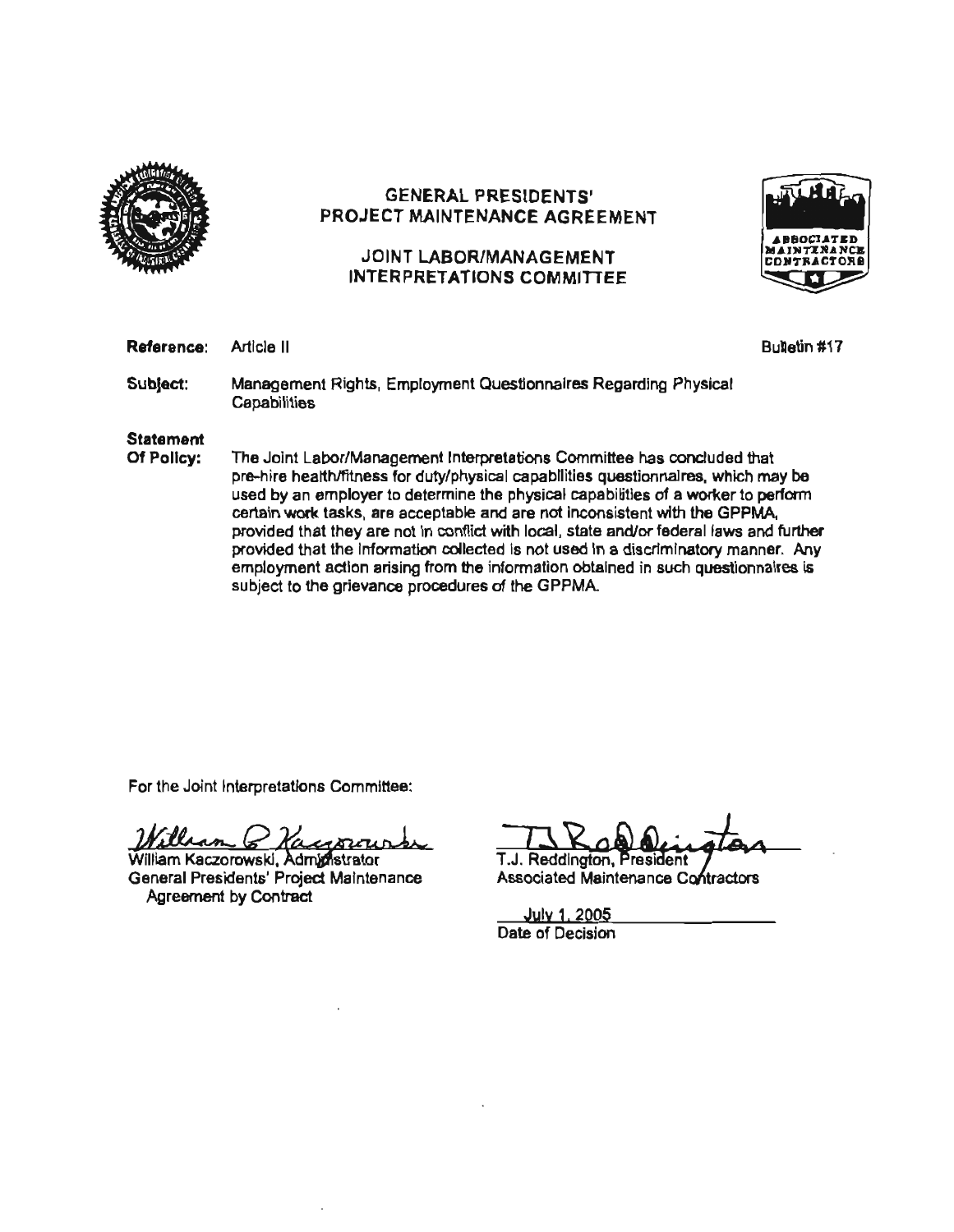# GENERAL PRESIDENTS' PROJECT MAINTENANCE AGREEMENT

## JOINT LABOR/MANAGEMENT INTERPRETATIONS COMMITTEE

**Reference:** Article II

Bulletin #17

**Subject:** Management Rights, Employment Questionnaires Regarding Physical Capabilities

**Statement Of Policy:** The Joint Labor/Management Interpretations Committee has concluded that pre-hire health/fitness for duty/physical capabilities questionnaires, which may be used by an employer to determine the physical capabilities of a worker to perform certain work tasks, are acceptable and are not inconsistent with the GPPMA, provided that they are not in conflict with local, state and/or federal laws and further provided that the information collected is not used in a discriminatory manner. Any employment action arising from the information obtained in such questionnaires is subject to the grievance procedures of the GPPMA.

For the Joint Interpretations Committee:

William Kaczorowski, Administrator
General Presidents' Project Maintenance Agreement by Contract

T.J. Reddington, President
Associated Maintenance Contractors

July 1, 2005
Date of Decision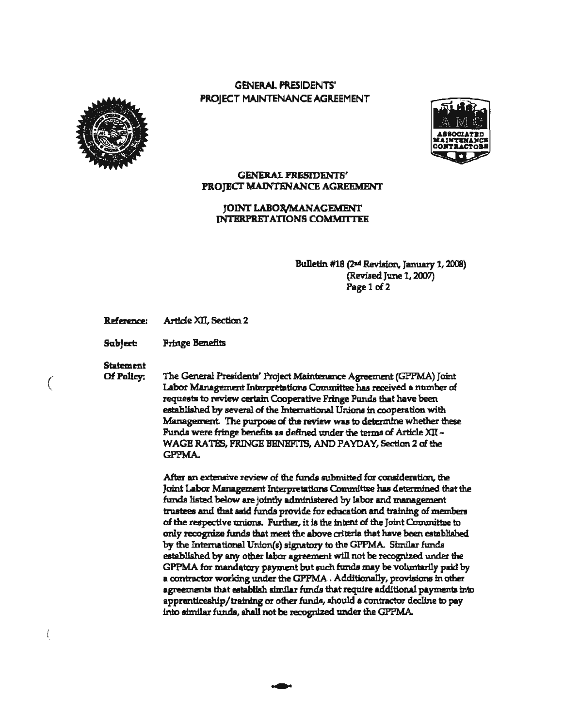# GENERAL PRESIDENTS' PROJECT MAINTENANCE AGREEMENT

## GENERAL PRESIDENTS' PROJECT MAINTENANCE AGREEMENT

## JOINT LABOR/MANAGEMENT INTERPRETATIONS COMMITTEE

Bulletin #18 (2nd Revision, January 1, 2008)
(Revised June 1, 2007)

**Reference:** Article XII, Section 2

**Subject:** Fringe Benefits

**Statement Of Policy:** The General Presidents' Project Maintenance Agreement (GPPMA) Joint Labor Management Interpretations Committee has received a number of requests to review certain Cooperative Fringe Funds that have been established by several of the International Unions in cooperation with Management. The purpose of the review was to determine whether these Funds were fringe benefits as defined under the terms of Article XII – WAGE RATES, FRINGE BENEFITS, AND PAYDAY, Section 2 of the GPPMA.

After an extensive review of the funds submitted for consideration, the Joint Labor Management Interpretations Committee has determined that the funds listed below are jointly administered by labor and management trustees and that said funds provide for education and training of members of the respective unions. Further, it is the intent of the Joint Committee to only recognize funds that meet the above criteria that have been established by the International Union(s) signatory to the GPPMA. Similar funds established by any other labor agreement will not be recognized under the GPPMA for mandatory payment but such funds may be voluntarily paid by a contractor working under the GPPMA . Additionally, provisions in other agreements that establish similar funds that require additional payments into apprenticeship/training or other funds, should a contractor decline to pay into similar funds, shall not be recognized under the GPPMA.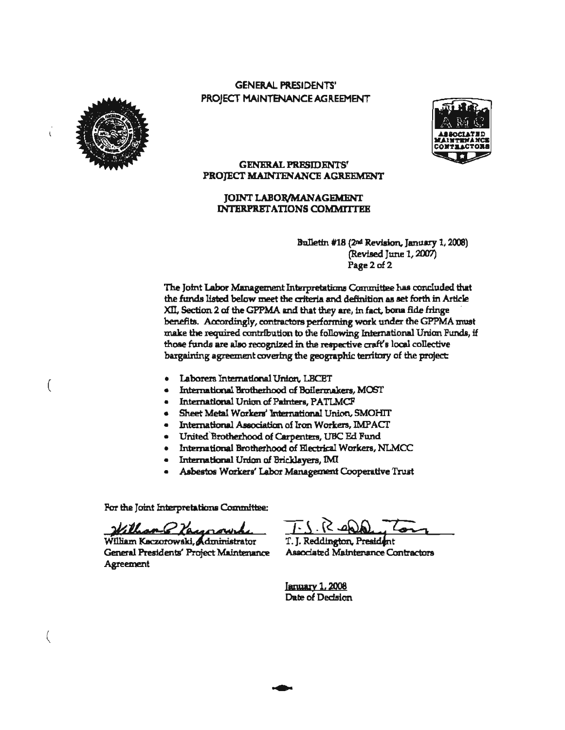# GENERAL PRESIDENTS' PROJECT MAINTENANCE AGREEMENT

## GENERAL PRESIDENTS' PROJECT MAINTENANCE AGREEMENT

## JOINT LABOR/MANAGEMENT INTERPRETATIONS COMMITTEE

Bulletin #18 (2nd Revision, January 1, 2008)
(Revised June 1, 2007)
Page 2 of 2

The Joint Labor Management Interpretations Committee has concluded that the funds listed below meet the criteria and definition as set forth in Article XII, Section 2 of the GPPMA and that they are, in fact, bona fide fringe benefits. Accordingly, contractors performing work under the GPPMA must make the required contribution to the following International Union Funds, if those funds are also recognized in the respective craft's local collective bargaining agreement covering the geographic territory of the project:

- Laborers International Union, LECET
- International Brotherhood of Boilermakers, MOST
- International Union of Painters, PATLMCF
- Sheet Metal Workers' International Union, SMOHIT
- International Association of Iron Workers, IMPACT
- United Brotherhood of Carpenters, UBC Ed Fund
- International Brotherhood of Electrical Workers, NLMCC
- International Union of Bricklayers, IMI
- Asbestos Workers' Labor Management Cooperative Trust

For the Joint Interpretations Committee:

William Kaczorowski, Administrator
General Presidents' Project Maintenance Agreement

T. J. Reddington, President
Associated Maintenance Contractors

January 1, 2008
Date of Decision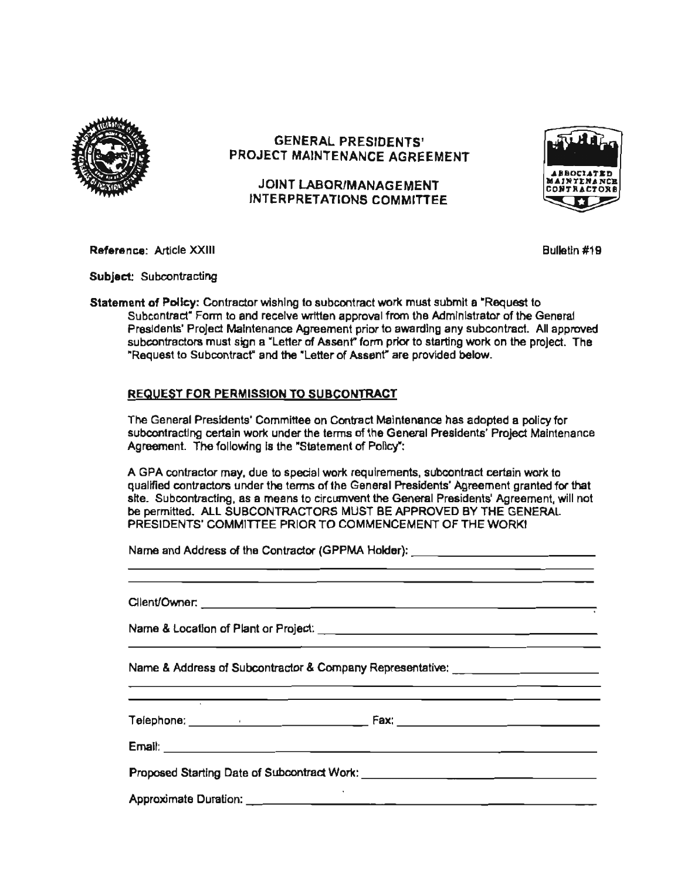# GENERAL PRESIDENTS' PROJECT MAINTENANCE AGREEMENT

## JOINT LABOR/MANAGEMENT INTERPRETATIONS COMMITTEE

**Reference:** Article XXIII

Bulletin #19

**Subject:** Subcontracting

**Statement of Policy:** Contractor wishing to subcontract work must submit a "Request to Subcontract" Form to and receive written approval from the Administrator of the General Presidents' Project Maintenance Agreement prior to awarding any subcontract. All approved subcontractors must sign a "Letter of Assent" form prior to starting work on the project. The "Request to Subcontract" and the "Letter of Assent" are provided below.

### REQUEST FOR PERMISSION TO SUBCONTRACT

The General Presidents' Committee on Contract Maintenance has adopted a policy for subcontracting certain work under the terms of the General Presidents' Project Maintenance Agreement. The following is the "Statement of Policy":

A GPA contractor may, due to special work requirements, subcontract certain work to qualified contractors under the terms of the General Presidents' Agreement granted for that site. Subcontracting, as a means to circumvent the General Presidents' Agreement, will not be permitted. ALL SUBCONTRACTORS MUST BE APPROVED BY THE GENERAL PRESIDENTS' COMMITTEE PRIOR TO COMMENCEMENT OF THE WORK!

Name and Address of the Contractor (GPPMA Holder): ______________________________

______________________________________________________________________

______________________________________________________________________

Client/Owner: ______________________________________________________________

Name & Location of Plant or Project: ____________________________________________

______________________________________________________________________

Name & Address of Subcontractor & Company Representative: ________________________

______________________________________________________________________

______________________________________________________________________

Telephone: ______________________________ Fax: ______________________________

Email: ____________________________________________________________________

Proposed Starting Date of Subcontract Work: ______________________________________

Approximate Duration: _______________________________________________________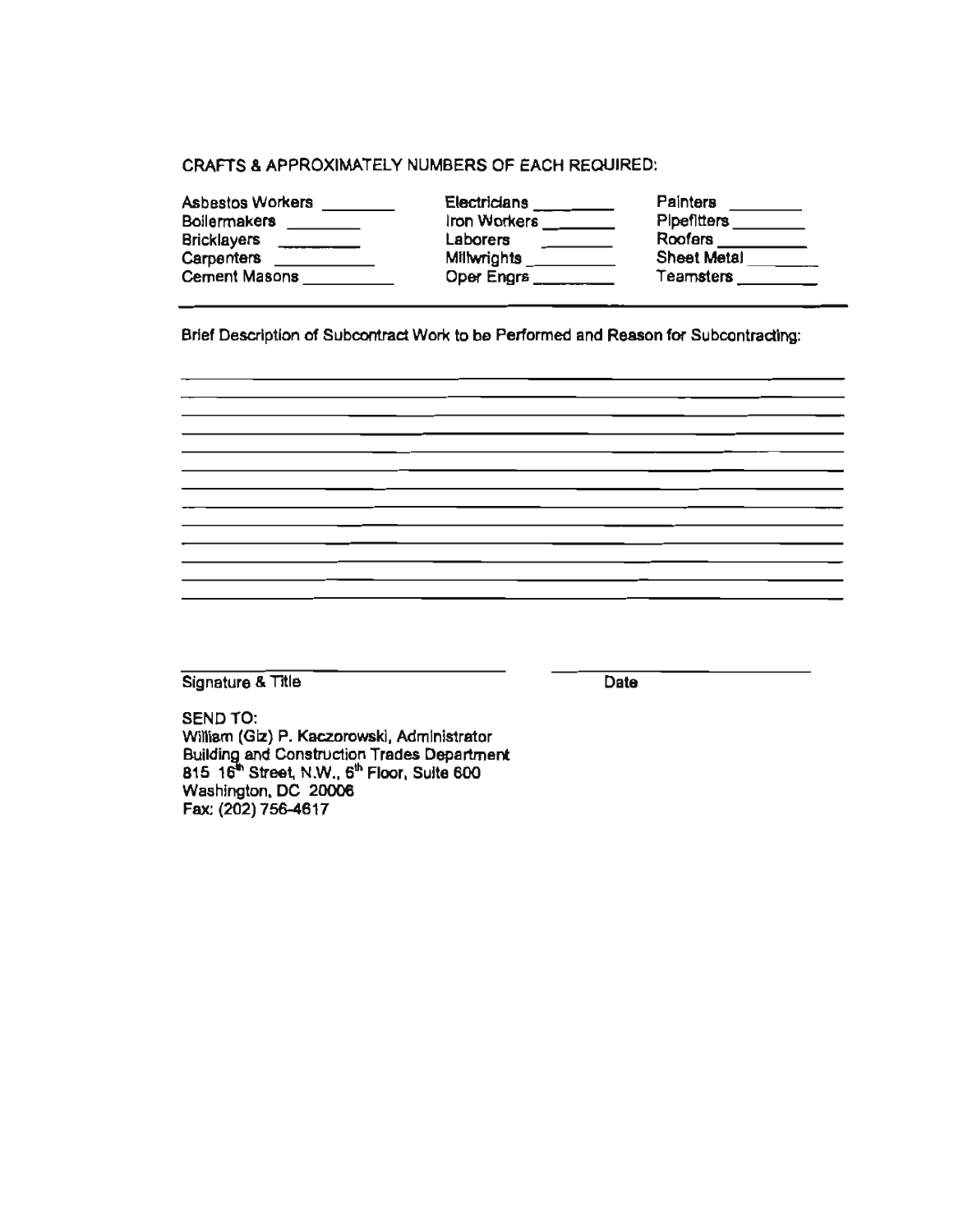CRAFTS & APPROXIMATELY NUMBERS OF EACH REQUIRED:

| | | |
|---|---|---|
| Asbestos Workers ________ | Electricians ________ | Painters ________ |
| Boilermakers ________ | Iron Workers ________ | Pipefitters ________ |
| Bricklayers ________ | Laborers ________ | Roofers ________ |
| Carpenters ________ | Millwrights ________ | Sheet Metal ________ |
| Cement Masons ________ | Oper Engrs ________ | Teamsters ________ |

---

Brief Description of Subcontract Work to be Performed and Reason for Subcontracting:

______________________________________________________________________________

______________________________________________________________________________

______________________________________________________________________________

______________________________________________________________________________

______________________________________________________________________________

______________________________________________________________________________

______________________________________________________________________________

______________________________________________________________________________

______________________________________________________________________________

______________________________________________________________________________

______________________________________________________________________________

______________________________ ______________________________
Signature & Title Date

SEND TO:
William (Giz) P. Kaczorowski, Administrator
Building and Construction Trades Department
815 16th Street, N.W., 6th Floor, Suite 600
Washington, DC 20006
Fax: (202) 756-4617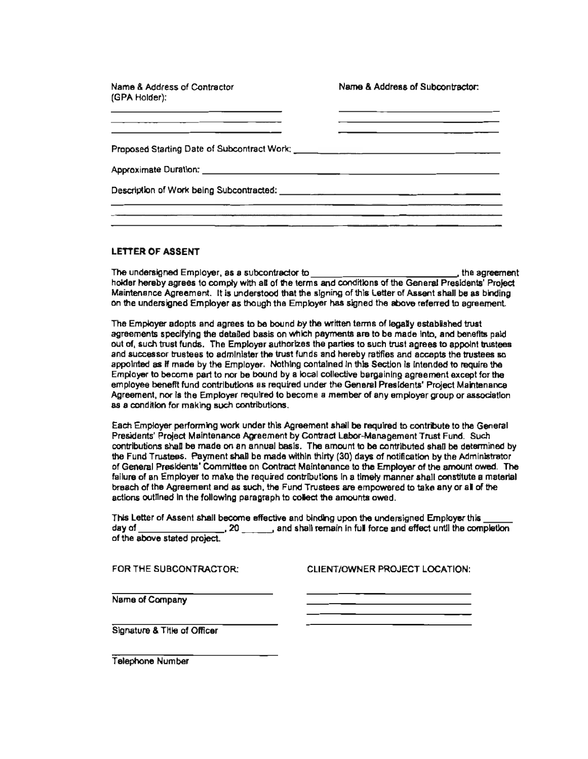Name & Address of Contractor (GPA Holder):

\_\_\_\_\_\_\_\_\_\_\_\_\_\_\_\_\_\_\_\_\_\_\_\_\_\_\_\_\_\_

\_\_\_\_\_\_\_\_\_\_\_\_\_\_\_\_\_\_\_\_\_\_\_\_\_\_\_\_\_\_

\_\_\_\_\_\_\_\_\_\_\_\_\_\_\_\_\_\_\_\_\_\_\_\_\_\_\_\_\_\_

Name & Address of Subcontractor:

\_\_\_\_\_\_\_\_\_\_\_\_\_\_\_\_\_\_\_\_\_\_\_\_\_\_\_\_\_\_

\_\_\_\_\_\_\_\_\_\_\_\_\_\_\_\_\_\_\_\_\_\_\_\_\_\_\_\_\_\_

\_\_\_\_\_\_\_\_\_\_\_\_\_\_\_\_\_\_\_\_\_\_\_\_\_\_\_\_\_\_

Proposed Starting Date of Subcontract Work: \_\_\_\_\_\_\_\_\_\_\_\_\_\_\_\_\_\_\_\_\_\_\_\_\_\_\_\_\_\_

Approximate Duration: \_\_\_\_\_\_\_\_\_\_\_\_\_\_\_\_\_\_\_\_\_\_\_\_\_\_\_\_\_\_

Description of Work being Subcontracted: \_\_\_\_\_\_\_\_\_\_\_\_\_\_\_\_\_\_\_\_\_\_\_\_\_\_\_\_\_\_

\_\_\_\_\_\_\_\_\_\_\_\_\_\_\_\_\_\_\_\_\_\_\_\_\_\_\_\_\_\_\_\_\_\_\_\_\_\_\_\_\_\_\_\_\_\_\_\_\_\_\_\_\_\_\_\_\_\_

\_\_\_\_\_\_\_\_\_\_\_\_\_\_\_\_\_\_\_\_\_\_\_\_\_\_\_\_\_\_\_\_\_\_\_\_\_\_\_\_\_\_\_\_\_\_\_\_\_\_\_\_\_\_\_\_\_\_

\_\_\_\_\_\_\_\_\_\_\_\_\_\_\_\_\_\_\_\_\_\_\_\_\_\_\_\_\_\_\_\_\_\_\_\_\_\_\_\_\_\_\_\_\_\_\_\_\_\_\_\_\_\_\_\_\_\_

**LETTER OF ASSENT**

The undersigned Employer, as a subcontractor to \_\_\_\_\_\_\_\_\_\_\_\_\_\_\_\_\_\_\_\_\_\_\_\_\_\_\_\_, the agreement holder hereby agrees to comply with all of the terms and conditions of the General Presidents' Project Maintenance Agreement. It is understood that the signing of this Letter of Assent shall be as binding on the undersigned Employer as though the Employer has signed the above referred to agreement.

The Employer adopts and agrees to be bound by the written terms of legally established trust agreements specifying the detailed basis on which payments are to be made into, and benefits paid out of, such trust funds. The Employer authorizes the parties to such trust agrees to appoint trustees and successor trustees to administer the trust funds and hereby ratifies and accepts the trustees so appointed as if made by the Employer. Nothing contained in this Section is intended to require the Employer to become part to nor be bound by a local collective bargaining agreement except for the employee benefit fund contributions as required under the General Presidents' Project Maintenance Agreement, nor is the Employer required to become a member of any employer group or association as a condition for making such contributions.

Each Employer performing work under this Agreement shall be required to contribute to the General Presidents' Project Maintenance Agreement by Contract Labor-Management Trust Fund. Such contributions shall be made on an annual basis. The amount to be contributed shall be determined by the Fund Trustees. Payment shall be made within thirty (30) days of notification by the Administrator of General Presidents' Committee on Contract Maintenance to the Employer of the amount owed. The failure of an Employer to make the required contributions in a timely manner shall constitute a material breach of the Agreement and as such, the Fund Trustees are empowered to take any or all of the actions outlined in the following paragraph to collect the amounts owed.

This Letter of Assent shall become effective and binding upon the undersigned Employer this \_\_\_\_\_\_ day of \_\_\_\_\_\_\_\_\_\_\_\_\_\_\_\_\_\_, 20 \_\_\_\_\_\_, and shall remain in full force and effect until the completion of the above stated project.

FOR THE SUBCONTRACTOR:

\_\_\_\_\_\_\_\_\_\_\_\_\_\_\_\_\_\_\_\_\_\_\_\_\_\_\_\_\_\_

Name of Company

\_\_\_\_\_\_\_\_\_\_\_\_\_\_\_\_\_\_\_\_\_\_\_\_\_\_\_\_\_\_

Signature & Title of Officer

\_\_\_\_\_\_\_\_\_\_\_\_\_\_\_\_\_\_\_\_\_\_\_\_\_\_\_\_\_\_

Telephone Number

CLIENT/OWNER PROJECT LOCATION:

\_\_\_\_\_\_\_\_\_\_\_\_\_\_\_\_\_\_\_\_\_\_\_\_\_\_\_\_\_\_

\_\_\_\_\_\_\_\_\_\_\_\_\_\_\_\_\_\_\_\_\_\_\_\_\_\_\_\_\_\_

\_\_\_\_\_\_\_\_\_\_\_\_\_\_\_\_\_\_\_\_\_\_\_\_\_\_\_\_\_\_

\_\_\_\_\_\_\_\_\_\_\_\_\_\_\_\_\_\_\_\_\_\_\_\_\_\_\_\_\_\_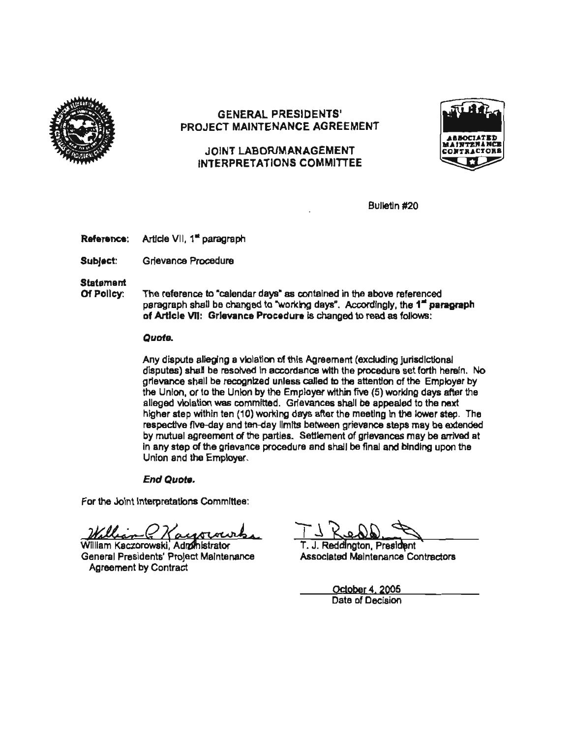# GENERAL PRESIDENTS' PROJECT MAINTENANCE AGREEMENT

## JOINT LABOR/MANAGEMENT INTERPRETATIONS COMMITTEE

Bulletin #20

**Reference:** Article VII, 1st paragraph

**Subject:** Grievance Procedure

**Statement Of Policy:** The reference to "calendar days" as contained in the above referenced paragraph shall be changed to "working days". Accordingly, the **1st paragraph of Article VII: Grievance Procedure** is changed to read as follows:

***Quote.***

Any dispute alleging a violation of this Agreement (excluding jurisdictional disputes) shall be resolved in accordance with the procedure set forth herein. No grievance shall be recognized unless called to the attention of the Employer by the Union, or to the Union by the Employer within five (5) working days after the alleged violation was committed. Grievances shall be appealed to the next higher step within ten (10) working days after the meeting in the lower step. The respective five-day and ten-day limits between grievance steps may be extended by mutual agreement of the parties. Settlement of grievances may be arrived at in any step of the grievance procedure and shall be final and binding upon the Union and the Employer.

***End Quote.***

For the Joint Interpretations Committee:

William Kaczorowski, Administrator
General Presidents' Project Maintenance Agreement by Contract

T. J. Reddington, President
Associated Maintenance Contractors

October 4, 2005
Date of Decision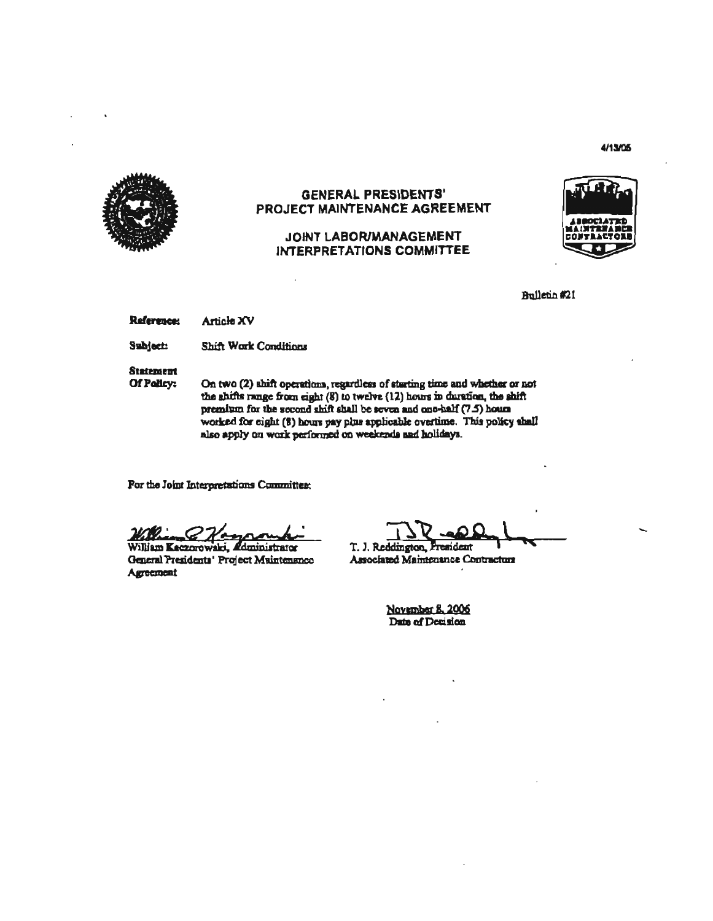4/13/06

## GENERAL PRESIDENTS' PROJECT MAINTENANCE AGREEMENT

## JOINT LABOR/MANAGEMENT INTERPRETATIONS COMMITTEE

ASSOCIATED MAINTENANCE CONTRACTORS

Bulletin #21

**Reference:** Article XV

**Subject:** Shift Work Conditions

**Statement Of Policy:** On two (2) shift operations, regardless of starting time and whether or not the shifts range from eight (8) to twelve (12) hours in duration, the shift premium for the second shift shall be seven and one-half (7.5) hours worked for eight (8) hours pay plus applicable overtime. This policy shall also apply on work performed on weekends and holidays.

For the Joint Interpretations Committee:

William Kaczorowski, Administrator
General Presidents' Project Maintenance Agreement

T. J. Reddington, President
Associated Maintenance Contractors

November 8, 2006
Date of Decision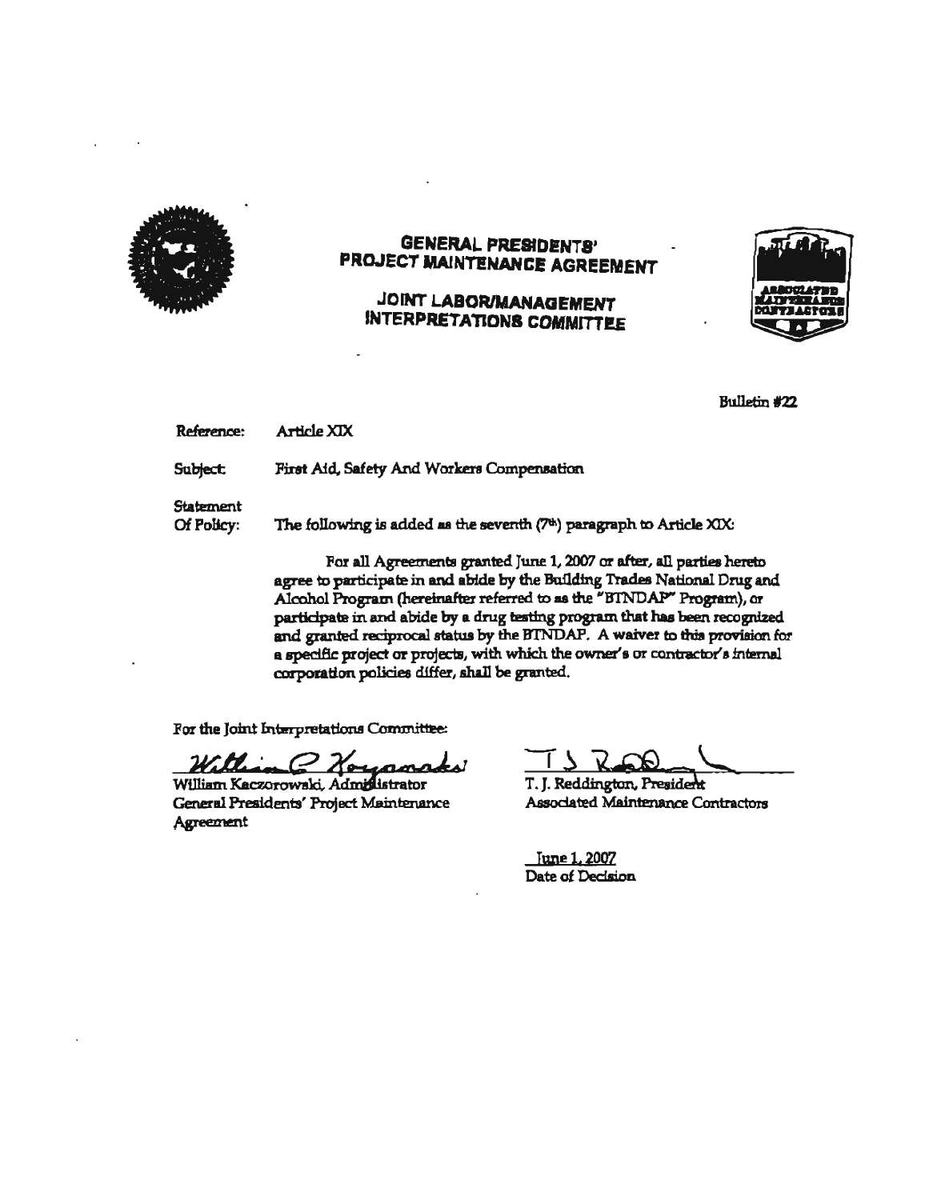# GENERAL PRESIDENTS' PROJECT MAINTENANCE AGREEMENT

## JOINT LABOR/MANAGEMENT INTERPRETATIONS COMMITTEE

Bulletin #22

**Reference:** Article XIX

**Subject:** First Aid, Safety And Workers Compensation

**Statement Of Policy:** The following is added as the seventh (7th) paragraph to Article XIX:

For all Agreements granted June 1, 2007 or after, all parties hereto agree to participate in and abide by the Building Trades National Drug and Alcohol Program (hereinafter referred to as the "BTNDAP" Program), or participate in and abide by a drug testing program that has been recognized and granted reciprocal status by the BTNDAP. A waiver to this provision for a specific project or projects, with which the owner's or contractor's internal corporation policies differ, shall be granted.

For the Joint Interpretations Committee:

William Kaczorowski, Administrator
General Presidents' Project Maintenance Agreement

T. J. Reddington, President
Associated Maintenance Contractors

June 1, 2007
Date of Decision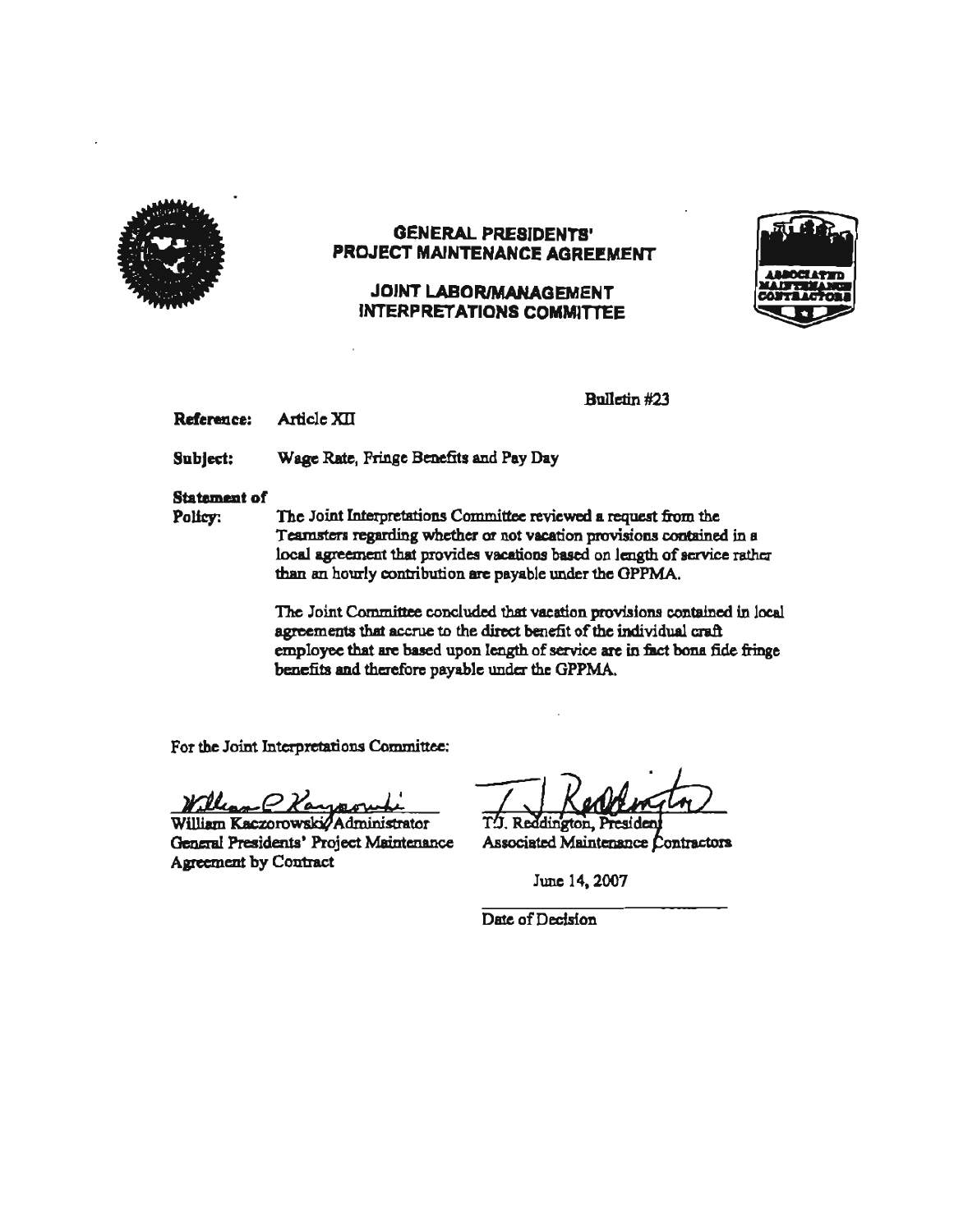# GENERAL PRESIDENTS' PROJECT MAINTENANCE AGREEMENT

## JOINT LABOR/MANAGEMENT INTERPRETATIONS COMMITTEE

Bulletin #23

**Reference:** Article XII

**Subject:** Wage Rate, Fringe Benefits and Pay Day

**Statement of Policy:** The Joint Interpretations Committee reviewed a request from the Teamsters regarding whether or not vacation provisions contained in a local agreement that provides vacations based on length of service rather than an hourly contribution are payable under the GPPMA.

The Joint Committee concluded that vacation provisions contained in local agreements that accrue to the direct benefit of the individual craft employee that are based upon length of service are in fact bona fide fringe benefits and therefore payable under the GPPMA.

For the Joint Interpretations Committee:

William Kaczorowski, Administrator
General Presidents' Project Maintenance Agreement by Contract

T.J. Reddington, President
Associated Maintenance Contractors

June 14, 2007

Date of Decision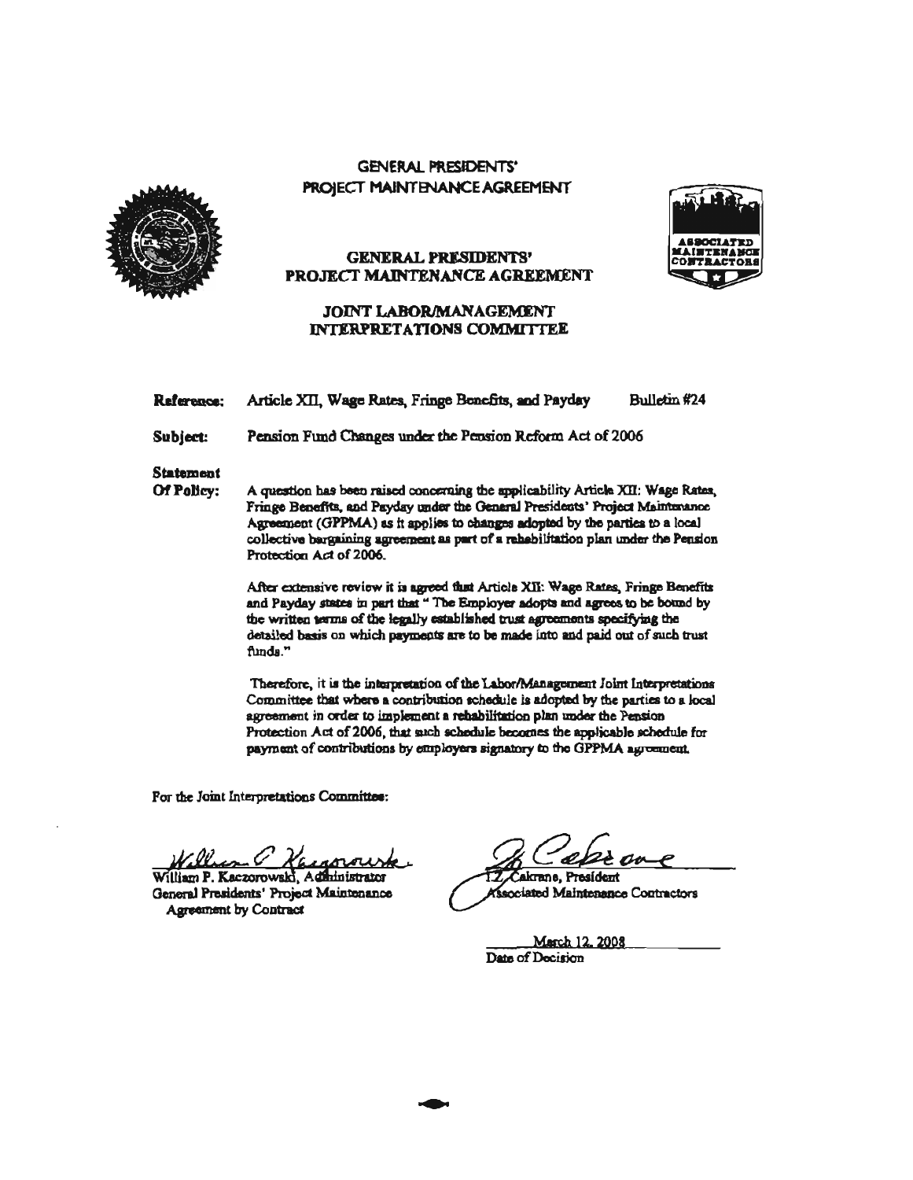# GENERAL PRESIDENTS' PROJECT MAINTENANCE AGREEMENT

## GENERAL PRESIDENTS' PROJECT MAINTENANCE AGREEMENT

## JOINT LABOR/MANAGEMENT INTERPRETATIONS COMMITTEE

**Reference:** Article XII, Wage Rates, Fringe Benefits, and Payday — Bulletin #24

**Subject:** Pension Fund Changes under the Pension Reform Act of 2006

**Statement Of Policy:** A question has been raised concerning the applicability Article XII: Wage Rates, Fringe Benefits, and Payday under the General Presidents' Project Maintenance Agreement (GPPMA) as it applies to changes adopted by the parties to a local collective bargaining agreement as part of a rehabilitation plan under the Pension Protection Act of 2006.

After extensive review it is agreed that Article XII: Wage Rates, Fringe Benefits and Payday states in part that " The Employer adopts and agrees to be bound by the written terms of the legally established trust agreements specifying the detailed basis on which payments are to be made into and paid out of such trust funds."

Therefore, it is the interpretation of the Labor/Management Joint Interpretations Committee that where a contribution schedule is adopted by the parties to a local agreement in order to implement a rehabilitation plan under the Pension Protection Act of 2006, that such schedule becomes the applicable schedule for payment of contributions by employers signatory to the GPPMA agreement.

For the Joint Interpretations Committee:

William P. Kaczorowski, Administrator
General Presidents' Project Maintenance Agreement by Contract

T.Z. Cakrane, President
Associated Maintenance Contractors

March 12, 2008
Date of Decision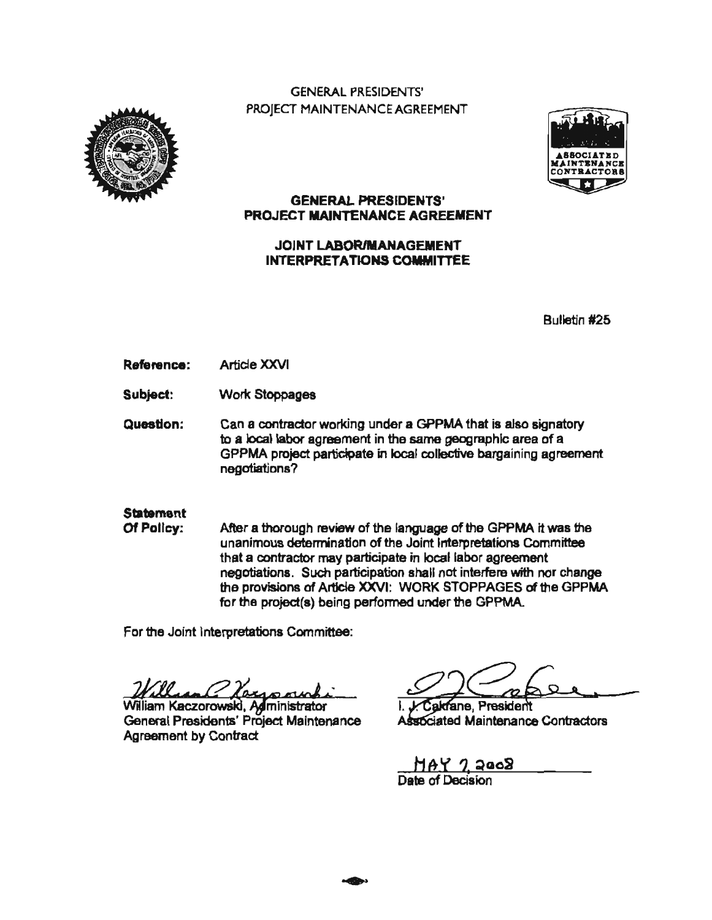GENERAL PRESIDENTS'
PROJECT MAINTENANCE AGREEMENT

# GENERAL PRESIDENTS' PROJECT MAINTENANCE AGREEMENT

## JOINT LABOR/MANAGEMENT INTERPRETATIONS COMMITTEE

Bulletin #25

**Reference:** Article XXVI

**Subject:** Work Stoppages

**Question:** Can a contractor working under a GPPMA that is also signatory to a local labor agreement in the same geographic area of a GPPMA project participate in local collective bargaining agreement negotiations?

**Statement Of Policy:** After a thorough review of the language of the GPPMA it was the unanimous determination of the Joint Interpretations Committee that a contractor may participate in local labor agreement negotiations. Such participation shall not interfere with nor change the provisions of Article XXVI: WORK STOPPAGES of the GPPMA for the project(s) being performed under the GPPMA.

For the Joint Interpretations Committee:

William Kaczorowski, Administrator
General Presidents' Project Maintenance Agreement by Contract

I. J. Cakrane, President
Associated Maintenance Contractors

MAY 7, 2008
Date of Decision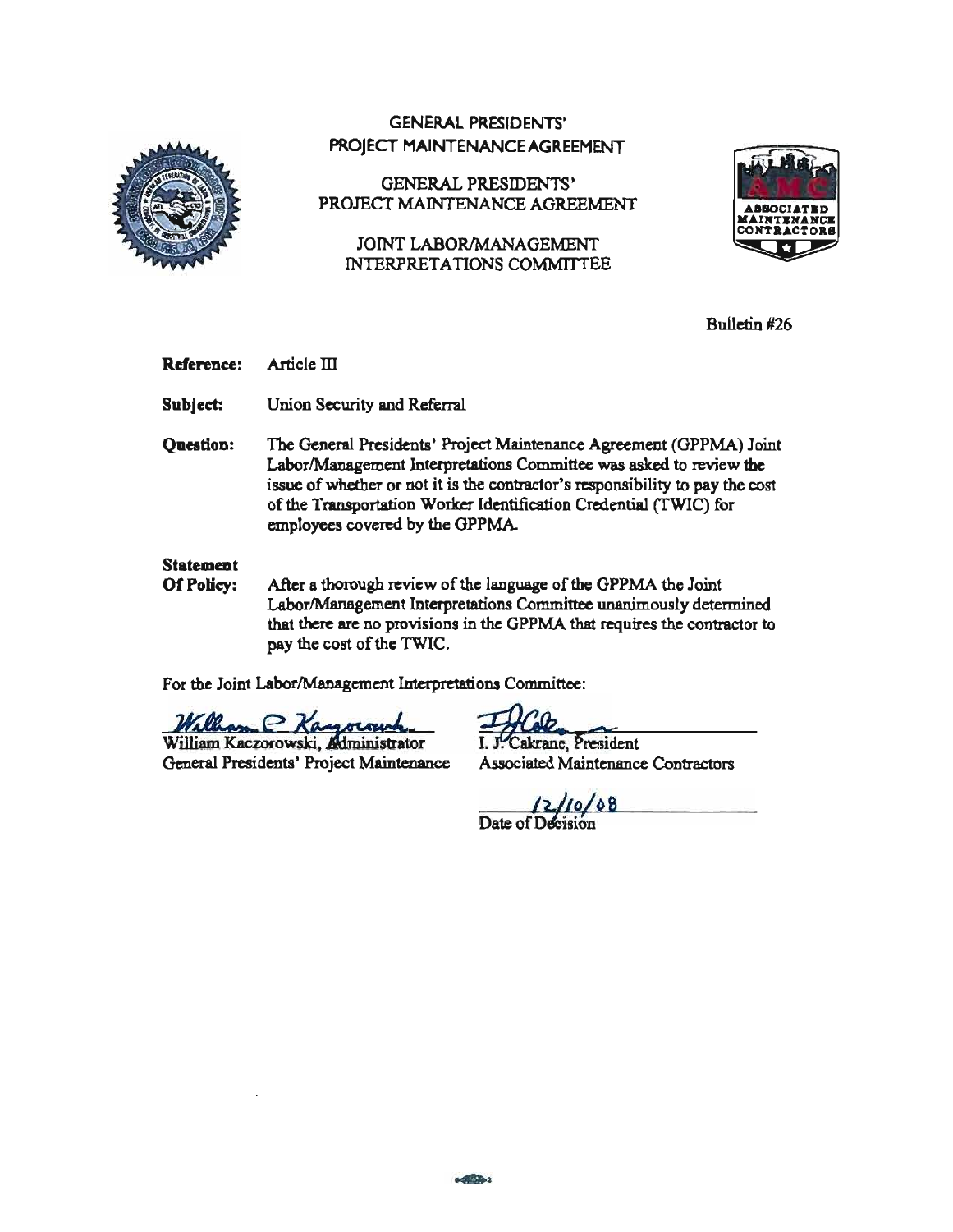# GENERAL PRESIDENTS' PROJECT MAINTENANCE AGREEMENT

## GENERAL PRESIDENTS' PROJECT MAINTENANCE AGREEMENT

## JOINT LABOR/MANAGEMENT INTERPRETATIONS COMMITTEE

Bulletin #26

**Reference:** Article III

**Subject:** Union Security and Referral

**Question:** The General Presidents' Project Maintenance Agreement (GPPMA) Joint Labor/Management Interpretations Committee was asked to review the issue of whether or not it is the contractor's responsibility to pay the cost of the Transportation Worker Identification Credential (TWIC) for employees covered by the GPPMA.

**Statement Of Policy:** After a thorough review of the language of the GPPMA the Joint Labor/Management Interpretations Committee unanimously determined that there are no provisions in the GPPMA that requires the contractor to pay the cost of the TWIC.

For the Joint Labor/Management Interpretations Committee:

William Kaczorowski, Administrator
General Presidents' Project Maintenance

I. J. Cakrane, President
Associated Maintenance Contractors

12/10/08
Date of Decision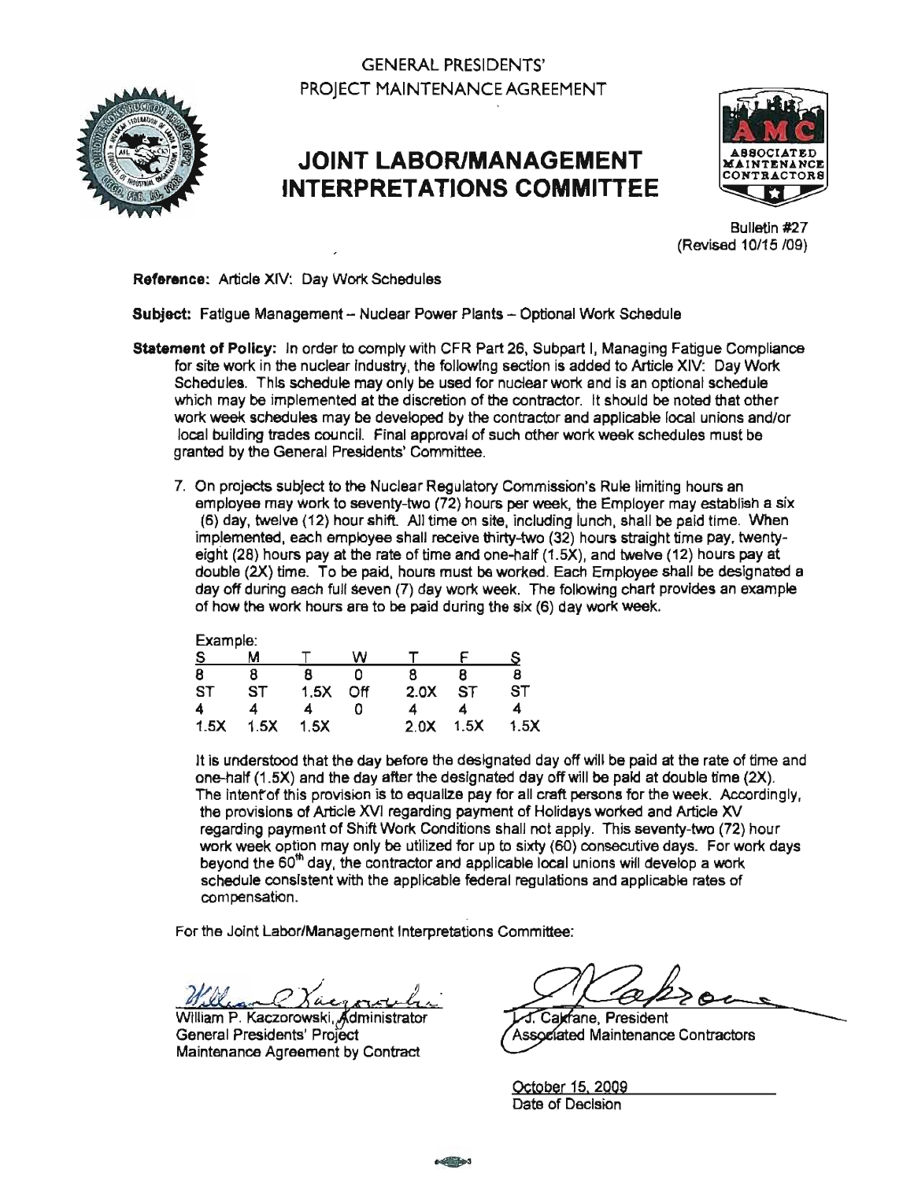GENERAL PRESIDENTS' PROJECT MAINTENANCE AGREEMENT

# JOINT LABOR/MANAGEMENT INTERPRETATIONS COMMITTEE

Bulletin #27
(Revised 10/15 /09)

**Reference:** Article XIV: Day Work Schedules

**Subject:** Fatigue Management – Nuclear Power Plants – Optional Work Schedule

**Statement of Policy:** In order to comply with CFR Part 26, Subpart I, Managing Fatigue Compliance for site work in the nuclear industry, the following section is added to Article XIV: Day Work Schedules. This schedule may only be used for nuclear work and is an optional schedule which may be implemented at the discretion of the contractor. It should be noted that other work week schedules may be developed by the contractor and applicable local unions and/or local building trades council. Final approval of such other work week schedules must be granted by the General Presidents' Committee.

7. On projects subject to the Nuclear Regulatory Commission's Rule limiting hours an employee may work to seventy-two (72) hours per week, the Employer may establish a six (6) day, twelve (12) hour shift. All time on site, including lunch, shall be paid time. When implemented, each employee shall receive thirty-two (32) hours straight time pay, twenty-eight (28) hours pay at the rate of time and one-half (1.5X), and twelve (12) hours pay at double (2X) time. To be paid, hours must be worked. Each Employee shall be designated a day off during each full seven (7) day work week. The following chart provides an example of how the work hours are to be paid during the six (6) day work week.

Example:

| S | M | T | W | T | F | S |
|---|---|---|---|---|---|---|
| 8 | 8 | 8 | 0 | 8 | 8 | 8 |
| ST | ST | 1.5X | Off | 2.0X | ST | ST |
| 4 | 4 | 4 | 0 | 4 | 4 | 4 |
| 1.5X | 1.5X | 1.5X | | 2.0X | 1.5X | 1.5X |

It is understood that the day before the designated day off will be paid at the rate of time and one-half (1.5X) and the day after the designated day off will be paid at double time (2X). The intent of this provision is to equalize pay for all craft persons for the week. Accordingly, the provisions of Article XVI regarding payment of Holidays worked and Article XV regarding payment of Shift Work Conditions shall not apply. This seventy-two (72) hour work week option may only be utilized for up to sixty (60) consecutive days. For work days beyond the 60th day, the contractor and applicable local unions will develop a work schedule consistent with the applicable federal regulations and applicable rates of compensation.

For the Joint Labor/Management Interpretations Committee:

William P. Kaczorowski, Administrator
General Presidents' Project
Maintenance Agreement by Contract

J. Cakrane, President
Associated Maintenance Contractors

October 15, 2009
Date of Decision